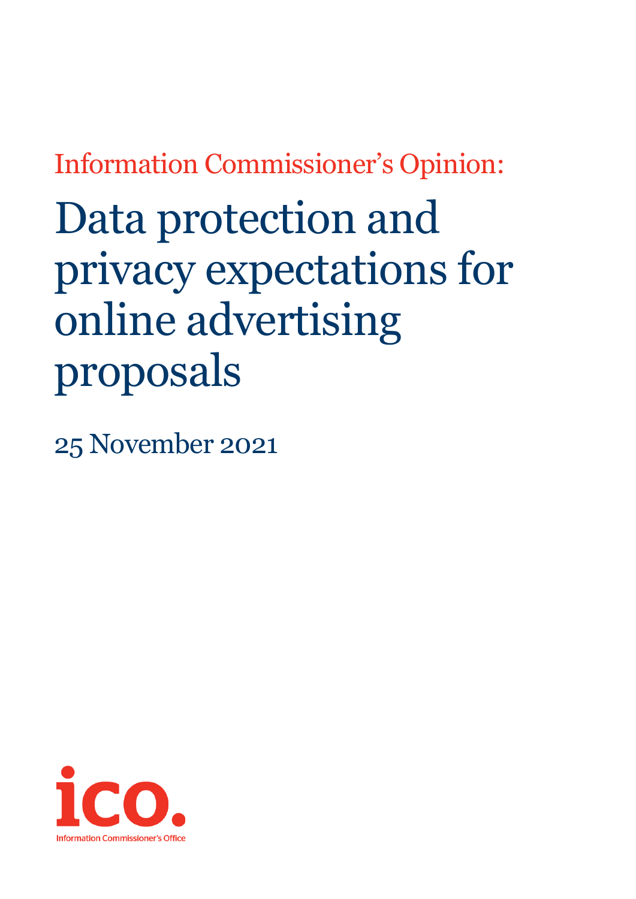Information Commissioner's Opinion:

# Data protection and privacy expectations for online advertising proposals

25 November 2021

ico.

Information Commissioner's Office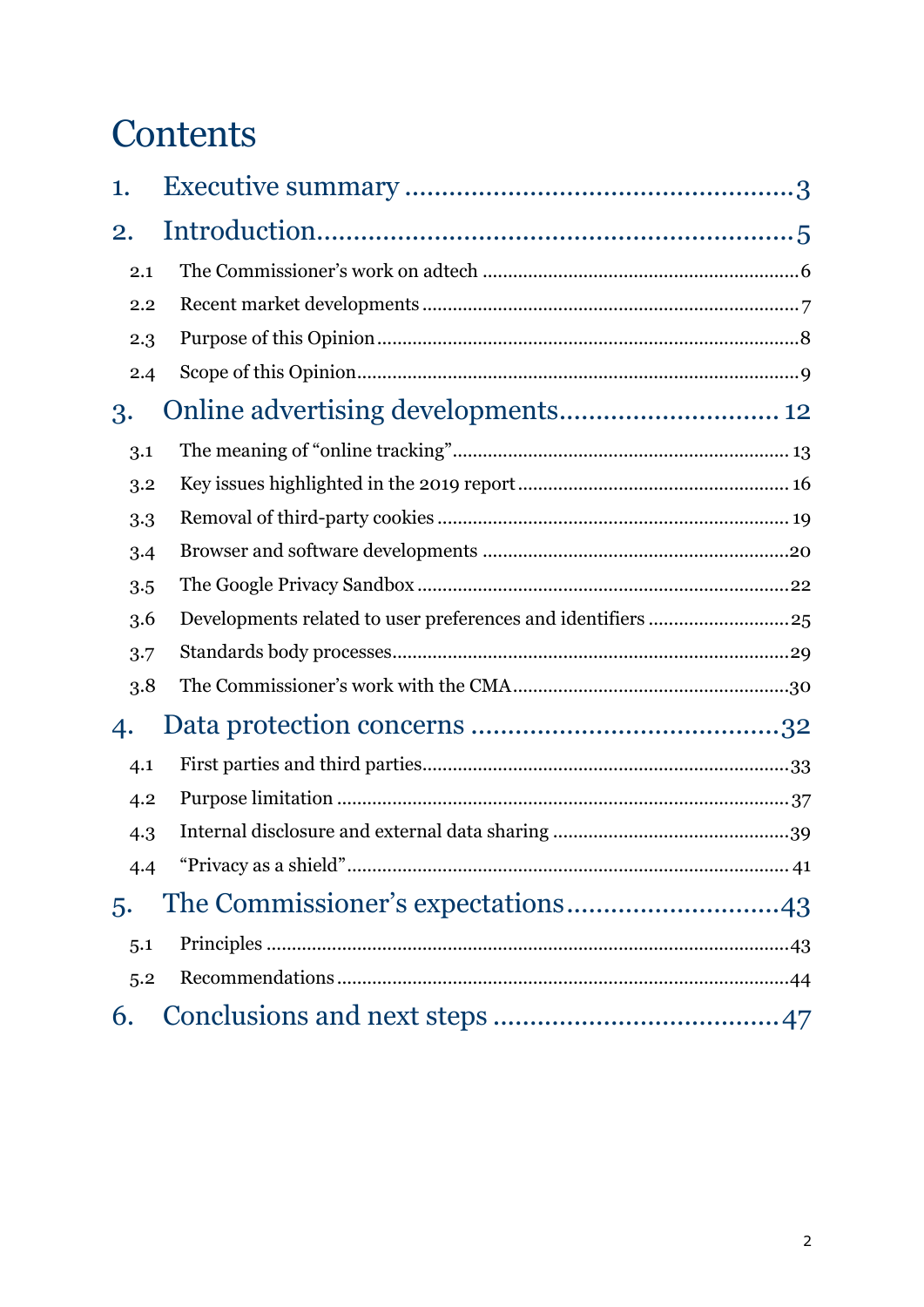# Contents

1. Executive summary .................................................... 3
2. Introduction............................................................ 5
   - 2.1 The Commissioner's work on adtech .............................................................. 6
   - 2.2 Recent market developments ......................................................................... 7
   - 2.3 Purpose of this Opinion .................................................................................. 8
   - 2.4 Scope of this Opinion ...................................................................................... 9
3. Online advertising developments............................. 12
   - 3.1 The meaning of "online tracking" ................................................................. 13
   - 3.2 Key issues highlighted in the 2019 report ..................................................... 16
   - 3.3 Removal of third-party cookies ..................................................................... 19
   - 3.4 Browser and software developments ............................................................ 20
   - 3.5 The Google Privacy Sandbox ........................................................................ 22
   - 3.6 Developments related to user preferences and identifiers ........................... 25
   - 3.7 Standards body processes............................................................................. 29
   - 3.8 The Commissioner's work with the CMA...................................................... 30
4. Data protection concerns ......................................... 32
   - 4.1 First parties and third parties........................................................................ 33
   - 4.2 Purpose limitation ........................................................................................ 37
   - 4.3 Internal disclosure and external data sharing .............................................. 39
   - 4.4 "Privacy as a shield"...................................................................................... 41
5. The Commissioner's expectations............................ 43
   - 5.1 Principles ...................................................................................................... 43
   - 5.2 Recommendations......................................................................................... 44
6. Conclusions and next steps ...................................... 47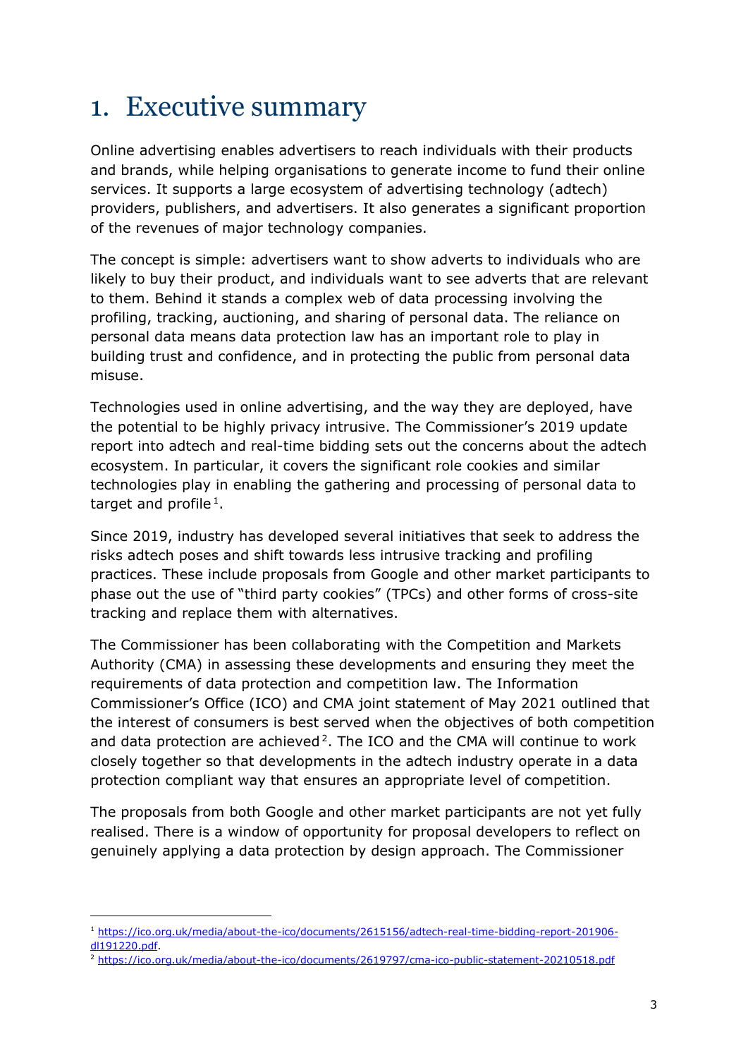# 1. Executive summary

Online advertising enables advertisers to reach individuals with their products and brands, while helping organisations to generate income to fund their online services. It supports a large ecosystem of advertising technology (adtech) providers, publishers, and advertisers. It also generates a significant proportion of the revenues of major technology companies.

The concept is simple: advertisers want to show adverts to individuals who are likely to buy their product, and individuals want to see adverts that are relevant to them. Behind it stands a complex web of data processing involving the profiling, tracking, auctioning, and sharing of personal data. The reliance on personal data means data protection law has an important role to play in building trust and confidence, and in protecting the public from personal data misuse.

Technologies used in online advertising, and the way they are deployed, have the potential to be highly privacy intrusive. The Commissioner's 2019 update report into adtech and real-time bidding sets out the concerns about the adtech ecosystem. In particular, it covers the significant role cookies and similar technologies play in enabling the gathering and processing of personal data to target and profile[1].

Since 2019, industry has developed several initiatives that seek to address the risks adtech poses and shift towards less intrusive tracking and profiling practices. These include proposals from Google and other market participants to phase out the use of "third party cookies" (TPCs) and other forms of cross-site tracking and replace them with alternatives.

The Commissioner has been collaborating with the Competition and Markets Authority (CMA) in assessing these developments and ensuring they meet the requirements of data protection and competition law. The Information Commissioner's Office (ICO) and CMA joint statement of May 2021 outlined that the interest of consumers is best served when the objectives of both competition and data protection are achieved[2]. The ICO and the CMA will continue to work closely together so that developments in the adtech industry operate in a data protection compliant way that ensures an appropriate level of competition.

The proposals from both Google and other market participants are not yet fully realised. There is a window of opportunity for proposal developers to reflect on genuinely applying a data protection by design approach. The Commissioner

---

[1] https://ico.org.uk/media/about-the-ico/documents/2615156/adtech-real-time-bidding-report-201906-dl191220.pdf.

[2] https://ico.org.uk/media/about-the-ico/documents/2619797/cma-ico-public-statement-20210518.pdf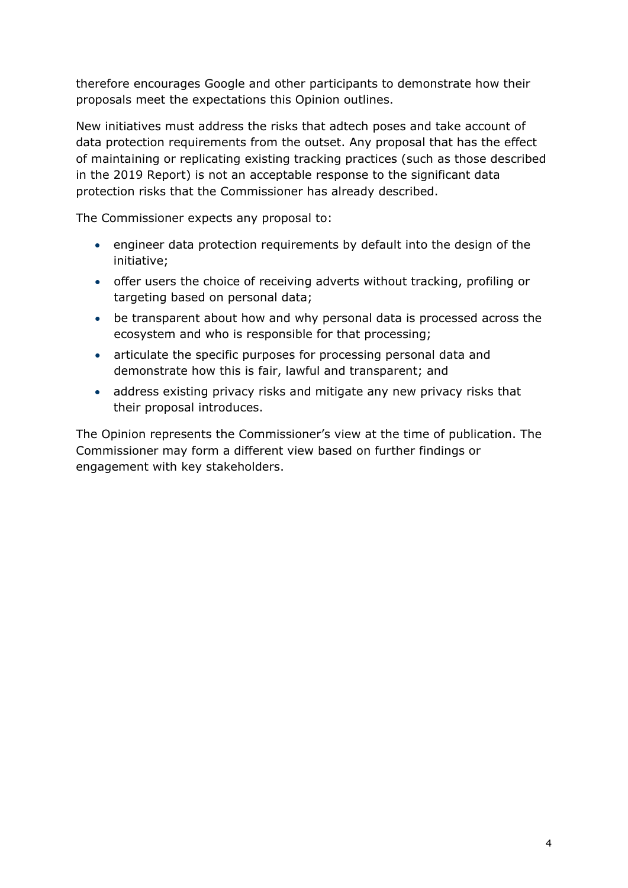therefore encourages Google and other participants to demonstrate how their proposals meet the expectations this Opinion outlines.

New initiatives must address the risks that adtech poses and take account of data protection requirements from the outset. Any proposal that has the effect of maintaining or replicating existing tracking practices (such as those described in the 2019 Report) is not an acceptable response to the significant data protection risks that the Commissioner has already described.

The Commissioner expects any proposal to:

- engineer data protection requirements by default into the design of the initiative;
- offer users the choice of receiving adverts without tracking, profiling or targeting based on personal data;
- be transparent about how and why personal data is processed across the ecosystem and who is responsible for that processing;
- articulate the specific purposes for processing personal data and demonstrate how this is fair, lawful and transparent; and
- address existing privacy risks and mitigate any new privacy risks that their proposal introduces.

The Opinion represents the Commissioner's view at the time of publication. The Commissioner may form a different view based on further findings or engagement with key stakeholders.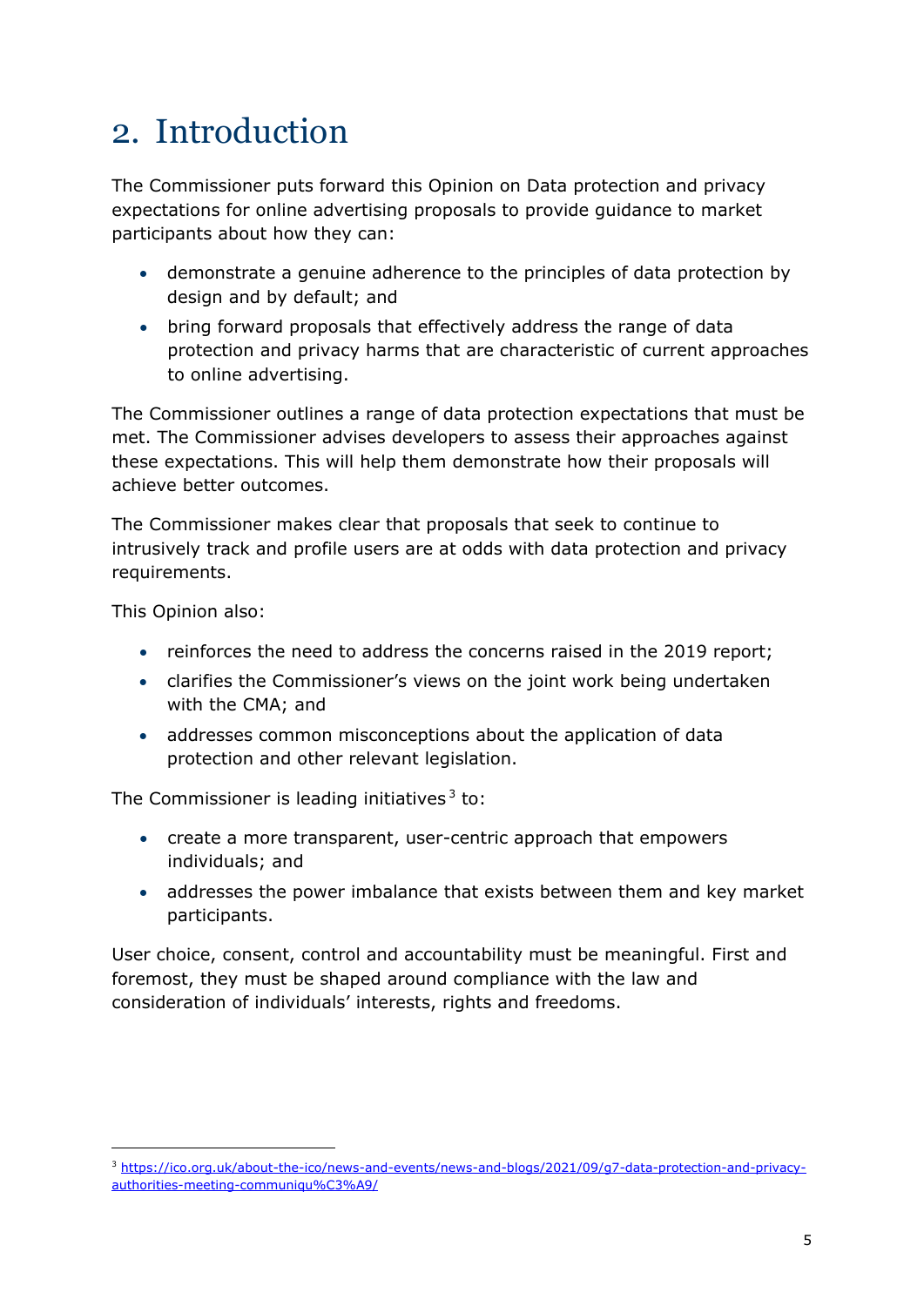# 2. Introduction

The Commissioner puts forward this Opinion on Data protection and privacy expectations for online advertising proposals to provide guidance to market participants about how they can:

- demonstrate a genuine adherence to the principles of data protection by design and by default; and
- bring forward proposals that effectively address the range of data protection and privacy harms that are characteristic of current approaches to online advertising.

The Commissioner outlines a range of data protection expectations that must be met. The Commissioner advises developers to assess their approaches against these expectations. This will help them demonstrate how their proposals will achieve better outcomes.

The Commissioner makes clear that proposals that seek to continue to intrusively track and profile users are at odds with data protection and privacy requirements.

This Opinion also:

- reinforces the need to address the concerns raised in the 2019 report;
- clarifies the Commissioner's views on the joint work being undertaken with the CMA; and
- addresses common misconceptions about the application of data protection and other relevant legislation.

The Commissioner is leading initiatives[3] to:

- create a more transparent, user-centric approach that empowers individuals; and
- addresses the power imbalance that exists between them and key market participants.

User choice, consent, control and accountability must be meaningful. First and foremost, they must be shaped around compliance with the law and consideration of individuals' interests, rights and freedoms.

---

[3] https://ico.org.uk/about-the-ico/news-and-events/news-and-blogs/2021/09/g7-data-protection-and-privacy-authorities-meeting-communiqu%C3%A9/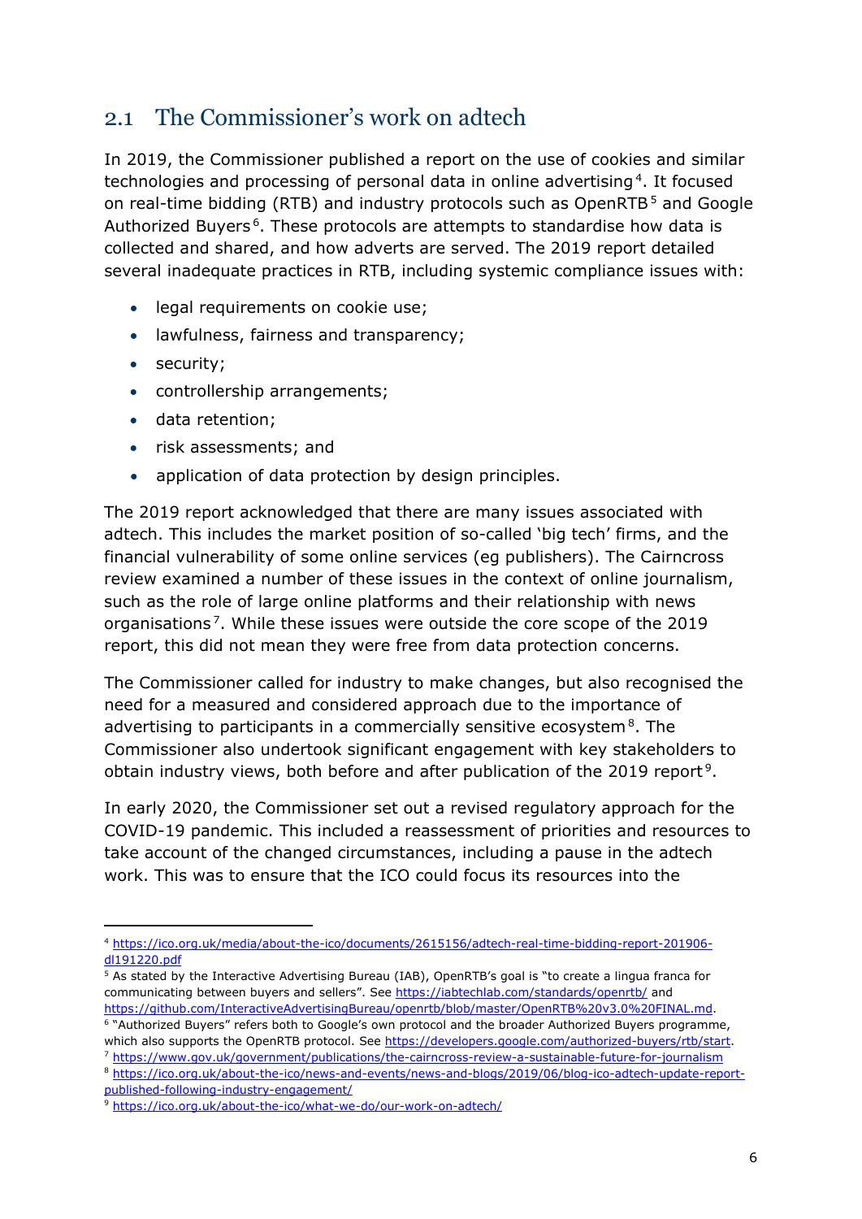## 2.1 The Commissioner's work on adtech

In 2019, the Commissioner published a report on the use of cookies and similar technologies and processing of personal data in online advertising[4]. It focused on real-time bidding (RTB) and industry protocols such as OpenRTB[5] and Google Authorized Buyers[6]. These protocols are attempts to standardise how data is collected and shared, and how adverts are served. The 2019 report detailed several inadequate practices in RTB, including systemic compliance issues with:

- legal requirements on cookie use;
- lawfulness, fairness and transparency;
- security;
- controllership arrangements;
- data retention;
- risk assessments; and
- application of data protection by design principles.

The 2019 report acknowledged that there are many issues associated with adtech. This includes the market position of so-called 'big tech' firms, and the financial vulnerability of some online services (eg publishers). The Cairncross review examined a number of these issues in the context of online journalism, such as the role of large online platforms and their relationship with news organisations[7]. While these issues were outside the core scope of the 2019 report, this did not mean they were free from data protection concerns.

The Commissioner called for industry to make changes, but also recognised the need for a measured and considered approach due to the importance of advertising to participants in a commercially sensitive ecosystem[8]. The Commissioner also undertook significant engagement with key stakeholders to obtain industry views, both before and after publication of the 2019 report[9].

In early 2020, the Commissioner set out a revised regulatory approach for the COVID-19 pandemic. This included a reassessment of priorities and resources to take account of the changed circumstances, including a pause in the adtech work. This was to ensure that the ICO could focus its resources into the

---

[4] https://ico.org.uk/media/about-the-ico/documents/2615156/adtech-real-time-bidding-report-201906-dl191220.pdf

[5] As stated by the Interactive Advertising Bureau (IAB), OpenRTB's goal is "to create a lingua franca for communicating between buyers and sellers". See https://iabtechlab.com/standards/openrtb/ and https://github.com/InteractiveAdvertisingBureau/openrtb/blob/master/OpenRTB%20v3.0%20FINAL.md.

[6] "Authorized Buyers" refers both to Google's own protocol and the broader Authorized Buyers programme, which also supports the OpenRTB protocol. See https://developers.google.com/authorized-buyers/rtb/start.

[7] https://www.gov.uk/government/publications/the-cairncross-review-a-sustainable-future-for-journalism

[8] https://ico.org.uk/about-the-ico/news-and-events/news-and-blogs/2019/06/blog-ico-adtech-update-report-published-following-industry-engagement/

[9] https://ico.org.uk/about-the-ico/what-we-do/our-work-on-adtech/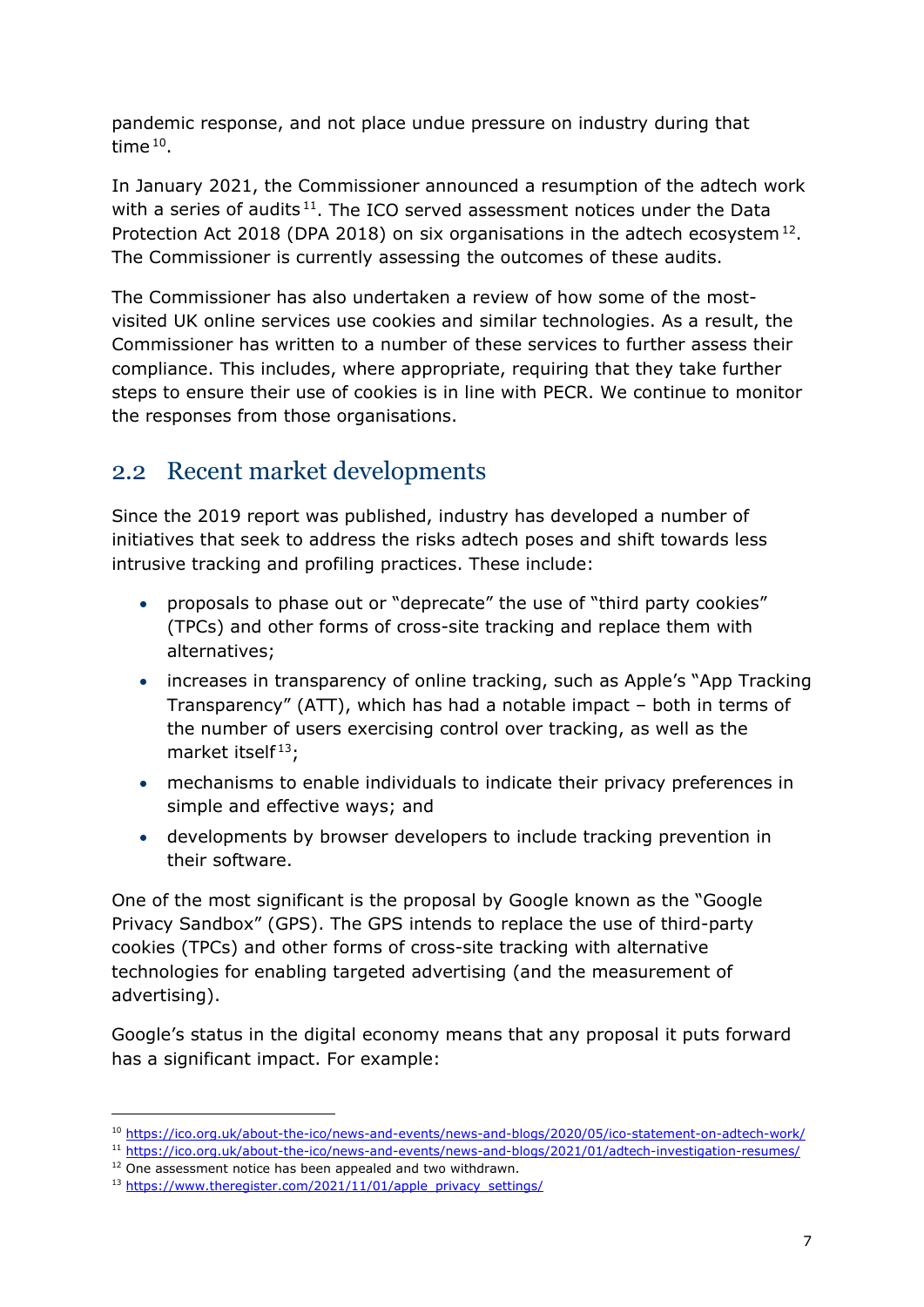pandemic response, and not place undue pressure on industry during that time[10].

In January 2021, the Commissioner announced a resumption of the adtech work with a series of audits[11]. The ICO served assessment notices under the Data Protection Act 2018 (DPA 2018) on six organisations in the adtech ecosystem[12]. The Commissioner is currently assessing the outcomes of these audits.

The Commissioner has also undertaken a review of how some of the most-visited UK online services use cookies and similar technologies. As a result, the Commissioner has written to a number of these services to further assess their compliance. This includes, where appropriate, requiring that they take further steps to ensure their use of cookies is in line with PECR. We continue to monitor the responses from those organisations.

## 2.2 Recent market developments

Since the 2019 report was published, industry has developed a number of initiatives that seek to address the risks adtech poses and shift towards less intrusive tracking and profiling practices. These include:

- proposals to phase out or "deprecate" the use of "third party cookies" (TPCs) and other forms of cross-site tracking and replace them with alternatives;
- increases in transparency of online tracking, such as Apple's "App Tracking Transparency" (ATT), which has had a notable impact – both in terms of the number of users exercising control over tracking, as well as the market itself[13];
- mechanisms to enable individuals to indicate their privacy preferences in simple and effective ways; and
- developments by browser developers to include tracking prevention in their software.

One of the most significant is the proposal by Google known as the "Google Privacy Sandbox" (GPS). The GPS intends to replace the use of third-party cookies (TPCs) and other forms of cross-site tracking with alternative technologies for enabling targeted advertising (and the measurement of advertising).

Google's status in the digital economy means that any proposal it puts forward has a significant impact. For example:

---

[10] https://ico.org.uk/about-the-ico/news-and-events/news-and-blogs/2020/05/ico-statement-on-adtech-work/

[11] https://ico.org.uk/about-the-ico/news-and-events/news-and-blogs/2021/01/adtech-investigation-resumes/

[12] One assessment notice has been appealed and two withdrawn.

[13] https://www.theregister.com/2021/11/01/apple_privacy_settings/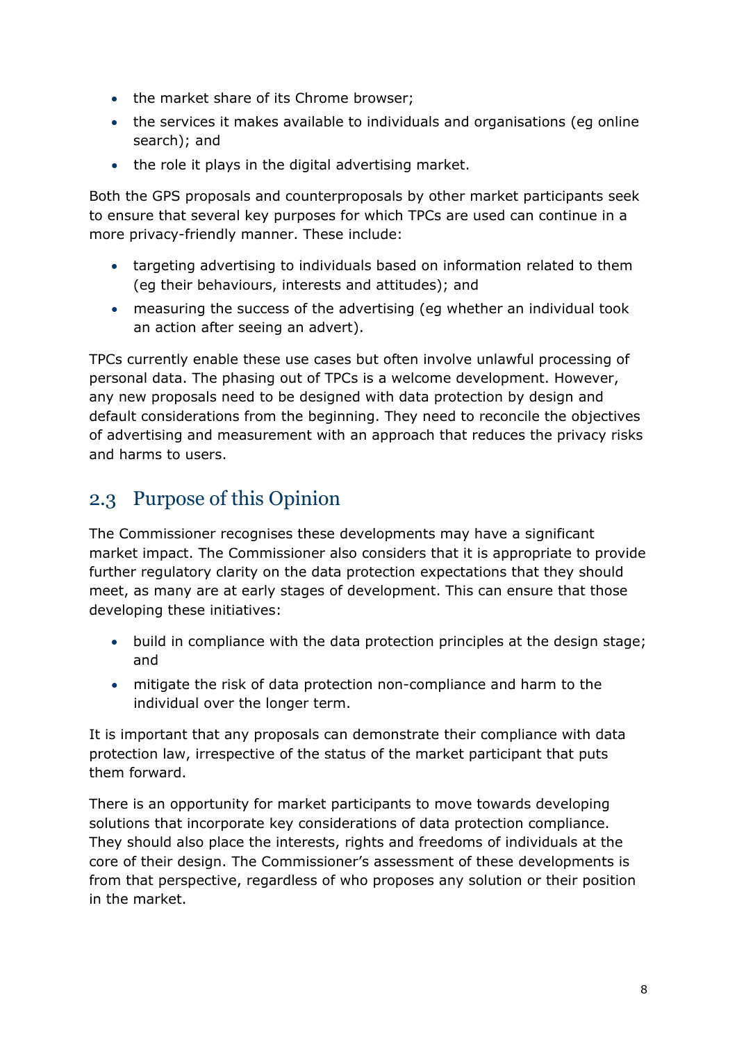- the market share of its Chrome browser;
- the services it makes available to individuals and organisations (eg online search); and
- the role it plays in the digital advertising market.

Both the GPS proposals and counterproposals by other market participants seek to ensure that several key purposes for which TPCs are used can continue in a more privacy-friendly manner. These include:

- targeting advertising to individuals based on information related to them (eg their behaviours, interests and attitudes); and
- measuring the success of the advertising (eg whether an individual took an action after seeing an advert).

TPCs currently enable these use cases but often involve unlawful processing of personal data. The phasing out of TPCs is a welcome development. However, any new proposals need to be designed with data protection by design and default considerations from the beginning. They need to reconcile the objectives of advertising and measurement with an approach that reduces the privacy risks and harms to users.

## 2.3 Purpose of this Opinion

The Commissioner recognises these developments may have a significant market impact. The Commissioner also considers that it is appropriate to provide further regulatory clarity on the data protection expectations that they should meet, as many are at early stages of development. This can ensure that those developing these initiatives:

- build in compliance with the data protection principles at the design stage; and
- mitigate the risk of data protection non-compliance and harm to the individual over the longer term.

It is important that any proposals can demonstrate their compliance with data protection law, irrespective of the status of the market participant that puts them forward.

There is an opportunity for market participants to move towards developing solutions that incorporate key considerations of data protection compliance. They should also place the interests, rights and freedoms of individuals at the core of their design. The Commissioner's assessment of these developments is from that perspective, regardless of who proposes any solution or their position in the market.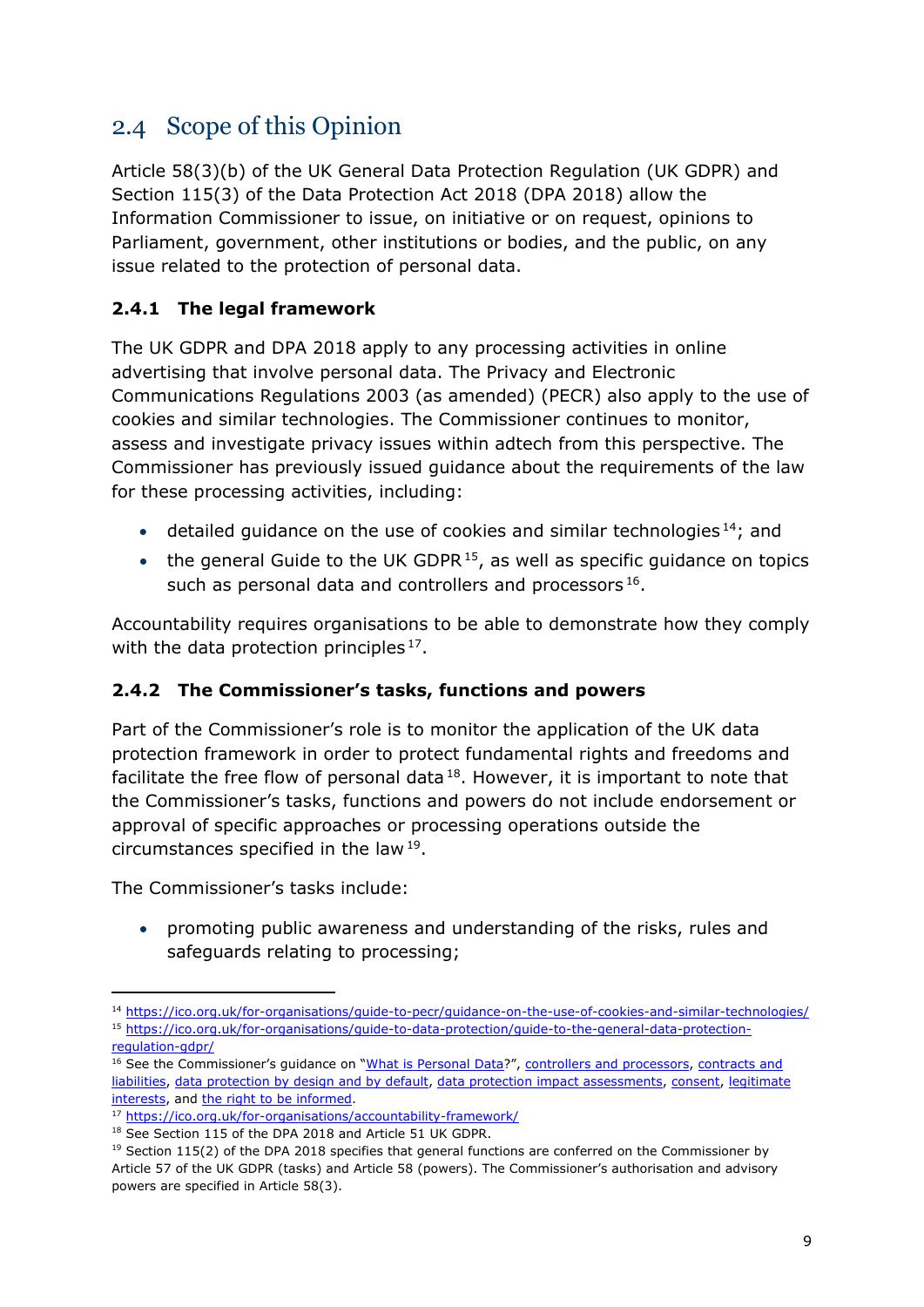## 2.4 Scope of this Opinion

Article 58(3)(b) of the UK General Data Protection Regulation (UK GDPR) and Section 115(3) of the Data Protection Act 2018 (DPA 2018) allow the Information Commissioner to issue, on initiative or on request, opinions to Parliament, government, other institutions or bodies, and the public, on any issue related to the protection of personal data.

### 2.4.1 The legal framework

The UK GDPR and DPA 2018 apply to any processing activities in online advertising that involve personal data. The Privacy and Electronic Communications Regulations 2003 (as amended) (PECR) also apply to the use of cookies and similar technologies. The Commissioner continues to monitor, assess and investigate privacy issues within adtech from this perspective. The Commissioner has previously issued guidance about the requirements of the law for these processing activities, including:

- detailed guidance on the use of cookies and similar technologies[14]; and
- the general Guide to the UK GDPR[15], as well as specific guidance on topics such as personal data and controllers and processors[16].

Accountability requires organisations to be able to demonstrate how they comply with the data protection principles[17].

### 2.4.2 The Commissioner's tasks, functions and powers

Part of the Commissioner's role is to monitor the application of the UK data protection framework in order to protect fundamental rights and freedoms and facilitate the free flow of personal data[18]. However, it is important to note that the Commissioner's tasks, functions and powers do not include endorsement or approval of specific approaches or processing operations outside the circumstances specified in the law[19].

The Commissioner's tasks include:

- promoting public awareness and understanding of the risks, rules and safeguards relating to processing;

---

[14] https://ico.org.uk/for-organisations/guide-to-pecr/guidance-on-the-use-of-cookies-and-similar-technologies/

[15] https://ico.org.uk/for-organisations/guide-to-data-protection/guide-to-the-general-data-protection-regulation-gdpr/

[16] See the Commissioner's guidance on "What is Personal Data?", controllers and processors, contracts and liabilities, data protection by design and by default, data protection impact assessments, consent, legitimate interests, and the right to be informed.

[17] https://ico.org.uk/for-organisations/accountability-framework/

[18] See Section 115 of the DPA 2018 and Article 51 UK GDPR.

[19] Section 115(2) of the DPA 2018 specifies that general functions are conferred on the Commissioner by Article 57 of the UK GDPR (tasks) and Article 58 (powers). The Commissioner's authorisation and advisory powers are specified in Article 58(3).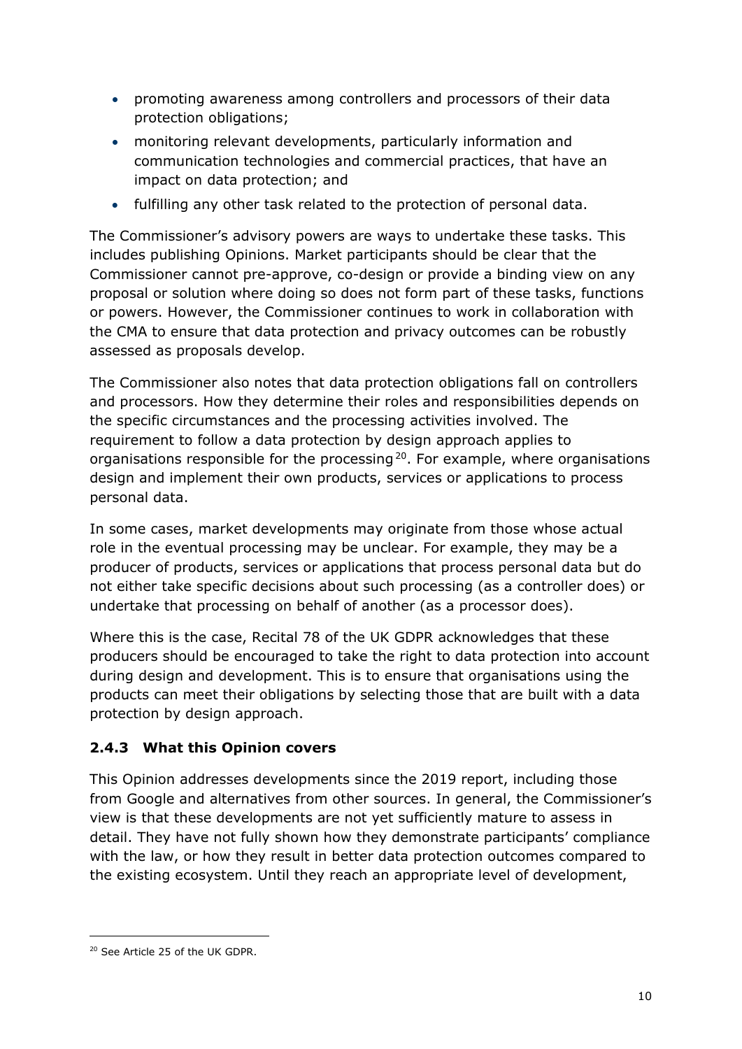- promoting awareness among controllers and processors of their data protection obligations;
- monitoring relevant developments, particularly information and communication technologies and commercial practices, that have an impact on data protection; and
- fulfilling any other task related to the protection of personal data.

The Commissioner's advisory powers are ways to undertake these tasks. This includes publishing Opinions. Market participants should be clear that the Commissioner cannot pre-approve, co-design or provide a binding view on any proposal or solution where doing so does not form part of these tasks, functions or powers. However, the Commissioner continues to work in collaboration with the CMA to ensure that data protection and privacy outcomes can be robustly assessed as proposals develop.

The Commissioner also notes that data protection obligations fall on controllers and processors. How they determine their roles and responsibilities depends on the specific circumstances and the processing activities involved. The requirement to follow a data protection by design approach applies to organisations responsible for the processing[20]. For example, where organisations design and implement their own products, services or applications to process personal data.

In some cases, market developments may originate from those whose actual role in the eventual processing may be unclear. For example, they may be a producer of products, services or applications that process personal data but do not either take specific decisions about such processing (as a controller does) or undertake that processing on behalf of another (as a processor does).

Where this is the case, Recital 78 of the UK GDPR acknowledges that these producers should be encouraged to take the right to data protection into account during design and development. This is to ensure that organisations using the products can meet their obligations by selecting those that are built with a data protection by design approach.

### 2.4.3 What this Opinion covers

This Opinion addresses developments since the 2019 report, including those from Google and alternatives from other sources. In general, the Commissioner's view is that these developments are not yet sufficiently mature to assess in detail. They have not fully shown how they demonstrate participants' compliance with the law, or how they result in better data protection outcomes compared to the existing ecosystem. Until they reach an appropriate level of development,

[20] See Article 25 of the UK GDPR.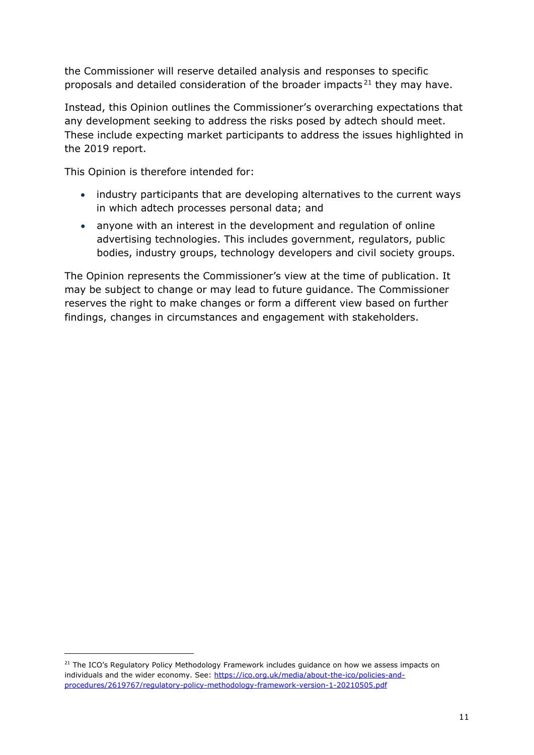the Commissioner will reserve detailed analysis and responses to specific proposals and detailed consideration of the broader impacts[21] they may have.

Instead, this Opinion outlines the Commissioner's overarching expectations that any development seeking to address the risks posed by adtech should meet. These include expecting market participants to address the issues highlighted in the 2019 report.

This Opinion is therefore intended for:

- industry participants that are developing alternatives to the current ways in which adtech processes personal data; and
- anyone with an interest in the development and regulation of online advertising technologies. This includes government, regulators, public bodies, industry groups, technology developers and civil society groups.

The Opinion represents the Commissioner's view at the time of publication. It may be subject to change or may lead to future guidance. The Commissioner reserves the right to make changes or form a different view based on further findings, changes in circumstances and engagement with stakeholders.

[21] The ICO's Regulatory Policy Methodology Framework includes guidance on how we assess impacts on individuals and the wider economy. See: https://ico.org.uk/media/about-the-ico/policies-and-procedures/2619767/regulatory-policy-methodology-framework-version-1-20210505.pdf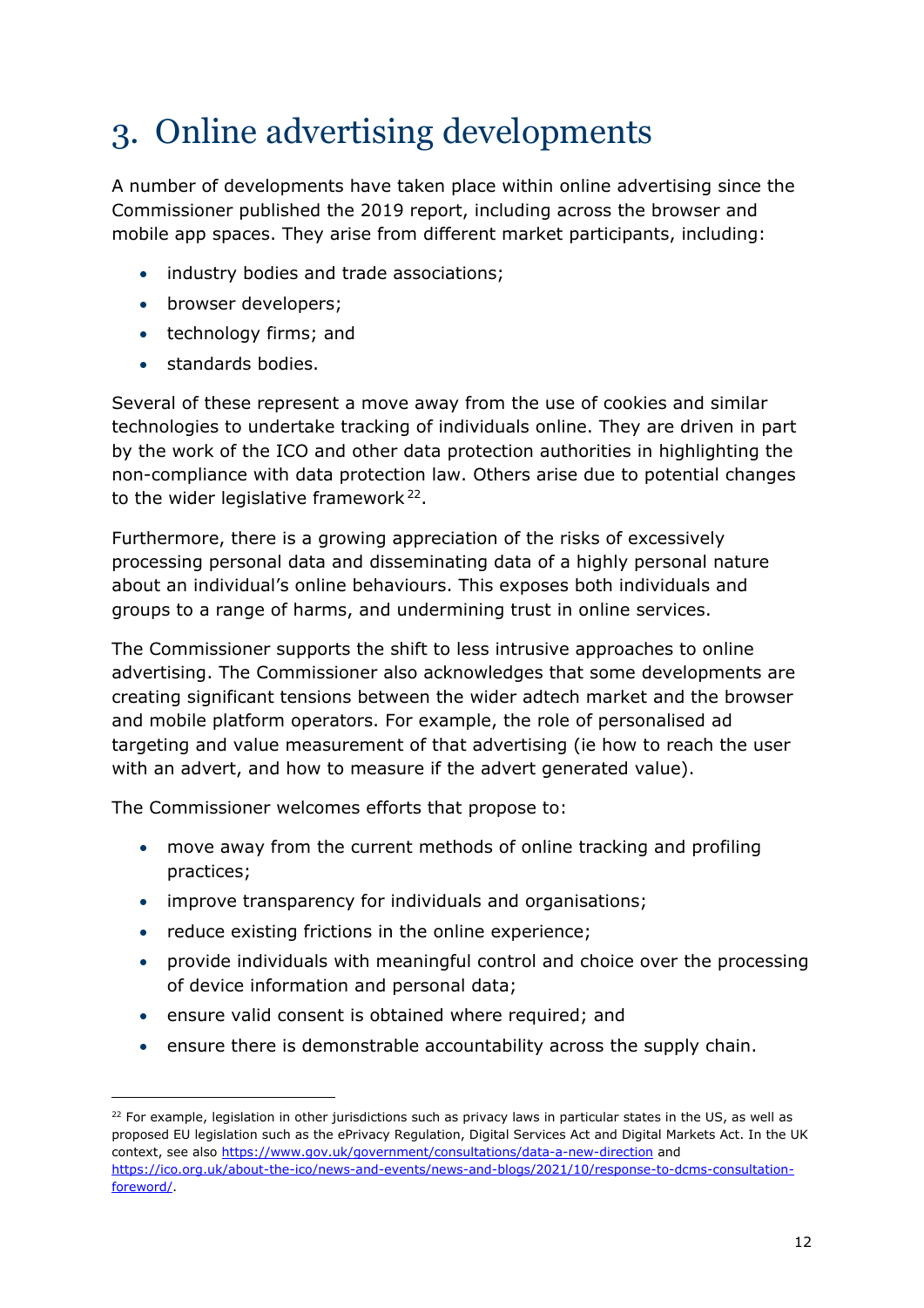# 3. Online advertising developments

A number of developments have taken place within online advertising since the Commissioner published the 2019 report, including across the browser and mobile app spaces. They arise from different market participants, including:

- industry bodies and trade associations;
- browser developers;
- technology firms; and
- standards bodies.

Several of these represent a move away from the use of cookies and similar technologies to undertake tracking of individuals online. They are driven in part by the work of the ICO and other data protection authorities in highlighting the non-compliance with data protection law. Others arise due to potential changes to the wider legislative framework[22].

Furthermore, there is a growing appreciation of the risks of excessively processing personal data and disseminating data of a highly personal nature about an individual's online behaviours. This exposes both individuals and groups to a range of harms, and undermining trust in online services.

The Commissioner supports the shift to less intrusive approaches to online advertising. The Commissioner also acknowledges that some developments are creating significant tensions between the wider adtech market and the browser and mobile platform operators. For example, the role of personalised ad targeting and value measurement of that advertising (ie how to reach the user with an advert, and how to measure if the advert generated value).

The Commissioner welcomes efforts that propose to:

- move away from the current methods of online tracking and profiling practices;
- improve transparency for individuals and organisations;
- reduce existing frictions in the online experience;
- provide individuals with meaningful control and choice over the processing of device information and personal data;
- ensure valid consent is obtained where required; and
- ensure there is demonstrable accountability across the supply chain.

---

[22] For example, legislation in other jurisdictions such as privacy laws in particular states in the US, as well as proposed EU legislation such as the ePrivacy Regulation, Digital Services Act and Digital Markets Act. In the UK context, see also https://www.gov.uk/government/consultations/data-a-new-direction and https://ico.org.uk/about-the-ico/news-and-events/news-and-blogs/2021/10/response-to-dcms-consultation-foreword/.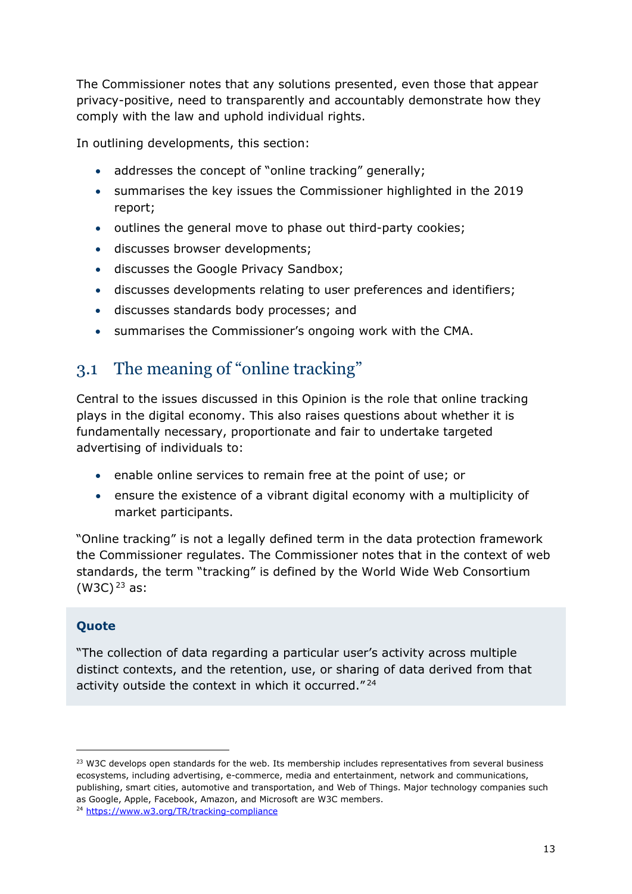The Commissioner notes that any solutions presented, even those that appear privacy-positive, need to transparently and accountably demonstrate how they comply with the law and uphold individual rights.

In outlining developments, this section:

- addresses the concept of "online tracking" generally;
- summarises the key issues the Commissioner highlighted in the 2019 report;
- outlines the general move to phase out third-party cookies;
- discusses browser developments;
- discusses the Google Privacy Sandbox;
- discusses developments relating to user preferences and identifiers;
- discusses standards body processes; and
- summarises the Commissioner's ongoing work with the CMA.

## 3.1 The meaning of "online tracking"

Central to the issues discussed in this Opinion is the role that online tracking plays in the digital economy. This also raises questions about whether it is fundamentally necessary, proportionate and fair to undertake targeted advertising of individuals to:

- enable online services to remain free at the point of use; or
- ensure the existence of a vibrant digital economy with a multiplicity of market participants.

"Online tracking" is not a legally defined term in the data protection framework the Commissioner regulates. The Commissioner notes that in the context of web standards, the term "tracking" is defined by the World Wide Web Consortium (W3C)[23] as:

> **Quote**
>
> "The collection of data regarding a particular user's activity across multiple distinct contexts, and the retention, use, or sharing of data derived from that activity outside the context in which it occurred."[24]

---

[23] W3C develops open standards for the web. Its membership includes representatives from several business ecosystems, including advertising, e-commerce, media and entertainment, network and communications, publishing, smart cities, automotive and transportation, and Web of Things. Major technology companies such as Google, Apple, Facebook, Amazon, and Microsoft are W3C members.

[24] https://www.w3.org/TR/tracking-compliance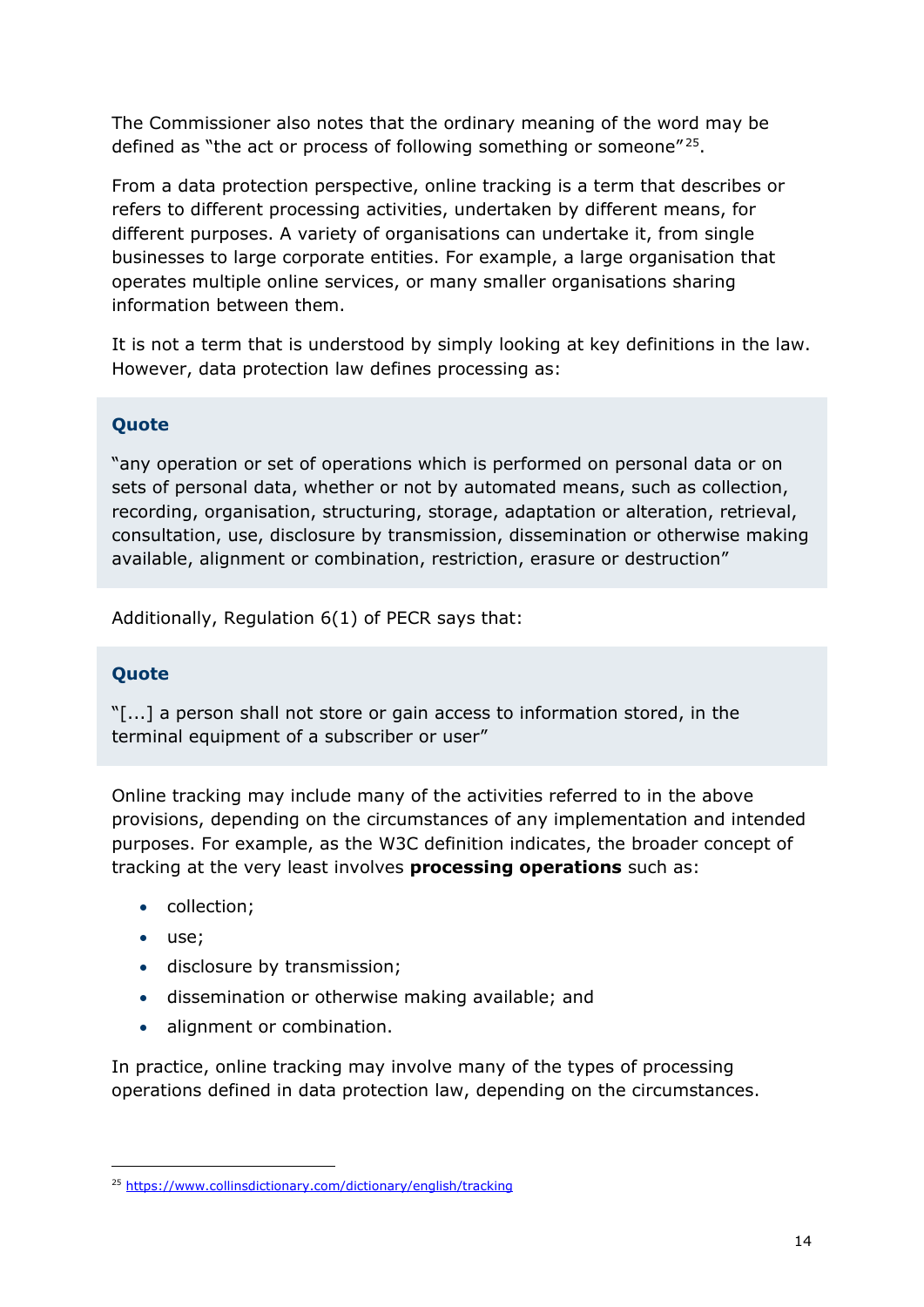The Commissioner also notes that the ordinary meaning of the word may be defined as "the act or process of following something or someone"[25].

From a data protection perspective, online tracking is a term that describes or refers to different processing activities, undertaken by different means, for different purposes. A variety of organisations can undertake it, from single businesses to large corporate entities. For example, a large organisation that operates multiple online services, or many smaller organisations sharing information between them.

It is not a term that is understood by simply looking at key definitions in the law. However, data protection law defines processing as:

> **Quote**
>
> "any operation or set of operations which is performed on personal data or on sets of personal data, whether or not by automated means, such as collection, recording, organisation, structuring, storage, adaptation or alteration, retrieval, consultation, use, disclosure by transmission, dissemination or otherwise making available, alignment or combination, restriction, erasure or destruction"

Additionally, Regulation 6(1) of PECR says that:

> **Quote**
>
> "[...] a person shall not store or gain access to information stored, in the terminal equipment of a subscriber or user"

Online tracking may include many of the activities referred to in the above provisions, depending on the circumstances of any implementation and intended purposes. For example, as the W3C definition indicates, the broader concept of tracking at the very least involves **processing operations** such as:

- collection;
- use;
- disclosure by transmission;
- dissemination or otherwise making available; and
- alignment or combination.

In practice, online tracking may involve many of the types of processing operations defined in data protection law, depending on the circumstances.

---

[25] https://www.collinsdictionary.com/dictionary/english/tracking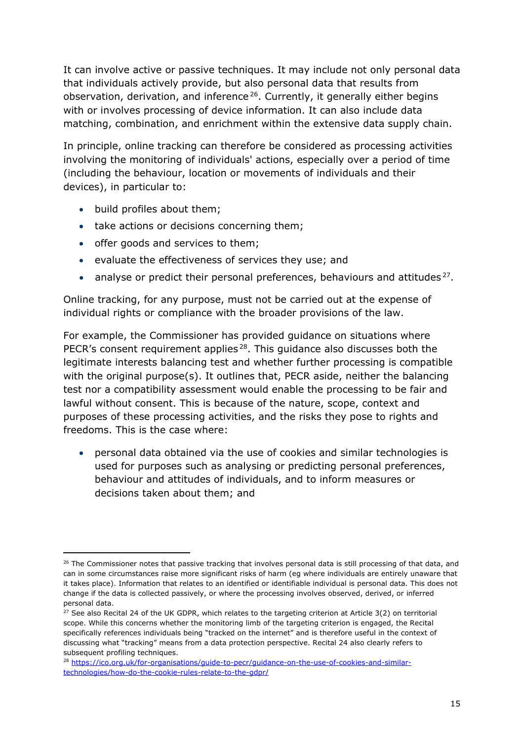It can involve active or passive techniques. It may include not only personal data that individuals actively provide, but also personal data that results from observation, derivation, and inference[26]. Currently, it generally either begins with or involves processing of device information. It can also include data matching, combination, and enrichment within the extensive data supply chain.

In principle, online tracking can therefore be considered as processing activities involving the monitoring of individuals' actions, especially over a period of time (including the behaviour, location or movements of individuals and their devices), in particular to:

- build profiles about them;
- take actions or decisions concerning them;
- offer goods and services to them;
- evaluate the effectiveness of services they use; and
- analyse or predict their personal preferences, behaviours and attitudes[27].

Online tracking, for any purpose, must not be carried out at the expense of individual rights or compliance with the broader provisions of the law.

For example, the Commissioner has provided guidance on situations where PECR's consent requirement applies[28]. This guidance also discusses both the legitimate interests balancing test and whether further processing is compatible with the original purpose(s). It outlines that, PECR aside, neither the balancing test nor a compatibility assessment would enable the processing to be fair and lawful without consent. This is because of the nature, scope, context and purposes of these processing activities, and the risks they pose to rights and freedoms. This is the case where:

- personal data obtained via the use of cookies and similar technologies is used for purposes such as analysing or predicting personal preferences, behaviour and attitudes of individuals, and to inform measures or decisions taken about them; and

---

[26] The Commissioner notes that passive tracking that involves personal data is still processing of that data, and can in some circumstances raise more significant risks of harm (eg where individuals are entirely unaware that it takes place). Information that relates to an identified or identifiable individual is personal data. This does not change if the data is collected passively, or where the processing involves observed, derived, or inferred personal data.

[27] See also Recital 24 of the UK GDPR, which relates to the targeting criterion at Article 3(2) on territorial scope. While this concerns whether the monitoring limb of the targeting criterion is engaged, the Recital specifically references individuals being "tracked on the internet" and is therefore useful in the context of discussing what "tracking" means from a data protection perspective. Recital 24 also clearly refers to subsequent profiling techniques.

[28] https://ico.org.uk/for-organisations/guide-to-pecr/guidance-on-the-use-of-cookies-and-similar-technologies/how-do-the-cookie-rules-relate-to-the-gdpr/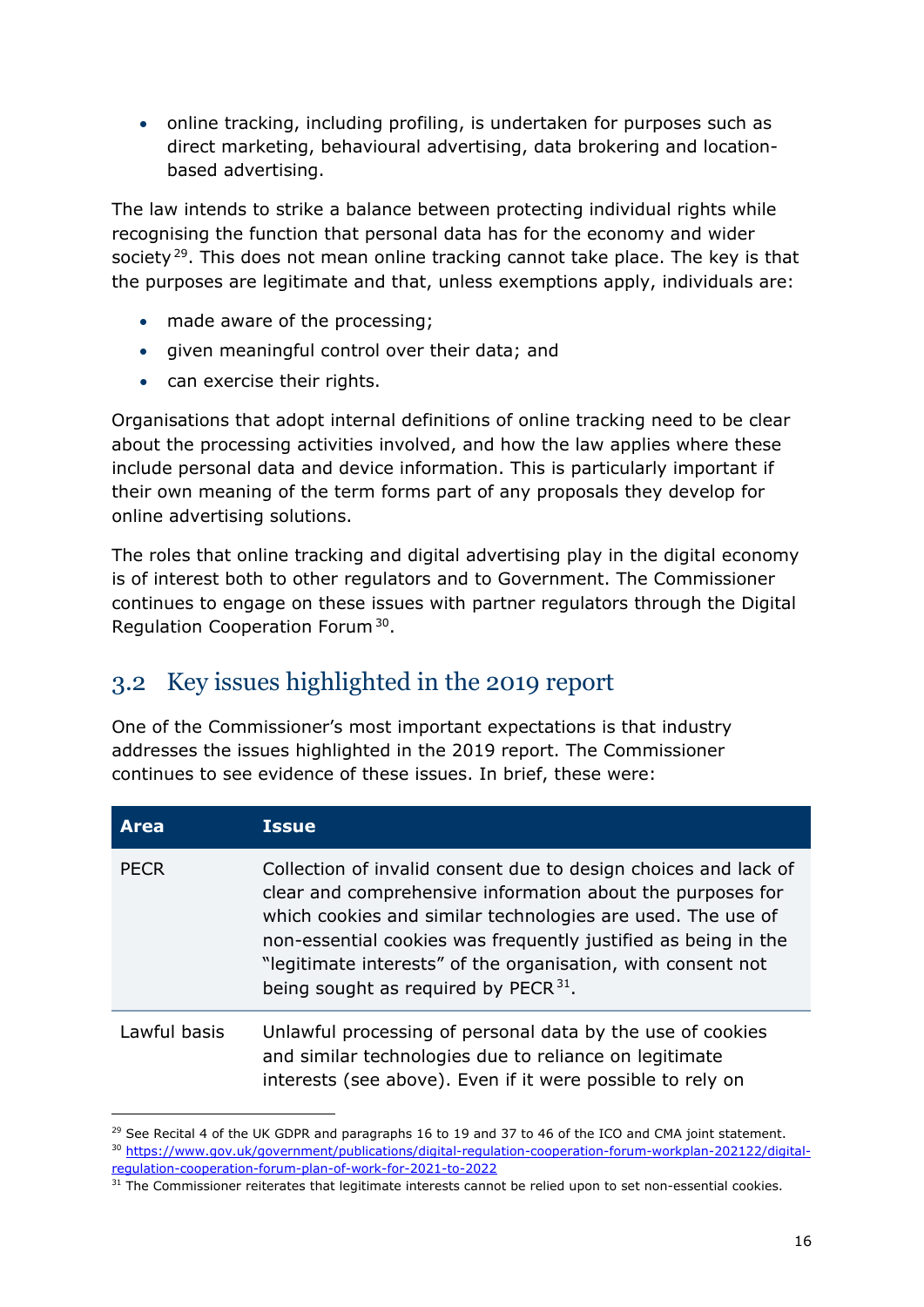- online tracking, including profiling, is undertaken for purposes such as direct marketing, behavioural advertising, data brokering and location-based advertising.

The law intends to strike a balance between protecting individual rights while recognising the function that personal data has for the economy and wider society[29]. This does not mean online tracking cannot take place. The key is that the purposes are legitimate and that, unless exemptions apply, individuals are:

- made aware of the processing;
- given meaningful control over their data; and
- can exercise their rights.

Organisations that adopt internal definitions of online tracking need to be clear about the processing activities involved, and how the law applies where these include personal data and device information. This is particularly important if their own meaning of the term forms part of any proposals they develop for online advertising solutions.

The roles that online tracking and digital advertising play in the digital economy is of interest both to other regulators and to Government. The Commissioner continues to engage on these issues with partner regulators through the Digital Regulation Cooperation Forum[30].

## 3.2 Key issues highlighted in the 2019 report

One of the Commissioner's most important expectations is that industry addresses the issues highlighted in the 2019 report. The Commissioner continues to see evidence of these issues. In brief, these were:

| Area | Issue |
|---|---|
| PECR | Collection of invalid consent due to design choices and lack of clear and comprehensive information about the purposes for which cookies and similar technologies are used. The use of non-essential cookies was frequently justified as being in the "legitimate interests" of the organisation, with consent not being sought as required by PECR[31]. |
| Lawful basis | Unlawful processing of personal data by the use of cookies and similar technologies due to reliance on legitimate interests (see above). Even if it were possible to rely on |

[29] See Recital 4 of the UK GDPR and paragraphs 16 to 19 and 37 to 46 of the ICO and CMA joint statement.

[30] https://www.gov.uk/government/publications/digital-regulation-cooperation-forum-workplan-202122/digital-regulation-cooperation-forum-plan-of-work-for-2021-to-2022

[31] The Commissioner reiterates that legitimate interests cannot be relied upon to set non-essential cookies.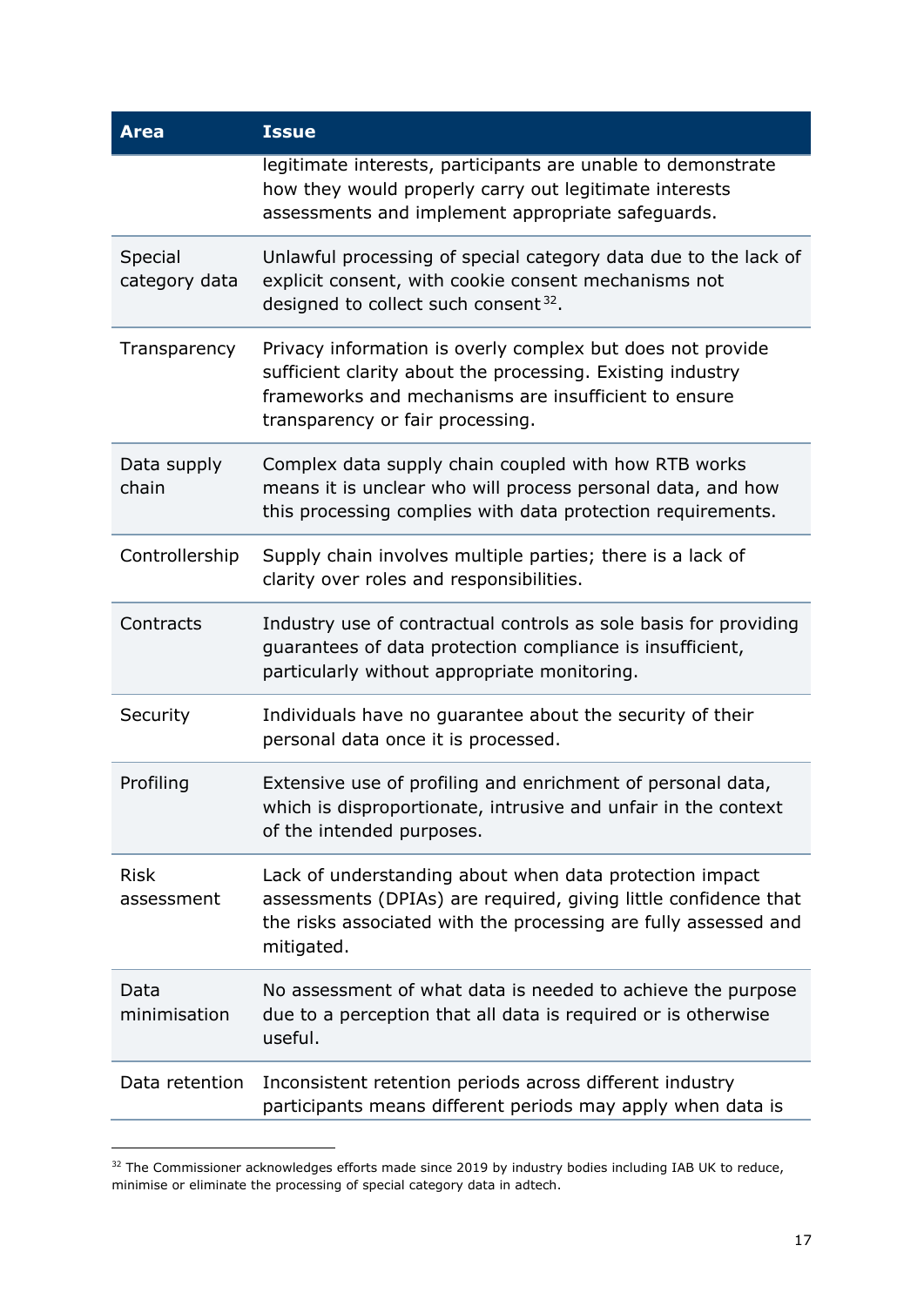| Area | Issue |
|---|---|
| | legitimate interests, participants are unable to demonstrate how they would properly carry out legitimate interests assessments and implement appropriate safeguards. |
| Special category data | Unlawful processing of special category data due to the lack of explicit consent, with cookie consent mechanisms not designed to collect such consent[32]. |
| Transparency | Privacy information is overly complex but does not provide sufficient clarity about the processing. Existing industry frameworks and mechanisms are insufficient to ensure transparency or fair processing. |
| Data supply chain | Complex data supply chain coupled with how RTB works means it is unclear who will process personal data, and how this processing complies with data protection requirements. |
| Controllership | Supply chain involves multiple parties; there is a lack of clarity over roles and responsibilities. |
| Contracts | Industry use of contractual controls as sole basis for providing guarantees of data protection compliance is insufficient, particularly without appropriate monitoring. |
| Security | Individuals have no guarantee about the security of their personal data once it is processed. |
| Profiling | Extensive use of profiling and enrichment of personal data, which is disproportionate, intrusive and unfair in the context of the intended purposes. |
| Risk assessment | Lack of understanding about when data protection impact assessments (DPIAs) are required, giving little confidence that the risks associated with the processing are fully assessed and mitigated. |
| Data minimisation | No assessment of what data is needed to achieve the purpose due to a perception that all data is required or is otherwise useful. |
| Data retention | Inconsistent retention periods across different industry participants means different periods may apply when data is |

[32] The Commissioner acknowledges efforts made since 2019 by industry bodies including IAB UK to reduce, minimise or eliminate the processing of special category data in adtech.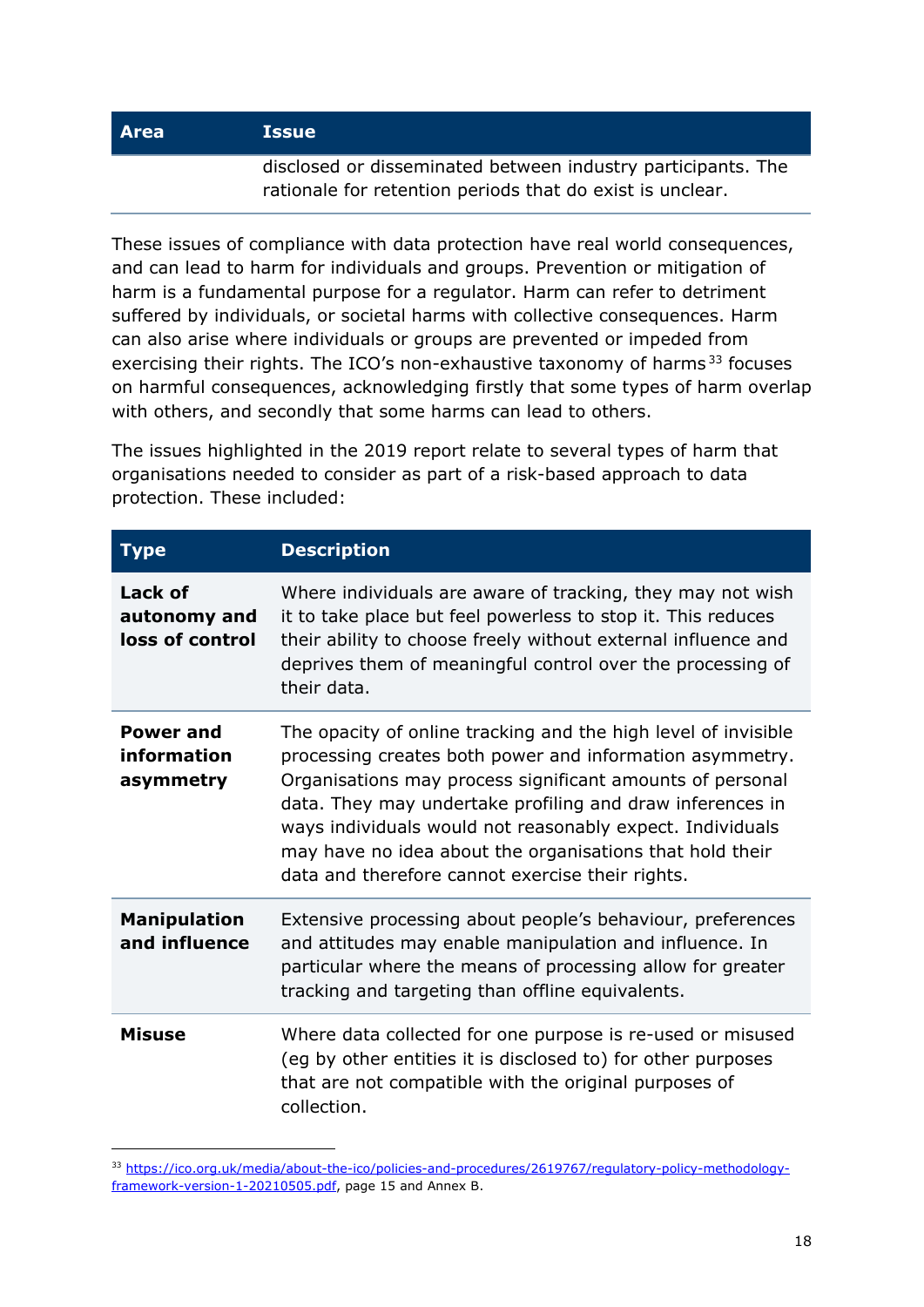| Area | Issue |
| --- | --- |
| | disclosed or disseminated between industry participants. The rationale for retention periods that do exist is unclear. |

These issues of compliance with data protection have real world consequences, and can lead to harm for individuals and groups. Prevention or mitigation of harm is a fundamental purpose for a regulator. Harm can refer to detriment suffered by individuals, or societal harms with collective consequences. Harm can also arise where individuals or groups are prevented or impeded from exercising their rights. The ICO's non-exhaustive taxonomy of harms[33] focuses on harmful consequences, acknowledging firstly that some types of harm overlap with others, and secondly that some harms can lead to others.

The issues highlighted in the 2019 report relate to several types of harm that organisations needed to consider as part of a risk-based approach to data protection. These included:

| Type | Description |
| --- | --- |
| **Lack of autonomy and loss of control** | Where individuals are aware of tracking, they may not wish it to take place but feel powerless to stop it. This reduces their ability to choose freely without external influence and deprives them of meaningful control over the processing of their data. |
| **Power and information asymmetry** | The opacity of online tracking and the high level of invisible processing creates both power and information asymmetry. Organisations may process significant amounts of personal data. They may undertake profiling and draw inferences in ways individuals would not reasonably expect. Individuals may have no idea about the organisations that hold their data and therefore cannot exercise their rights. |
| **Manipulation and influence** | Extensive processing about people's behaviour, preferences and attitudes may enable manipulation and influence. In particular where the means of processing allow for greater tracking and targeting than offline equivalents. |
| **Misuse** | Where data collected for one purpose is re-used or misused (eg by other entities it is disclosed to) for other purposes that are not compatible with the original purposes of collection. |

[33] https://ico.org.uk/media/about-the-ico/policies-and-procedures/2619767/regulatory-policy-methodology-framework-version-1-20210505.pdf, page 15 and Annex B.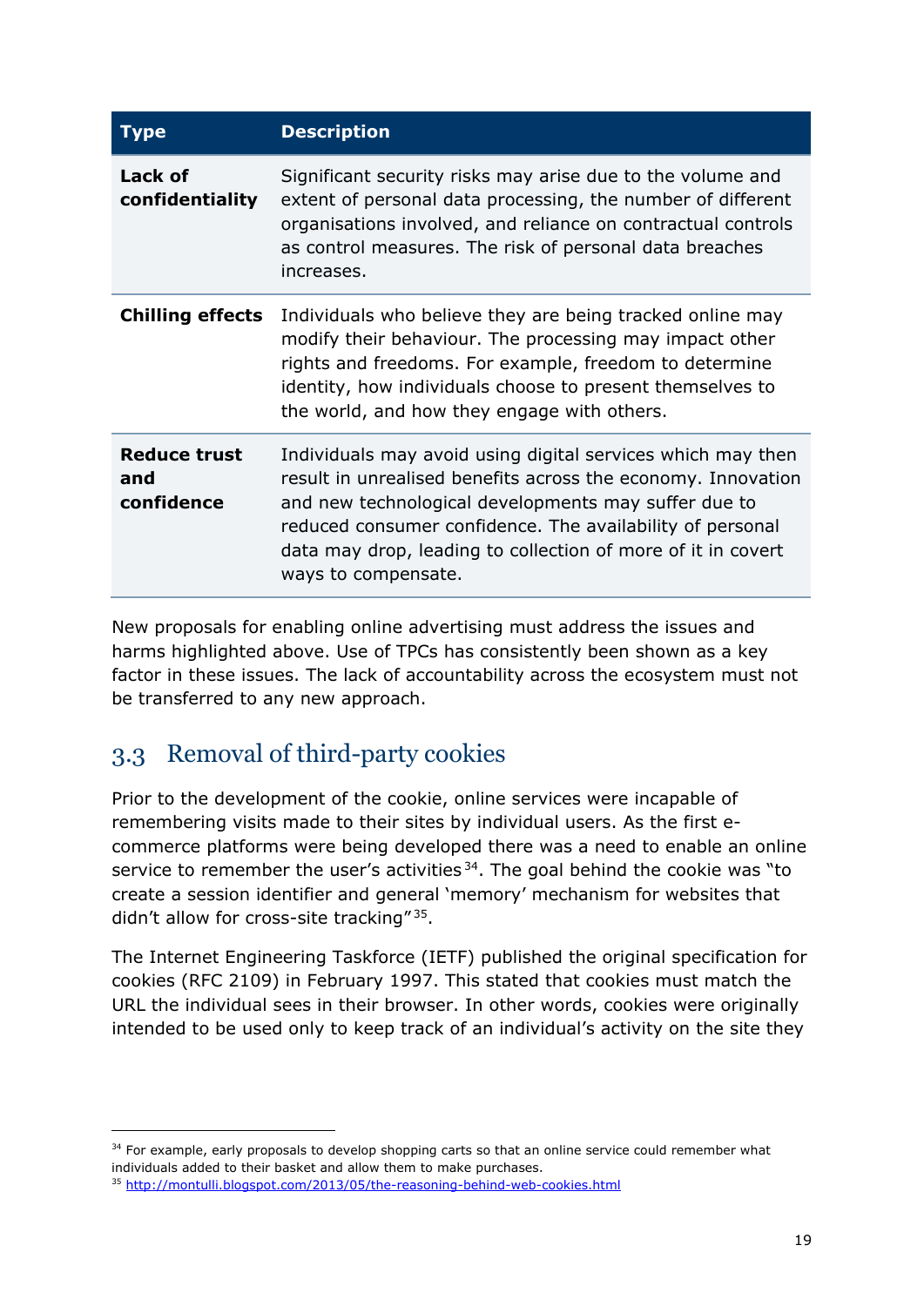| Type | Description |
|---|---|
| **Lack of confidentiality** | Significant security risks may arise due to the volume and extent of personal data processing, the number of different organisations involved, and reliance on contractual controls as control measures. The risk of personal data breaches increases. |
| **Chilling effects** | Individuals who believe they are being tracked online may modify their behaviour. The processing may impact other rights and freedoms. For example, freedom to determine identity, how individuals choose to present themselves to the world, and how they engage with others. |
| **Reduce trust and confidence** | Individuals may avoid using digital services which may then result in unrealised benefits across the economy. Innovation and new technological developments may suffer due to reduced consumer confidence. The availability of personal data may drop, leading to collection of more of it in covert ways to compensate. |

New proposals for enabling online advertising must address the issues and harms highlighted above. Use of TPCs has consistently been shown as a key factor in these issues. The lack of accountability across the ecosystem must not be transferred to any new approach.

## 3.3 Removal of third-party cookies

Prior to the development of the cookie, online services were incapable of remembering visits made to their sites by individual users. As the first e-commerce platforms were being developed there was a need to enable an online service to remember the user's activities[34]. The goal behind the cookie was "to create a session identifier and general 'memory' mechanism for websites that didn't allow for cross-site tracking"[35].

The Internet Engineering Taskforce (IETF) published the original specification for cookies (RFC 2109) in February 1997. This stated that cookies must match the URL the individual sees in their browser. In other words, cookies were originally intended to be used only to keep track of an individual's activity on the site they

[34] For example, early proposals to develop shopping carts so that an online service could remember what individuals added to their basket and allow them to make purchases.

[35] http://montulli.blogspot.com/2013/05/the-reasoning-behind-web-cookies.html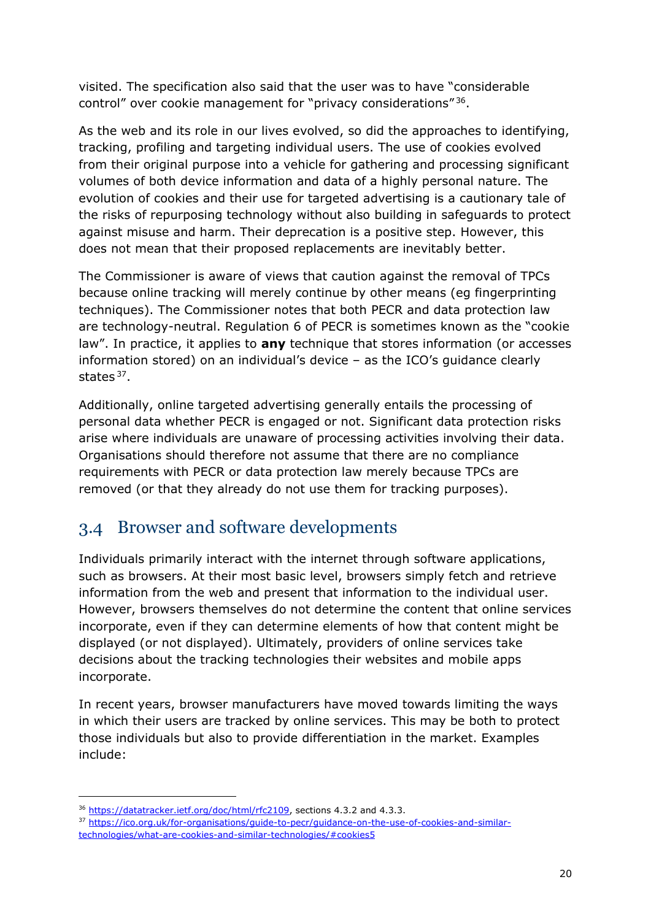visited. The specification also said that the user was to have "considerable control" over cookie management for "privacy considerations"[36].

As the web and its role in our lives evolved, so did the approaches to identifying, tracking, profiling and targeting individual users. The use of cookies evolved from their original purpose into a vehicle for gathering and processing significant volumes of both device information and data of a highly personal nature. The evolution of cookies and their use for targeted advertising is a cautionary tale of the risks of repurposing technology without also building in safeguards to protect against misuse and harm. Their deprecation is a positive step. However, this does not mean that their proposed replacements are inevitably better.

The Commissioner is aware of views that caution against the removal of TPCs because online tracking will merely continue by other means (eg fingerprinting techniques). The Commissioner notes that both PECR and data protection law are technology-neutral. Regulation 6 of PECR is sometimes known as the "cookie law". In practice, it applies to **any** technique that stores information (or accesses information stored) on an individual's device – as the ICO's guidance clearly states[37].

Additionally, online targeted advertising generally entails the processing of personal data whether PECR is engaged or not. Significant data protection risks arise where individuals are unaware of processing activities involving their data. Organisations should therefore not assume that there are no compliance requirements with PECR or data protection law merely because TPCs are removed (or that they already do not use them for tracking purposes).

## 3.4 Browser and software developments

Individuals primarily interact with the internet through software applications, such as browsers. At their most basic level, browsers simply fetch and retrieve information from the web and present that information to the individual user. However, browsers themselves do not determine the content that online services incorporate, even if they can determine elements of how that content might be displayed (or not displayed). Ultimately, providers of online services take decisions about the tracking technologies their websites and mobile apps incorporate.

In recent years, browser manufacturers have moved towards limiting the ways in which their users are tracked by online services. This may be both to protect those individuals but also to provide differentiation in the market. Examples include:

---

[36] https://datatracker.ietf.org/doc/html/rfc2109, sections 4.3.2 and 4.3.3.

[37] https://ico.org.uk/for-organisations/guide-to-pecr/guidance-on-the-use-of-cookies-and-similar-technologies/what-are-cookies-and-similar-technologies/#cookies5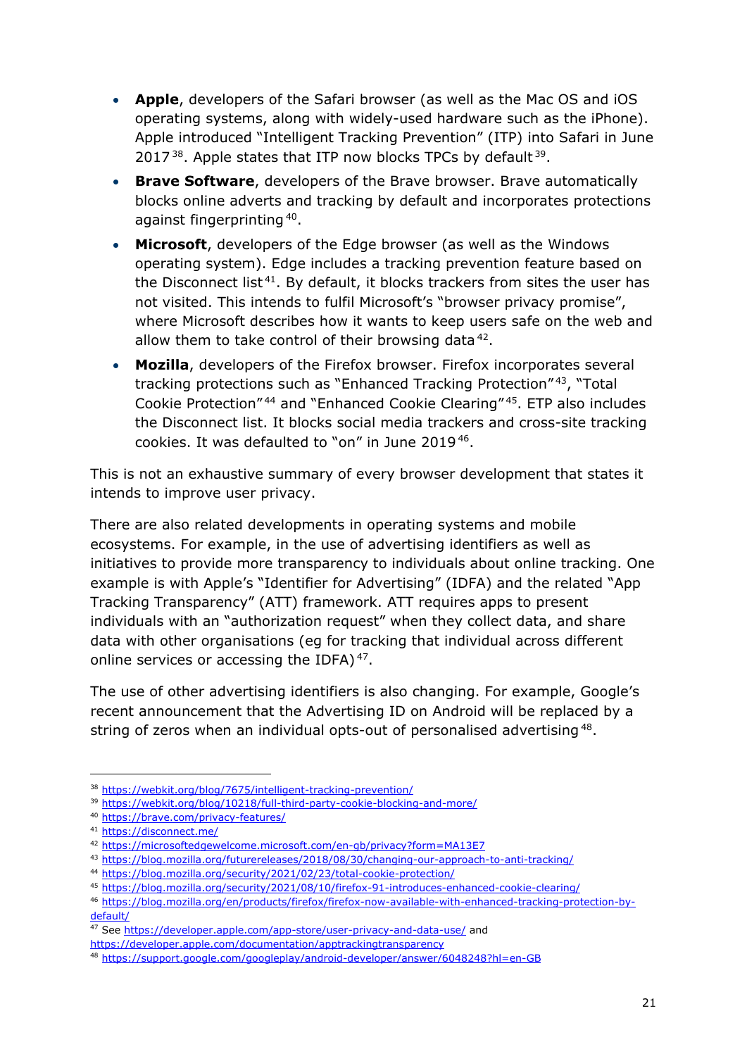- **Apple**, developers of the Safari browser (as well as the Mac OS and iOS operating systems, along with widely-used hardware such as the iPhone). Apple introduced "Intelligent Tracking Prevention" (ITP) into Safari in June 2017[38]. Apple states that ITP now blocks TPCs by default[39].
- **Brave Software**, developers of the Brave browser. Brave automatically blocks online adverts and tracking by default and incorporates protections against fingerprinting[40].
- **Microsoft**, developers of the Edge browser (as well as the Windows operating system). Edge includes a tracking prevention feature based on the Disconnect list[41]. By default, it blocks trackers from sites the user has not visited. This intends to fulfil Microsoft's "browser privacy promise", where Microsoft describes how it wants to keep users safe on the web and allow them to take control of their browsing data[42].
- **Mozilla**, developers of the Firefox browser. Firefox incorporates several tracking protections such as "Enhanced Tracking Protection"[43], "Total Cookie Protection"[44] and "Enhanced Cookie Clearing"[45]. ETP also includes the Disconnect list. It blocks social media trackers and cross-site tracking cookies. It was defaulted to "on" in June 2019[46].

This is not an exhaustive summary of every browser development that states it intends to improve user privacy.

There are also related developments in operating systems and mobile ecosystems. For example, in the use of advertising identifiers as well as initiatives to provide more transparency to individuals about online tracking. One example is with Apple's "Identifier for Advertising" (IDFA) and the related "App Tracking Transparency" (ATT) framework. ATT requires apps to present individuals with an "authorization request" when they collect data, and share data with other organisations (eg for tracking that individual across different online services or accessing the IDFA)[47].

The use of other advertising identifiers is also changing. For example, Google's recent announcement that the Advertising ID on Android will be replaced by a string of zeros when an individual opts-out of personalised advertising[48].

---

[38] https://webkit.org/blog/7675/intelligent-tracking-prevention/

[39] https://webkit.org/blog/10218/full-third-party-cookie-blocking-and-more/

[40] https://brave.com/privacy-features/

[41] https://disconnect.me/

[42] https://microsoftedgewelcome.microsoft.com/en-gb/privacy?form=MA13E7

[43] https://blog.mozilla.org/futurereleases/2018/08/30/changing-our-approach-to-anti-tracking/

[44] https://blog.mozilla.org/security/2021/02/23/total-cookie-protection/

[45] https://blog.mozilla.org/security/2021/08/10/firefox-91-introduces-enhanced-cookie-clearing/

[46] https://blog.mozilla.org/en/products/firefox/firefox-now-available-with-enhanced-tracking-protection-by-default/

[47] See https://developer.apple.com/app-store/user-privacy-and-data-use/ and https://developer.apple.com/documentation/apptrackingtransparency

[48] https://support.google.com/googleplay/android-developer/answer/6048248?hl=en-GB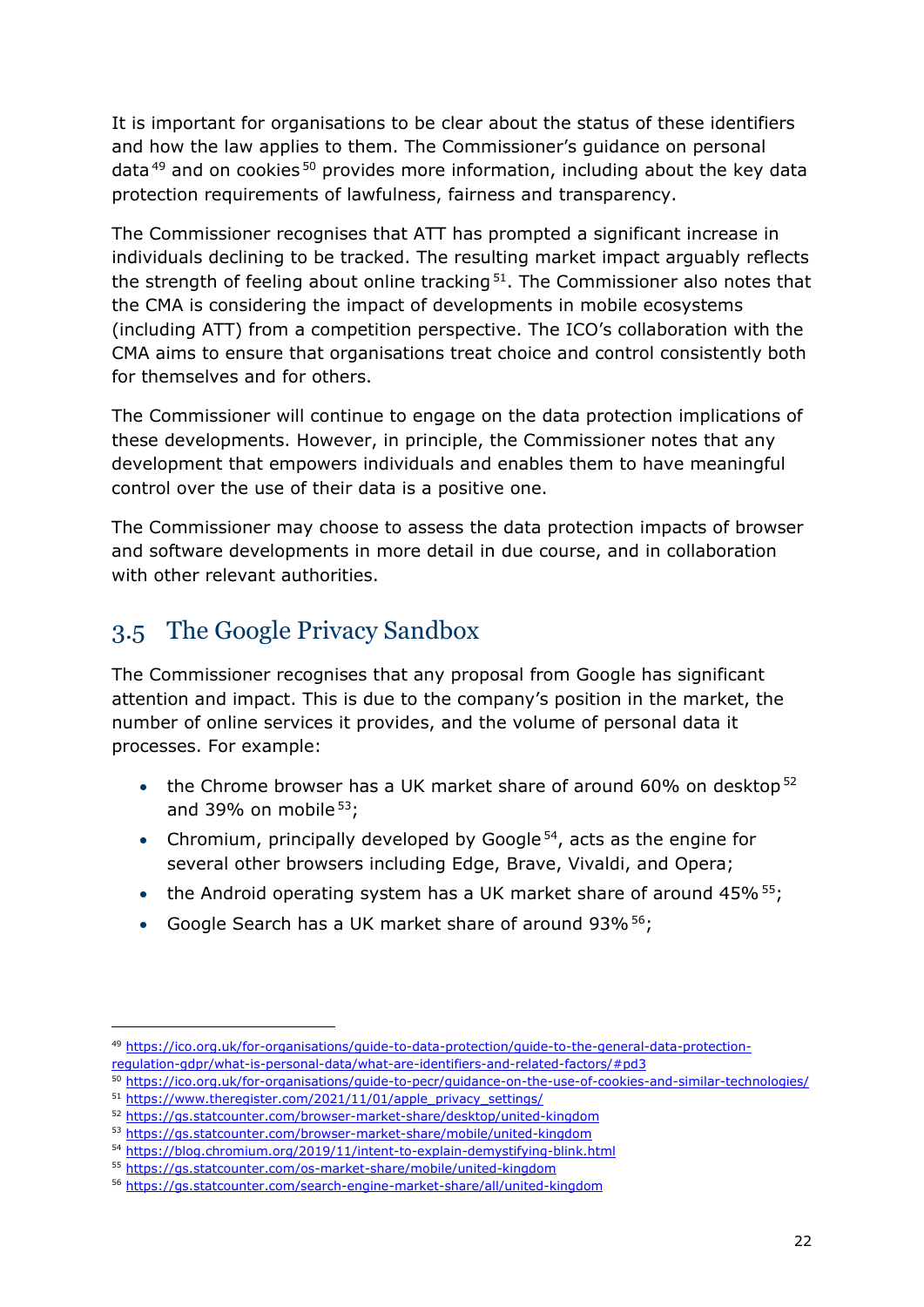It is important for organisations to be clear about the status of these identifiers and how the law applies to them. The Commissioner's guidance on personal data[49] and on cookies[50] provides more information, including about the key data protection requirements of lawfulness, fairness and transparency.

The Commissioner recognises that ATT has prompted a significant increase in individuals declining to be tracked. The resulting market impact arguably reflects the strength of feeling about online tracking[51]. The Commissioner also notes that the CMA is considering the impact of developments in mobile ecosystems (including ATT) from a competition perspective. The ICO's collaboration with the CMA aims to ensure that organisations treat choice and control consistently both for themselves and for others.

The Commissioner will continue to engage on the data protection implications of these developments. However, in principle, the Commissioner notes that any development that empowers individuals and enables them to have meaningful control over the use of their data is a positive one.

The Commissioner may choose to assess the data protection impacts of browser and software developments in more detail in due course, and in collaboration with other relevant authorities.

## 3.5 The Google Privacy Sandbox

The Commissioner recognises that any proposal from Google has significant attention and impact. This is due to the company's position in the market, the number of online services it provides, and the volume of personal data it processes. For example:

- the Chrome browser has a UK market share of around 60% on desktop[52] and 39% on mobile[53];
- Chromium, principally developed by Google[54], acts as the engine for several other browsers including Edge, Brave, Vivaldi, and Opera;
- the Android operating system has a UK market share of around 45%[55];
- Google Search has a UK market share of around 93%[56];

---

[49] https://ico.org.uk/for-organisations/guide-to-data-protection/guide-to-the-general-data-protection-regulation-gdpr/what-is-personal-data/what-are-identifiers-and-related-factors/#pd3

[50] https://ico.org.uk/for-organisations/guide-to-pecr/guidance-on-the-use-of-cookies-and-similar-technologies/

[51] https://www.theregister.com/2021/11/01/apple_privacy_settings/

[52] https://gs.statcounter.com/browser-market-share/desktop/united-kingdom

[53] https://gs.statcounter.com/browser-market-share/mobile/united-kingdom

[54] https://blog.chromium.org/2019/11/intent-to-explain-demystifying-blink.html

[55] https://gs.statcounter.com/os-market-share/mobile/united-kingdom

[56] https://gs.statcounter.com/search-engine-market-share/all/united-kingdom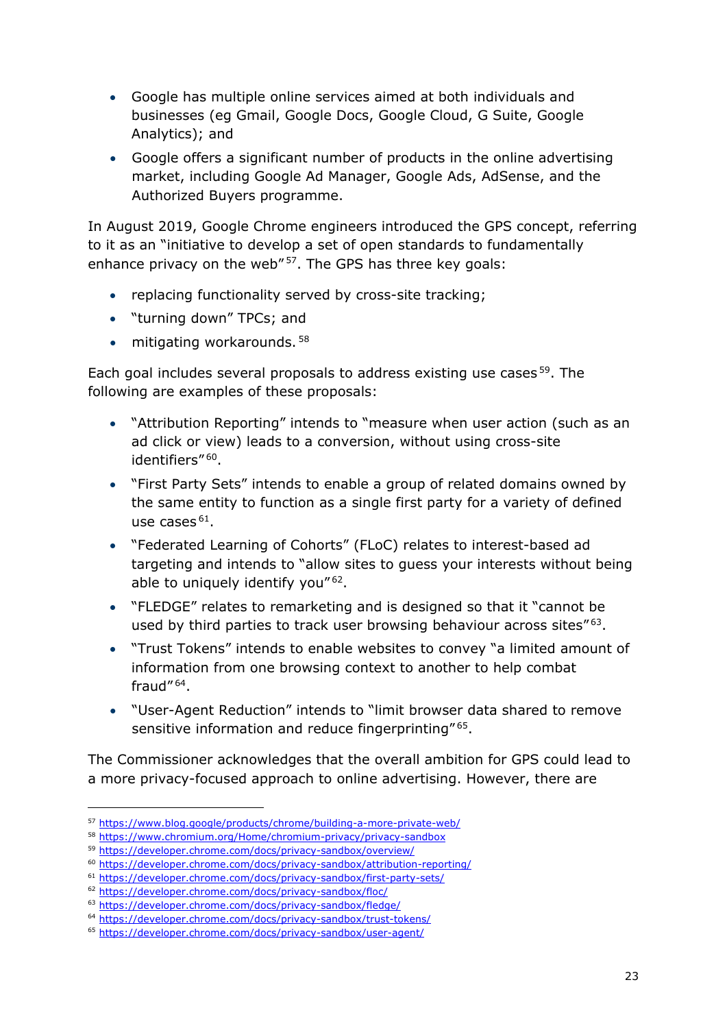- Google has multiple online services aimed at both individuals and businesses (eg Gmail, Google Docs, Google Cloud, G Suite, Google Analytics); and
- Google offers a significant number of products in the online advertising market, including Google Ad Manager, Google Ads, AdSense, and the Authorized Buyers programme.

In August 2019, Google Chrome engineers introduced the GPS concept, referring to it as an "initiative to develop a set of open standards to fundamentally enhance privacy on the web"[57]. The GPS has three key goals:

- replacing functionality served by cross-site tracking;
- "turning down" TPCs; and
- mitigating workarounds.[58]

Each goal includes several proposals to address existing use cases[59]. The following are examples of these proposals:

- "Attribution Reporting" intends to "measure when user action (such as an ad click or view) leads to a conversion, without using cross-site identifiers"[60].
- "First Party Sets" intends to enable a group of related domains owned by the same entity to function as a single first party for a variety of defined use cases[61].
- "Federated Learning of Cohorts" (FLoC) relates to interest-based ad targeting and intends to "allow sites to guess your interests without being able to uniquely identify you"[62].
- "FLEDGE" relates to remarketing and is designed so that it "cannot be used by third parties to track user browsing behaviour across sites"[63].
- "Trust Tokens" intends to enable websites to convey "a limited amount of information from one browsing context to another to help combat fraud"[64].
- "User-Agent Reduction" intends to "limit browser data shared to remove sensitive information and reduce fingerprinting"[65].

The Commissioner acknowledges that the overall ambition for GPS could lead to a more privacy-focused approach to online advertising. However, there are

---

[57] https://www.blog.google/products/chrome/building-a-more-private-web/
[58] https://www.chromium.org/Home/chromium-privacy/privacy-sandbox
[59] https://developer.chrome.com/docs/privacy-sandbox/overview/
[60] https://developer.chrome.com/docs/privacy-sandbox/attribution-reporting/
[61] https://developer.chrome.com/docs/privacy-sandbox/first-party-sets/
[62] https://developer.chrome.com/docs/privacy-sandbox/floc/
[63] https://developer.chrome.com/docs/privacy-sandbox/fledge/
[64] https://developer.chrome.com/docs/privacy-sandbox/trust-tokens/
[65] https://developer.chrome.com/docs/privacy-sandbox/user-agent/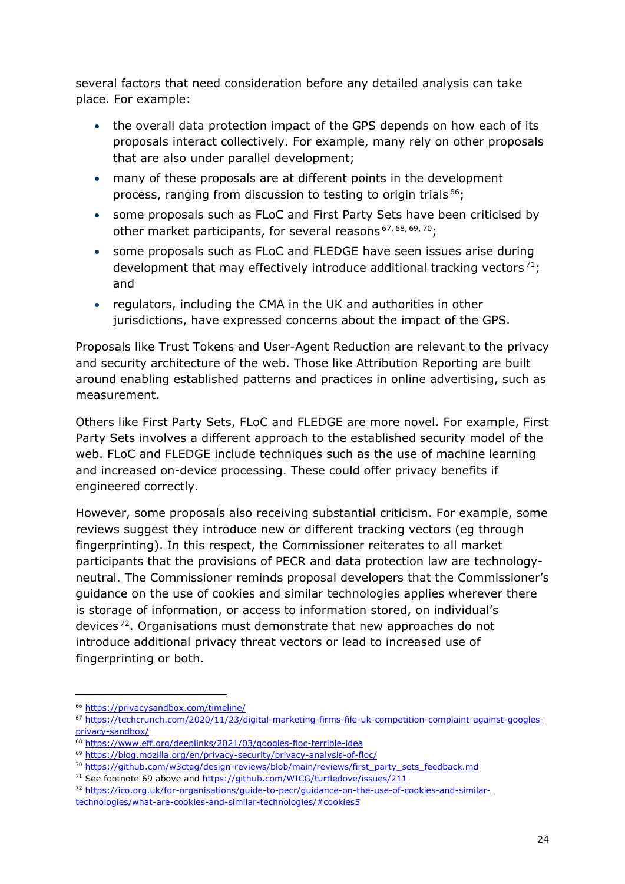several factors that need consideration before any detailed analysis can take place. For example:

- the overall data protection impact of the GPS depends on how each of its proposals interact collectively. For example, many rely on other proposals that are also under parallel development;
- many of these proposals are at different points in the development process, ranging from discussion to testing to origin trials[66];
- some proposals such as FLoC and First Party Sets have been criticised by other market participants, for several reasons[67, 68, 69, 70];
- some proposals such as FLoC and FLEDGE have seen issues arise during development that may effectively introduce additional tracking vectors[71]; and
- regulators, including the CMA in the UK and authorities in other jurisdictions, have expressed concerns about the impact of the GPS.

Proposals like Trust Tokens and User-Agent Reduction are relevant to the privacy and security architecture of the web. Those like Attribution Reporting are built around enabling established patterns and practices in online advertising, such as measurement.

Others like First Party Sets, FLoC and FLEDGE are more novel. For example, First Party Sets involves a different approach to the established security model of the web. FLoC and FLEDGE include techniques such as the use of machine learning and increased on-device processing. These could offer privacy benefits if engineered correctly.

However, some proposals also receiving substantial criticism. For example, some reviews suggest they introduce new or different tracking vectors (eg through fingerprinting). In this respect, the Commissioner reiterates to all market participants that the provisions of PECR and data protection law are technology-neutral. The Commissioner reminds proposal developers that the Commissioner's guidance on the use of cookies and similar technologies applies wherever there is storage of information, or access to information stored, on individual's devices[72]. Organisations must demonstrate that new approaches do not introduce additional privacy threat vectors or lead to increased use of fingerprinting or both.

---

[66] https://privacysandbox.com/timeline/

[67] https://techcrunch.com/2020/11/23/digital-marketing-firms-file-uk-competition-complaint-against-googles-privacy-sandbox/

[68] https://www.eff.org/deeplinks/2021/03/googles-floc-terrible-idea

[69] https://blog.mozilla.org/en/privacy-security/privacy-analysis-of-floc/

[70] https://github.com/w3ctag/design-reviews/blob/main/reviews/first_party_sets_feedback.md

[71] See footnote 69 above and https://github.com/WICG/turtledove/issues/211

[72] https://ico.org.uk/for-organisations/guide-to-pecr/guidance-on-the-use-of-cookies-and-similar-technologies/what-are-cookies-and-similar-technologies/#cookies5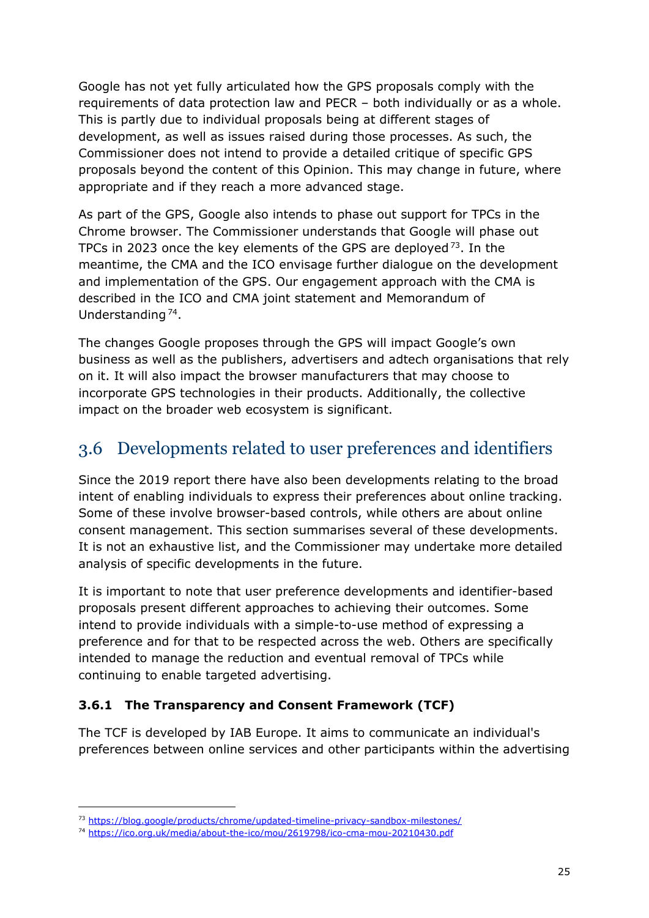Google has not yet fully articulated how the GPS proposals comply with the requirements of data protection law and PECR – both individually or as a whole. This is partly due to individual proposals being at different stages of development, as well as issues raised during those processes. As such, the Commissioner does not intend to provide a detailed critique of specific GPS proposals beyond the content of this Opinion. This may change in future, where appropriate and if they reach a more advanced stage.

As part of the GPS, Google also intends to phase out support for TPCs in the Chrome browser. The Commissioner understands that Google will phase out TPCs in 2023 once the key elements of the GPS are deployed[73]. In the meantime, the CMA and the ICO envisage further dialogue on the development and implementation of the GPS. Our engagement approach with the CMA is described in the ICO and CMA joint statement and Memorandum of Understanding[74].

The changes Google proposes through the GPS will impact Google's own business as well as the publishers, advertisers and adtech organisations that rely on it. It will also impact the browser manufacturers that may choose to incorporate GPS technologies in their products. Additionally, the collective impact on the broader web ecosystem is significant.

## 3.6 Developments related to user preferences and identifiers

Since the 2019 report there have also been developments relating to the broad intent of enabling individuals to express their preferences about online tracking. Some of these involve browser-based controls, while others are about online consent management. This section summarises several of these developments. It is not an exhaustive list, and the Commissioner may undertake more detailed analysis of specific developments in the future.

It is important to note that user preference developments and identifier-based proposals present different approaches to achieving their outcomes. Some intend to provide individuals with a simple-to-use method of expressing a preference and for that to be respected across the web. Others are specifically intended to manage the reduction and eventual removal of TPCs while continuing to enable targeted advertising.

### 3.6.1 The Transparency and Consent Framework (TCF)

The TCF is developed by IAB Europe. It aims to communicate an individual's preferences between online services and other participants within the advertising

---

[73] https://blog.google/products/chrome/updated-timeline-privacy-sandbox-milestones/

[74] https://ico.org.uk/media/about-the-ico/mou/2619798/ico-cma-mou-20210430.pdf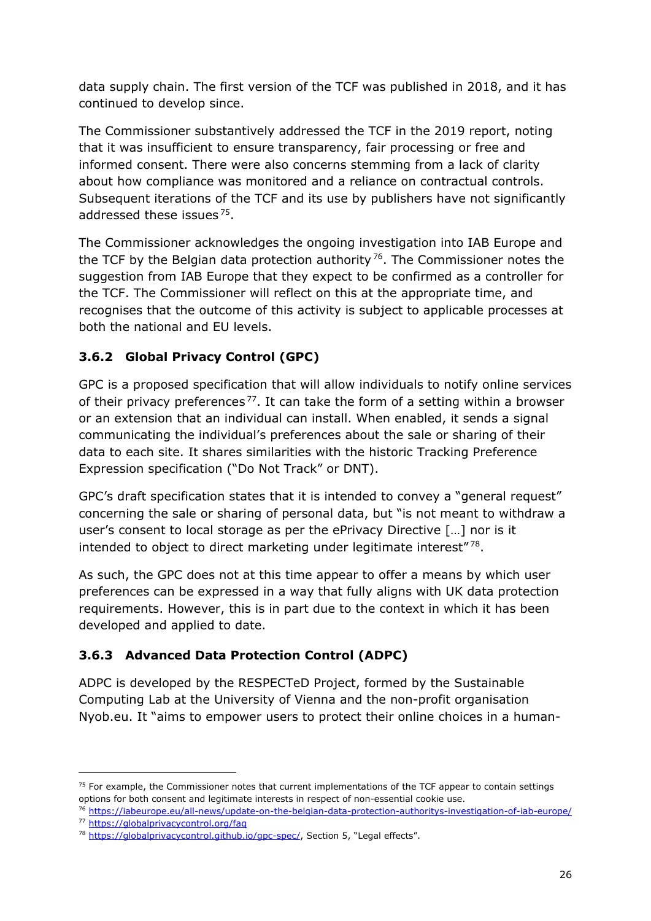data supply chain. The first version of the TCF was published in 2018, and it has continued to develop since.

The Commissioner substantively addressed the TCF in the 2019 report, noting that it was insufficient to ensure transparency, fair processing or free and informed consent. There were also concerns stemming from a lack of clarity about how compliance was monitored and a reliance on contractual controls. Subsequent iterations of the TCF and its use by publishers have not significantly addressed these issues[75].

The Commissioner acknowledges the ongoing investigation into IAB Europe and the TCF by the Belgian data protection authority[76]. The Commissioner notes the suggestion from IAB Europe that they expect to be confirmed as a controller for the TCF. The Commissioner will reflect on this at the appropriate time, and recognises that the outcome of this activity is subject to applicable processes at both the national and EU levels.

### 3.6.2 Global Privacy Control (GPC)

GPC is a proposed specification that will allow individuals to notify online services of their privacy preferences[77]. It can take the form of a setting within a browser or an extension that an individual can install. When enabled, it sends a signal communicating the individual's preferences about the sale or sharing of their data to each site. It shares similarities with the historic Tracking Preference Expression specification ("Do Not Track" or DNT).

GPC's draft specification states that it is intended to convey a "general request" concerning the sale or sharing of personal data, but "is not meant to withdraw a user's consent to local storage as per the ePrivacy Directive […] nor is it intended to object to direct marketing under legitimate interest"[78].

As such, the GPC does not at this time appear to offer a means by which user preferences can be expressed in a way that fully aligns with UK data protection requirements. However, this is in part due to the context in which it has been developed and applied to date.

### 3.6.3 Advanced Data Protection Control (ADPC)

ADPC is developed by the RESPECTeD Project, formed by the Sustainable Computing Lab at the University of Vienna and the non-profit organisation Nyob.eu. It "aims to empower users to protect their online choices in a human-

---

[75] For example, the Commissioner notes that current implementations of the TCF appear to contain settings options for both consent and legitimate interests in respect of non-essential cookie use.

[76] https://iabeurope.eu/all-news/update-on-the-belgian-data-protection-authoritys-investigation-of-iab-europe/

[77] https://globalprivacycontrol.org/faq

[78] https://globalprivacycontrol.github.io/gpc-spec/, Section 5, "Legal effects".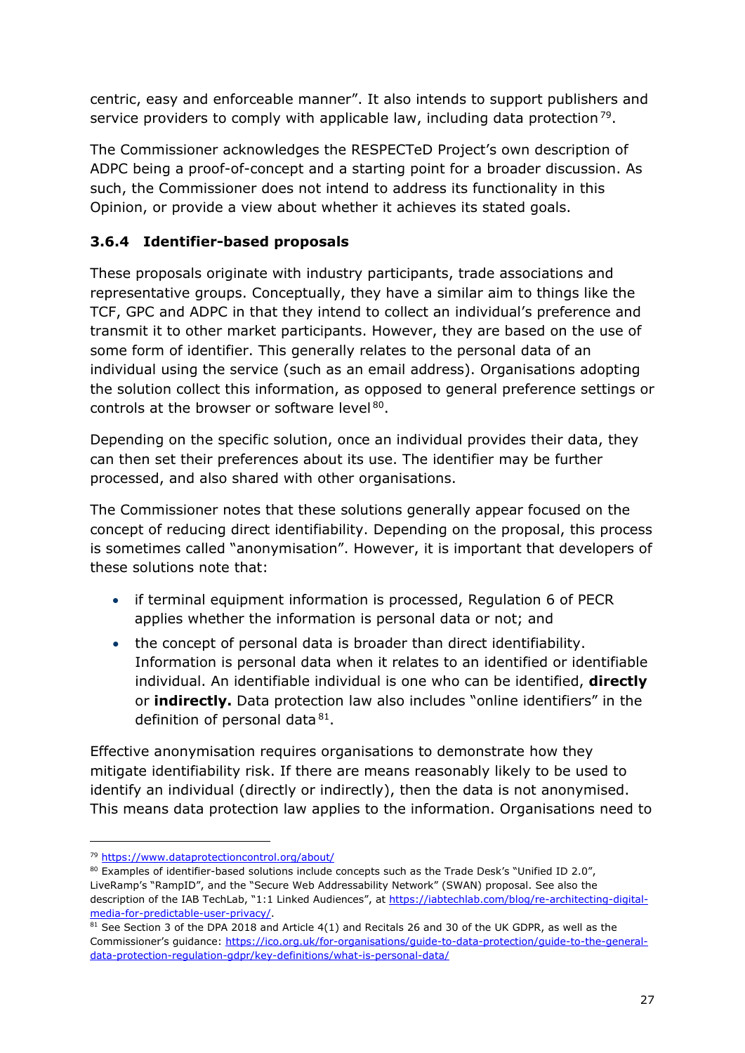centric, easy and enforceable manner". It also intends to support publishers and service providers to comply with applicable law, including data protection[79].

The Commissioner acknowledges the RESPECTeD Project's own description of ADPC being a proof-of-concept and a starting point for a broader discussion. As such, the Commissioner does not intend to address its functionality in this Opinion, or provide a view about whether it achieves its stated goals.

### 3.6.4 Identifier-based proposals

These proposals originate with industry participants, trade associations and representative groups. Conceptually, they have a similar aim to things like the TCF, GPC and ADPC in that they intend to collect an individual's preference and transmit it to other market participants. However, they are based on the use of some form of identifier. This generally relates to the personal data of an individual using the service (such as an email address). Organisations adopting the solution collect this information, as opposed to general preference settings or controls at the browser or software level[80].

Depending on the specific solution, once an individual provides their data, they can then set their preferences about its use. The identifier may be further processed, and also shared with other organisations.

The Commissioner notes that these solutions generally appear focused on the concept of reducing direct identifiability. Depending on the proposal, this process is sometimes called "anonymisation". However, it is important that developers of these solutions note that:

- if terminal equipment information is processed, Regulation 6 of PECR applies whether the information is personal data or not; and
- the concept of personal data is broader than direct identifiability. Information is personal data when it relates to an identified or identifiable individual. An identifiable individual is one who can be identified, **directly** or **indirectly.** Data protection law also includes "online identifiers" in the definition of personal data[81].

Effective anonymisation requires organisations to demonstrate how they mitigate identifiability risk. If there are means reasonably likely to be used to identify an individual (directly or indirectly), then the data is not anonymised. This means data protection law applies to the information. Organisations need to

---

[79] https://www.dataprotectioncontrol.org/about/

[80] Examples of identifier-based solutions include concepts such as the Trade Desk's "Unified ID 2.0", LiveRamp's "RampID", and the "Secure Web Addressability Network" (SWAN) proposal. See also the description of the IAB TechLab, "1:1 Linked Audiences", at https://iabtechlab.com/blog/re-architecting-digital-media-for-predictable-user-privacy/.

[81] See Section 3 of the DPA 2018 and Article 4(1) and Recitals 26 and 30 of the UK GDPR, as well as the Commissioner's guidance: https://ico.org.uk/for-organisations/guide-to-data-protection/guide-to-the-general-data-protection-regulation-gdpr/key-definitions/what-is-personal-data/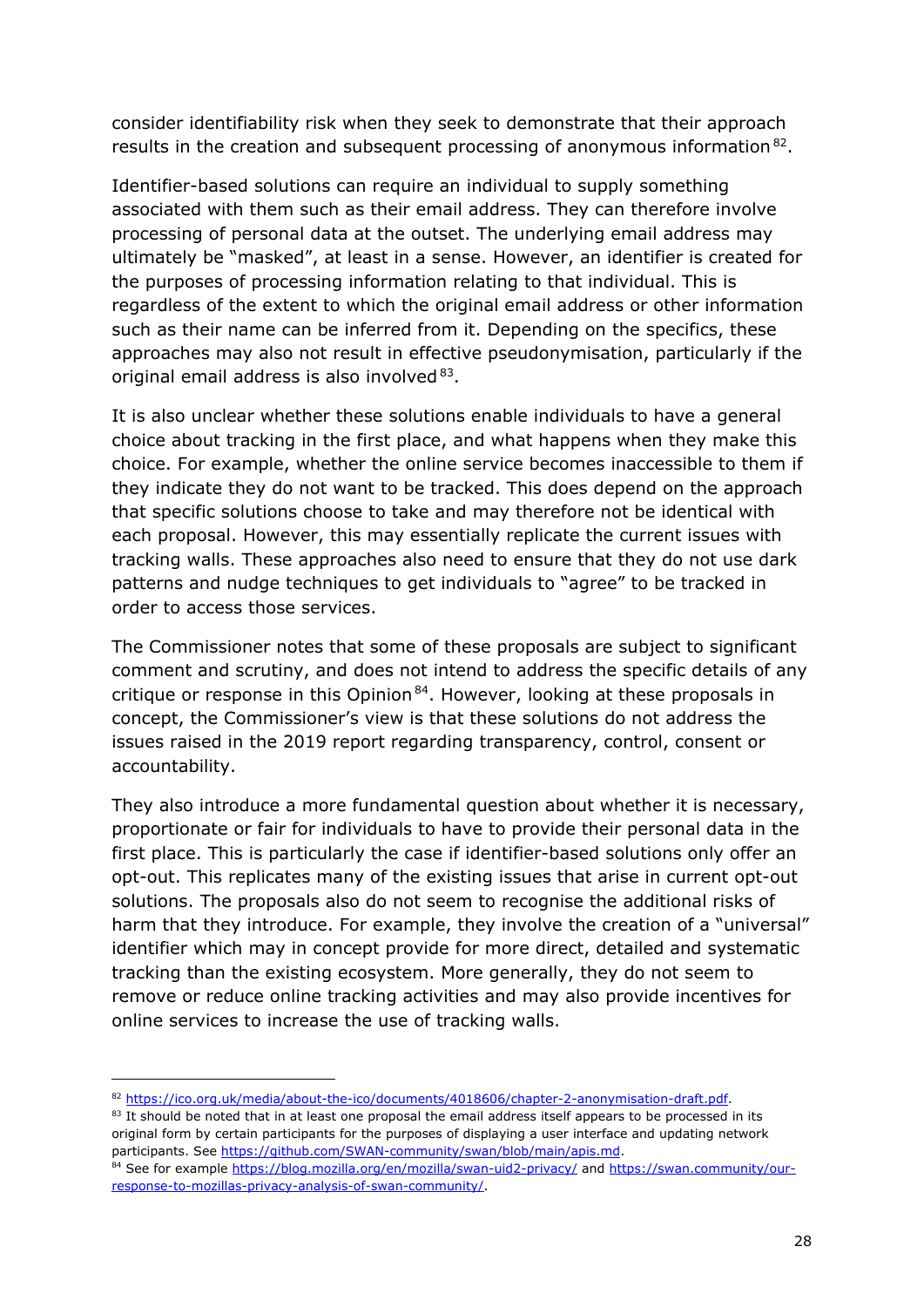consider identifiability risk when they seek to demonstrate that their approach results in the creation and subsequent processing of anonymous information[82].

Identifier-based solutions can require an individual to supply something associated with them such as their email address. They can therefore involve processing of personal data at the outset. The underlying email address may ultimately be "masked", at least in a sense. However, an identifier is created for the purposes of processing information relating to that individual. This is regardless of the extent to which the original email address or other information such as their name can be inferred from it. Depending on the specifics, these approaches may also not result in effective pseudonymisation, particularly if the original email address is also involved[83].

It is also unclear whether these solutions enable individuals to have a general choice about tracking in the first place, and what happens when they make this choice. For example, whether the online service becomes inaccessible to them if they indicate they do not want to be tracked. This does depend on the approach that specific solutions choose to take and may therefore not be identical with each proposal. However, this may essentially replicate the current issues with tracking walls. These approaches also need to ensure that they do not use dark patterns and nudge techniques to get individuals to "agree" to be tracked in order to access those services.

The Commissioner notes that some of these proposals are subject to significant comment and scrutiny, and does not intend to address the specific details of any critique or response in this Opinion[84]. However, looking at these proposals in concept, the Commissioner's view is that these solutions do not address the issues raised in the 2019 report regarding transparency, control, consent or accountability.

They also introduce a more fundamental question about whether it is necessary, proportionate or fair for individuals to have to provide their personal data in the first place. This is particularly the case if identifier-based solutions only offer an opt-out. This replicates many of the existing issues that arise in current opt-out solutions. The proposals also do not seem to recognise the additional risks of harm that they introduce. For example, they involve the creation of a "universal" identifier which may in concept provide for more direct, detailed and systematic tracking than the existing ecosystem. More generally, they do not seem to remove or reduce online tracking activities and may also provide incentives for online services to increase the use of tracking walls.

---

[82] https://ico.org.uk/media/about-the-ico/documents/4018606/chapter-2-anonymisation-draft.pdf.

[83] It should be noted that in at least one proposal the email address itself appears to be processed in its original form by certain participants for the purposes of displaying a user interface and updating network participants. See https://github.com/SWAN-community/swan/blob/main/apis.md.

[84] See for example https://blog.mozilla.org/en/mozilla/swan-uid2-privacy/ and https://swan.community/our-response-to-mozillas-privacy-analysis-of-swan-community/.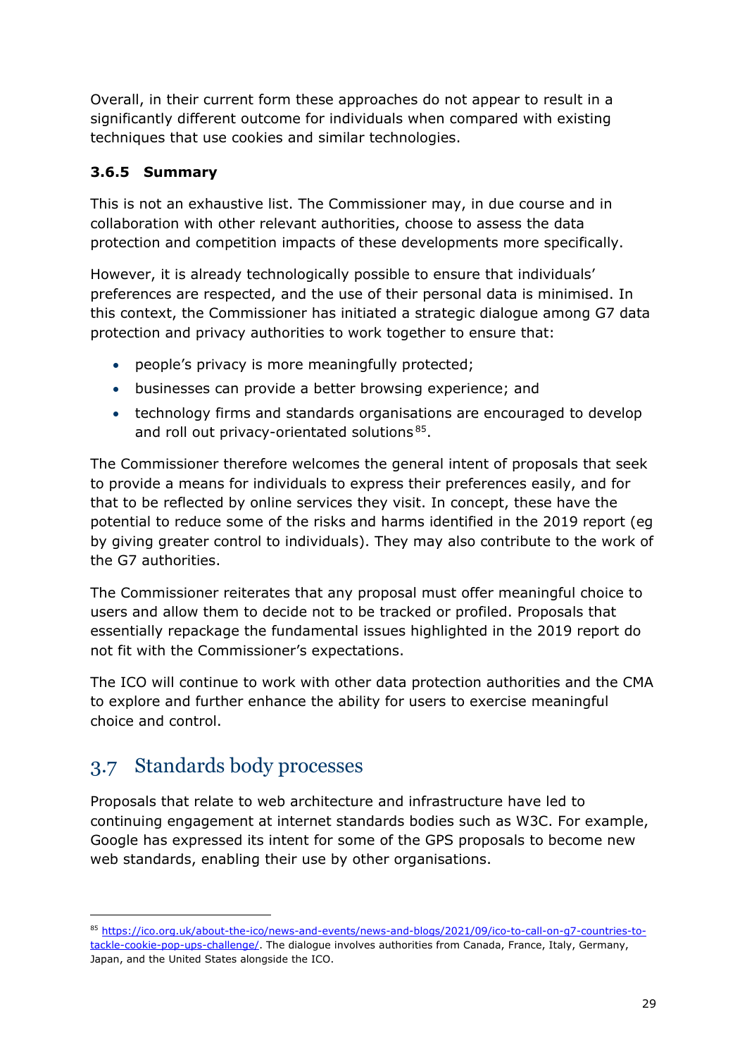Overall, in their current form these approaches do not appear to result in a significantly different outcome for individuals when compared with existing techniques that use cookies and similar technologies.

### 3.6.5 Summary

This is not an exhaustive list. The Commissioner may, in due course and in collaboration with other relevant authorities, choose to assess the data protection and competition impacts of these developments more specifically.

However, it is already technologically possible to ensure that individuals' preferences are respected, and the use of their personal data is minimised. In this context, the Commissioner has initiated a strategic dialogue among G7 data protection and privacy authorities to work together to ensure that:

- people's privacy is more meaningfully protected;
- businesses can provide a better browsing experience; and
- technology firms and standards organisations are encouraged to develop and roll out privacy-orientated solutions[85].

The Commissioner therefore welcomes the general intent of proposals that seek to provide a means for individuals to express their preferences easily, and for that to be reflected by online services they visit. In concept, these have the potential to reduce some of the risks and harms identified in the 2019 report (eg by giving greater control to individuals). They may also contribute to the work of the G7 authorities.

The Commissioner reiterates that any proposal must offer meaningful choice to users and allow them to decide not to be tracked or profiled. Proposals that essentially repackage the fundamental issues highlighted in the 2019 report do not fit with the Commissioner's expectations.

The ICO will continue to work with other data protection authorities and the CMA to explore and further enhance the ability for users to exercise meaningful choice and control.

## 3.7 Standards body processes

Proposals that relate to web architecture and infrastructure have led to continuing engagement at internet standards bodies such as W3C. For example, Google has expressed its intent for some of the GPS proposals to become new web standards, enabling their use by other organisations.

---

[85] https://ico.org.uk/about-the-ico/news-and-events/news-and-blogs/2021/09/ico-to-call-on-g7-countries-to-tackle-cookie-pop-ups-challenge/. The dialogue involves authorities from Canada, France, Italy, Germany, Japan, and the United States alongside the ICO.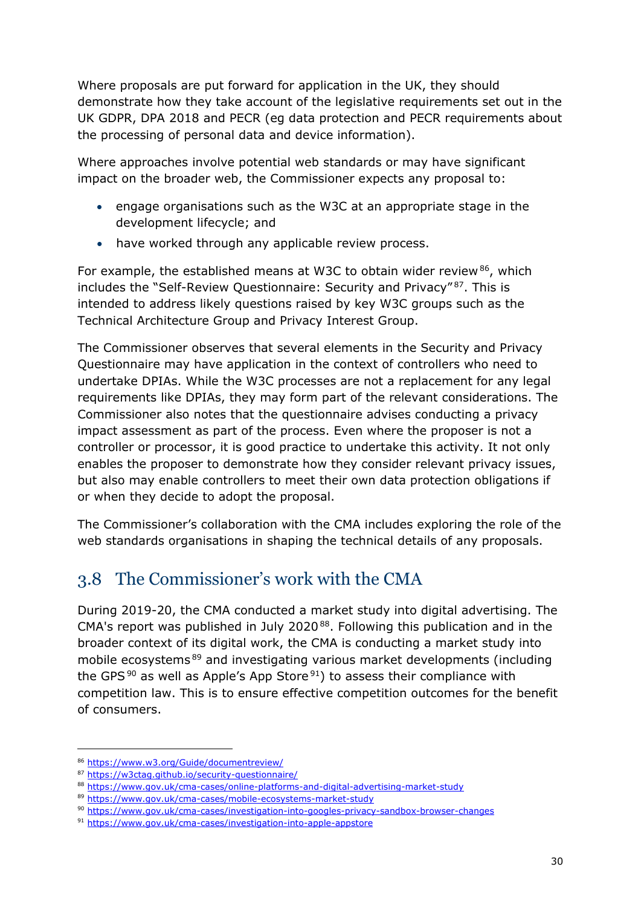Where proposals are put forward for application in the UK, they should demonstrate how they take account of the legislative requirements set out in the UK GDPR, DPA 2018 and PECR (eg data protection and PECR requirements about the processing of personal data and device information).

Where approaches involve potential web standards or may have significant impact on the broader web, the Commissioner expects any proposal to:

- engage organisations such as the W3C at an appropriate stage in the development lifecycle; and
- have worked through any applicable review process.

For example, the established means at W3C to obtain wider review[86], which includes the "Self-Review Questionnaire: Security and Privacy"[87]. This is intended to address likely questions raised by key W3C groups such as the Technical Architecture Group and Privacy Interest Group.

The Commissioner observes that several elements in the Security and Privacy Questionnaire may have application in the context of controllers who need to undertake DPIAs. While the W3C processes are not a replacement for any legal requirements like DPIAs, they may form part of the relevant considerations. The Commissioner also notes that the questionnaire advises conducting a privacy impact assessment as part of the process. Even where the proposer is not a controller or processor, it is good practice to undertake this activity. It not only enables the proposer to demonstrate how they consider relevant privacy issues, but also may enable controllers to meet their own data protection obligations if or when they decide to adopt the proposal.

The Commissioner's collaboration with the CMA includes exploring the role of the web standards organisations in shaping the technical details of any proposals.

## 3.8 The Commissioner's work with the CMA

During 2019-20, the CMA conducted a market study into digital advertising. The CMA's report was published in July 2020[88]. Following this publication and in the broader context of its digital work, the CMA is conducting a market study into mobile ecosystems[89] and investigating various market developments (including the GPS[90] as well as Apple's App Store[91]) to assess their compliance with competition law. This is to ensure effective competition outcomes for the benefit of consumers.

---

[86] https://www.w3.org/Guide/documentreview/

[87] https://w3ctag.github.io/security-questionnaire/

[88] https://www.gov.uk/cma-cases/online-platforms-and-digital-advertising-market-study

[89] https://www.gov.uk/cma-cases/mobile-ecosystems-market-study

[90] https://www.gov.uk/cma-cases/investigation-into-googles-privacy-sandbox-browser-changes

[91] https://www.gov.uk/cma-cases/investigation-into-apple-appstore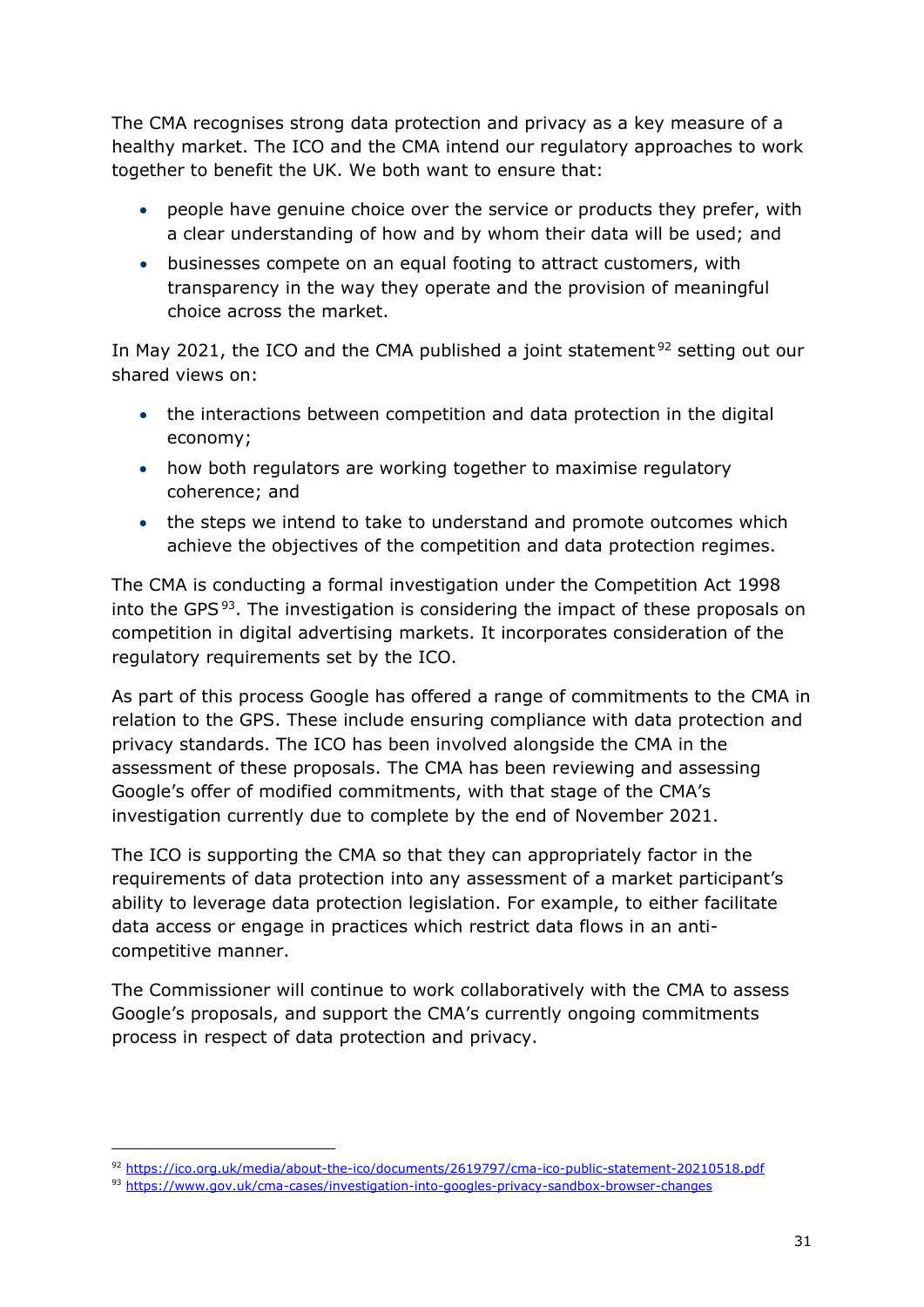The CMA recognises strong data protection and privacy as a key measure of a healthy market. The ICO and the CMA intend our regulatory approaches to work together to benefit the UK. We both want to ensure that:

- people have genuine choice over the service or products they prefer, with a clear understanding of how and by whom their data will be used; and
- businesses compete on an equal footing to attract customers, with transparency in the way they operate and the provision of meaningful choice across the market.

In May 2021, the ICO and the CMA published a joint statement[92] setting out our shared views on:

- the interactions between competition and data protection in the digital economy;
- how both regulators are working together to maximise regulatory coherence; and
- the steps we intend to take to understand and promote outcomes which achieve the objectives of the competition and data protection regimes.

The CMA is conducting a formal investigation under the Competition Act 1998 into the GPS[93]. The investigation is considering the impact of these proposals on competition in digital advertising markets. It incorporates consideration of the regulatory requirements set by the ICO.

As part of this process Google has offered a range of commitments to the CMA in relation to the GPS. These include ensuring compliance with data protection and privacy standards. The ICO has been involved alongside the CMA in the assessment of these proposals. The CMA has been reviewing and assessing Google's offer of modified commitments, with that stage of the CMA's investigation currently due to complete by the end of November 2021.

The ICO is supporting the CMA so that they can appropriately factor in the requirements of data protection into any assessment of a market participant's ability to leverage data protection legislation. For example, to either facilitate data access or engage in practices which restrict data flows in an anti-competitive manner.

The Commissioner will continue to work collaboratively with the CMA to assess Google's proposals, and support the CMA's currently ongoing commitments process in respect of data protection and privacy.

---

[92] https://ico.org.uk/media/about-the-ico/documents/2619797/cma-ico-public-statement-20210518.pdf

[93] https://www.gov.uk/cma-cases/investigation-into-googles-privacy-sandbox-browser-changes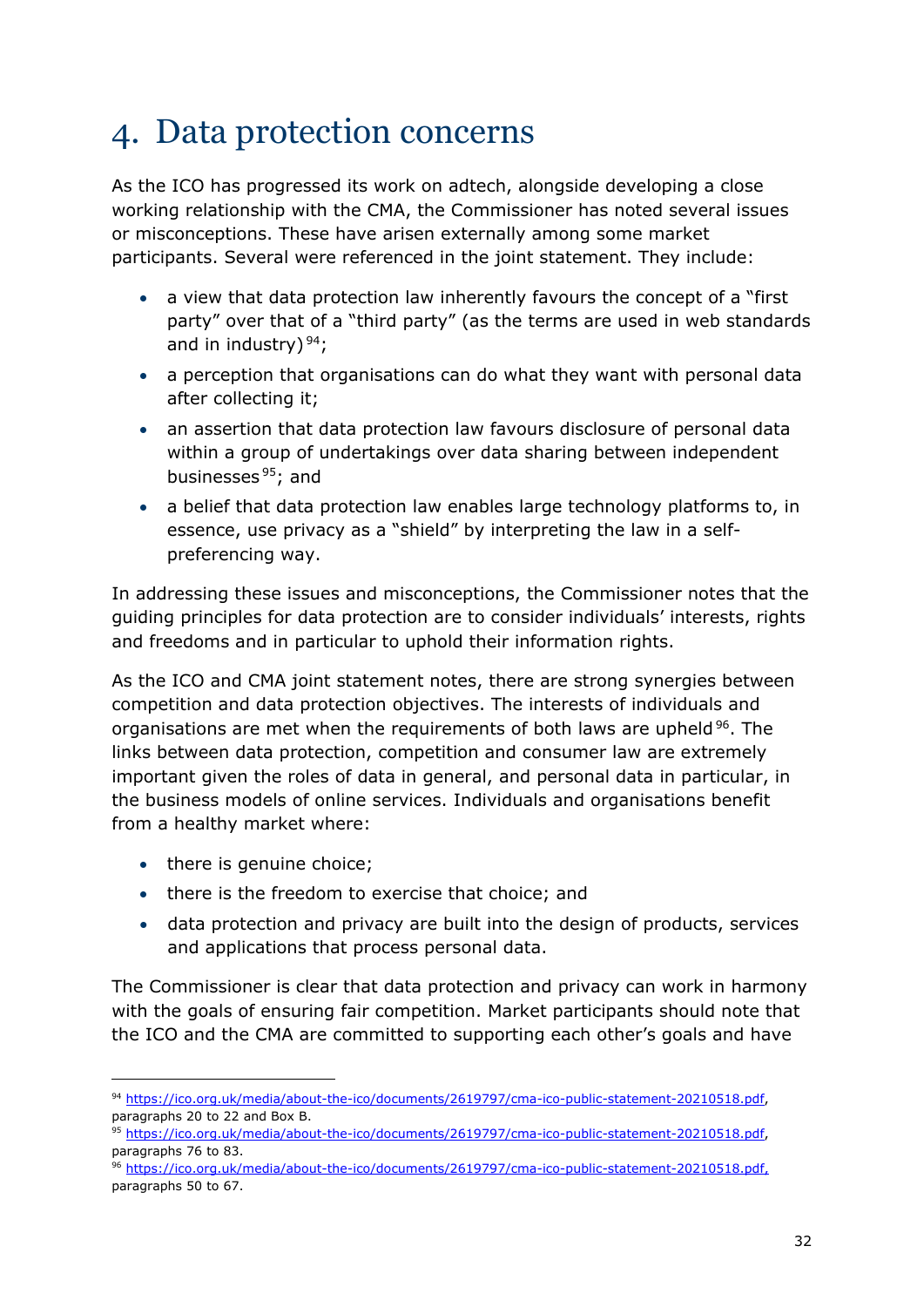# 4. Data protection concerns

As the ICO has progressed its work on adtech, alongside developing a close working relationship with the CMA, the Commissioner has noted several issues or misconceptions. These have arisen externally among some market participants. Several were referenced in the joint statement. They include:

- a view that data protection law inherently favours the concept of a "first party" over that of a "third party" (as the terms are used in web standards and in industry)[94];
- a perception that organisations can do what they want with personal data after collecting it;
- an assertion that data protection law favours disclosure of personal data within a group of undertakings over data sharing between independent businesses[95]; and
- a belief that data protection law enables large technology platforms to, in essence, use privacy as a "shield" by interpreting the law in a self-preferencing way.

In addressing these issues and misconceptions, the Commissioner notes that the guiding principles for data protection are to consider individuals' interests, rights and freedoms and in particular to uphold their information rights.

As the ICO and CMA joint statement notes, there are strong synergies between competition and data protection objectives. The interests of individuals and organisations are met when the requirements of both laws are upheld[96]. The links between data protection, competition and consumer law are extremely important given the roles of data in general, and personal data in particular, in the business models of online services. Individuals and organisations benefit from a healthy market where:

- there is genuine choice;
- there is the freedom to exercise that choice; and
- data protection and privacy are built into the design of products, services and applications that process personal data.

The Commissioner is clear that data protection and privacy can work in harmony with the goals of ensuring fair competition. Market participants should note that the ICO and the CMA are committed to supporting each other's goals and have

---

[94] https://ico.org.uk/media/about-the-ico/documents/2619797/cma-ico-public-statement-20210518.pdf, paragraphs 20 to 22 and Box B.

[95] https://ico.org.uk/media/about-the-ico/documents/2619797/cma-ico-public-statement-20210518.pdf, paragraphs 76 to 83.

[96] https://ico.org.uk/media/about-the-ico/documents/2619797/cma-ico-public-statement-20210518.pdf, paragraphs 50 to 67.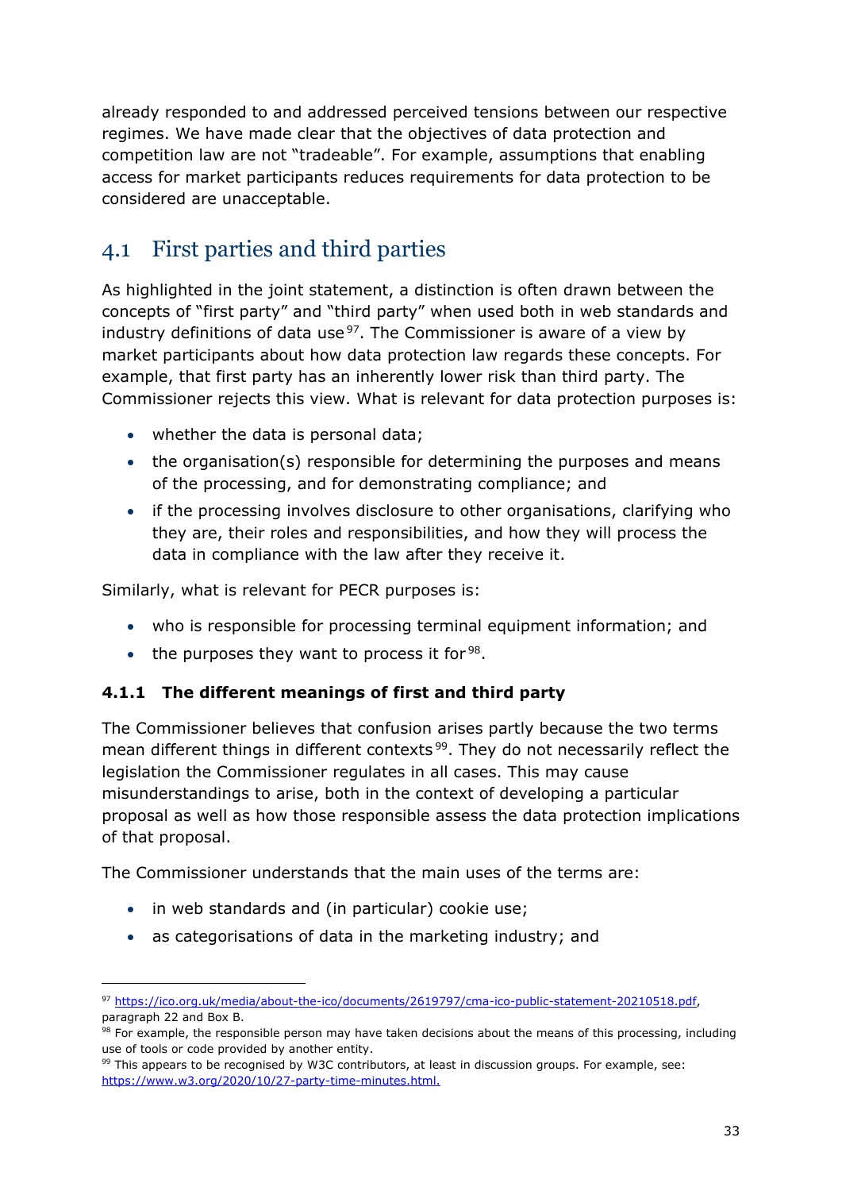already responded to and addressed perceived tensions between our respective regimes. We have made clear that the objectives of data protection and competition law are not "tradeable". For example, assumptions that enabling access for market participants reduces requirements for data protection to be considered are unacceptable.

## 4.1 First parties and third parties

As highlighted in the joint statement, a distinction is often drawn between the concepts of "first party" and "third party" when used both in web standards and industry definitions of data use[97]. The Commissioner is aware of a view by market participants about how data protection law regards these concepts. For example, that first party has an inherently lower risk than third party. The Commissioner rejects this view. What is relevant for data protection purposes is:

- whether the data is personal data;
- the organisation(s) responsible for determining the purposes and means of the processing, and for demonstrating compliance; and
- if the processing involves disclosure to other organisations, clarifying who they are, their roles and responsibilities, and how they will process the data in compliance with the law after they receive it.

Similarly, what is relevant for PECR purposes is:

- who is responsible for processing terminal equipment information; and
- the purposes they want to process it for[98].

### 4.1.1 The different meanings of first and third party

The Commissioner believes that confusion arises partly because the two terms mean different things in different contexts[99]. They do not necessarily reflect the legislation the Commissioner regulates in all cases. This may cause misunderstandings to arise, both in the context of developing a particular proposal as well as how those responsible assess the data protection implications of that proposal.

The Commissioner understands that the main uses of the terms are:

- in web standards and (in particular) cookie use;
- as categorisations of data in the marketing industry; and

---

[97] https://ico.org.uk/media/about-the-ico/documents/2619797/cma-ico-public-statement-20210518.pdf, paragraph 22 and Box B.

[98] For example, the responsible person may have taken decisions about the means of this processing, including use of tools or code provided by another entity.

[99] This appears to be recognised by W3C contributors, at least in discussion groups. For example, see: https://www.w3.org/2020/10/27-party-time-minutes.html.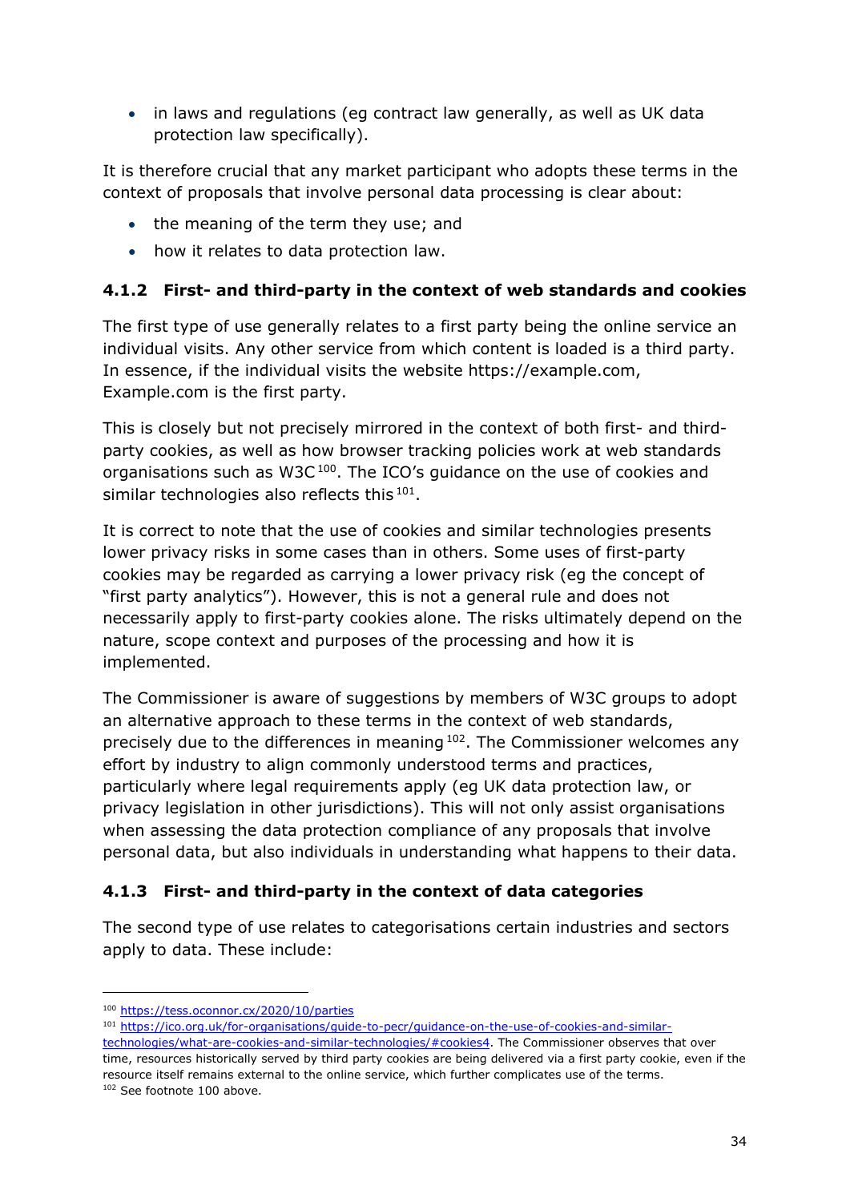- in laws and regulations (eg contract law generally, as well as UK data protection law specifically).

It is therefore crucial that any market participant who adopts these terms in the context of proposals that involve personal data processing is clear about:

- the meaning of the term they use; and
- how it relates to data protection law.

### 4.1.2 First- and third-party in the context of web standards and cookies

The first type of use generally relates to a first party being the online service an individual visits. Any other service from which content is loaded is a third party. In essence, if the individual visits the website https://example.com, Example.com is the first party.

This is closely but not precisely mirrored in the context of both first- and third-party cookies, as well as how browser tracking policies work at web standards organisations such as W3C[100]. The ICO's guidance on the use of cookies and similar technologies also reflects this[101].

It is correct to note that the use of cookies and similar technologies presents lower privacy risks in some cases than in others. Some uses of first-party cookies may be regarded as carrying a lower privacy risk (eg the concept of "first party analytics"). However, this is not a general rule and does not necessarily apply to first-party cookies alone. The risks ultimately depend on the nature, scope context and purposes of the processing and how it is implemented.

The Commissioner is aware of suggestions by members of W3C groups to adopt an alternative approach to these terms in the context of web standards, precisely due to the differences in meaning[102]. The Commissioner welcomes any effort by industry to align commonly understood terms and practices, particularly where legal requirements apply (eg UK data protection law, or privacy legislation in other jurisdictions). This will not only assist organisations when assessing the data protection compliance of any proposals that involve personal data, but also individuals in understanding what happens to their data.

### 4.1.3 First- and third-party in the context of data categories

The second type of use relates to categorisations certain industries and sectors apply to data. These include:

---

[100] https://tess.oconnor.cx/2020/10/parties

[101] https://ico.org.uk/for-organisations/guide-to-pecr/guidance-on-the-use-of-cookies-and-similar-technologies/what-are-cookies-and-similar-technologies/#cookies4. The Commissioner observes that over time, resources historically served by third party cookies are being delivered via a first party cookie, even if the resource itself remains external to the online service, which further complicates use of the terms.

[102] See footnote 100 above.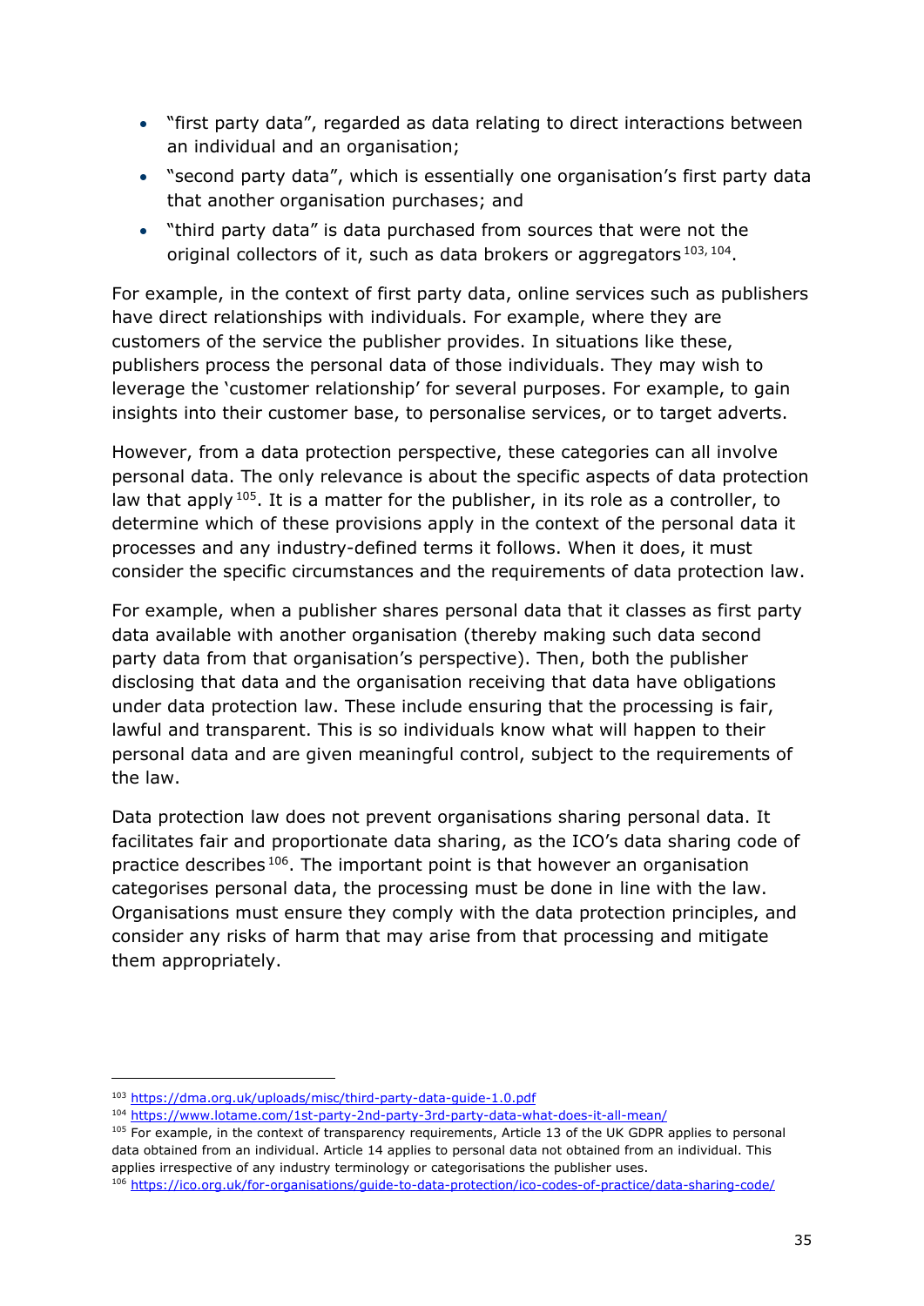- "first party data", regarded as data relating to direct interactions between an individual and an organisation;
- "second party data", which is essentially one organisation's first party data that another organisation purchases; and
- "third party data" is data purchased from sources that were not the original collectors of it, such as data brokers or aggregators[103, 104].

For example, in the context of first party data, online services such as publishers have direct relationships with individuals. For example, where they are customers of the service the publisher provides. In situations like these, publishers process the personal data of those individuals. They may wish to leverage the 'customer relationship' for several purposes. For example, to gain insights into their customer base, to personalise services, or to target adverts.

However, from a data protection perspective, these categories can all involve personal data. The only relevance is about the specific aspects of data protection law that apply[105]. It is a matter for the publisher, in its role as a controller, to determine which of these provisions apply in the context of the personal data it processes and any industry-defined terms it follows. When it does, it must consider the specific circumstances and the requirements of data protection law.

For example, when a publisher shares personal data that it classes as first party data available with another organisation (thereby making such data second party data from that organisation's perspective). Then, both the publisher disclosing that data and the organisation receiving that data have obligations under data protection law. These include ensuring that the processing is fair, lawful and transparent. This is so individuals know what will happen to their personal data and are given meaningful control, subject to the requirements of the law.

Data protection law does not prevent organisations sharing personal data. It facilitates fair and proportionate data sharing, as the ICO's data sharing code of practice describes[106]. The important point is that however an organisation categorises personal data, the processing must be done in line with the law. Organisations must ensure they comply with the data protection principles, and consider any risks of harm that may arise from that processing and mitigate them appropriately.

---

[103] https://dma.org.uk/uploads/misc/third-party-data-guide-1.0.pdf

[104] https://www.lotame.com/1st-party-2nd-party-3rd-party-data-what-does-it-all-mean/

[105] For example, in the context of transparency requirements, Article 13 of the UK GDPR applies to personal data obtained from an individual. Article 14 applies to personal data not obtained from an individual. This applies irrespective of any industry terminology or categorisations the publisher uses.

[106] https://ico.org.uk/for-organisations/guide-to-data-protection/ico-codes-of-practice/data-sharing-code/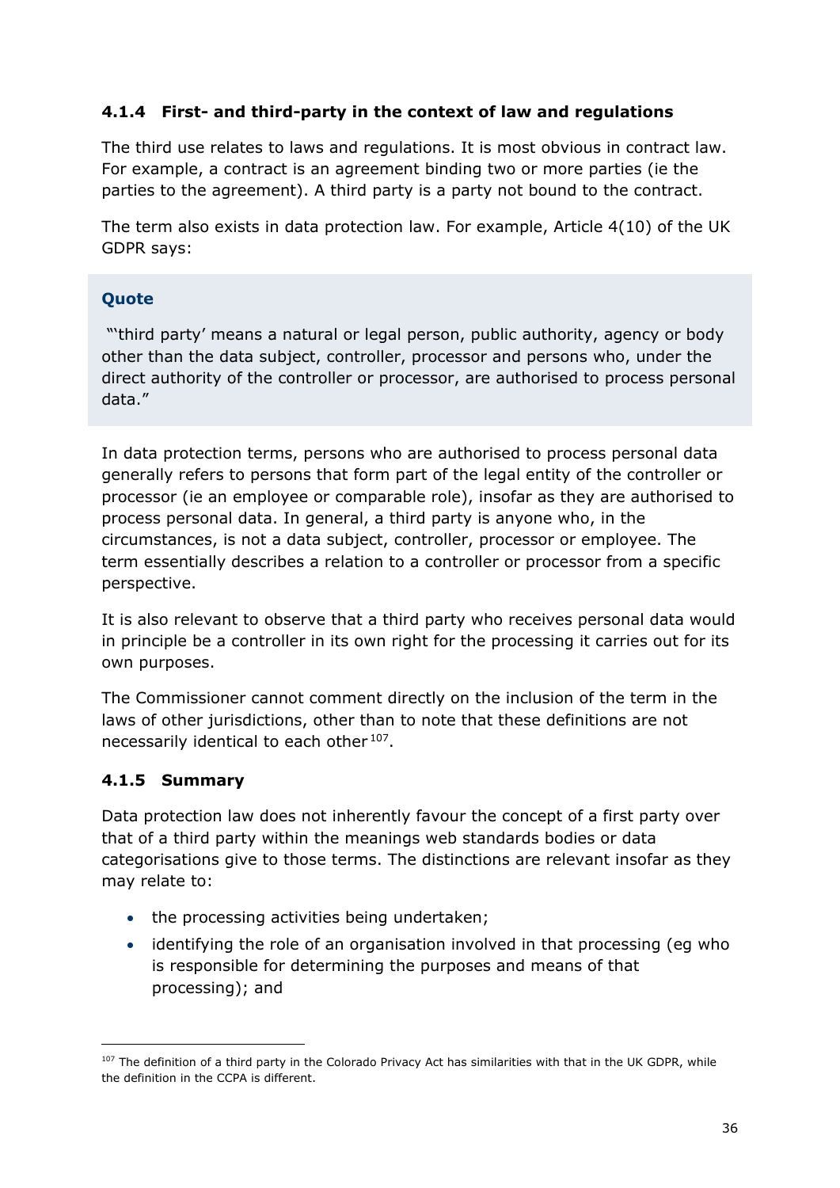### 4.1.4 First- and third-party in the context of law and regulations

The third use relates to laws and regulations. It is most obvious in contract law. For example, a contract is an agreement binding two or more parties (ie the parties to the agreement). A third party is a party not bound to the contract.

The term also exists in data protection law. For example, Article 4(10) of the UK GDPR says:

> **Quote**
>
> "'third party' means a natural or legal person, public authority, agency or body other than the data subject, controller, processor and persons who, under the direct authority of the controller or processor, are authorised to process personal data."

In data protection terms, persons who are authorised to process personal data generally refers to persons that form part of the legal entity of the controller or processor (ie an employee or comparable role), insofar as they are authorised to process personal data. In general, a third party is anyone who, in the circumstances, is not a data subject, controller, processor or employee. The term essentially describes a relation to a controller or processor from a specific perspective.

It is also relevant to observe that a third party who receives personal data would in principle be a controller in its own right for the processing it carries out for its own purposes.

The Commissioner cannot comment directly on the inclusion of the term in the laws of other jurisdictions, other than to note that these definitions are not necessarily identical to each other[107].

### 4.1.5 Summary

Data protection law does not inherently favour the concept of a first party over that of a third party within the meanings web standards bodies or data categorisations give to those terms. The distinctions are relevant insofar as they may relate to:

- the processing activities being undertaken;
- identifying the role of an organisation involved in that processing (eg who is responsible for determining the purposes and means of that processing); and

[107] The definition of a third party in the Colorado Privacy Act has similarities with that in the UK GDPR, while the definition in the CCPA is different.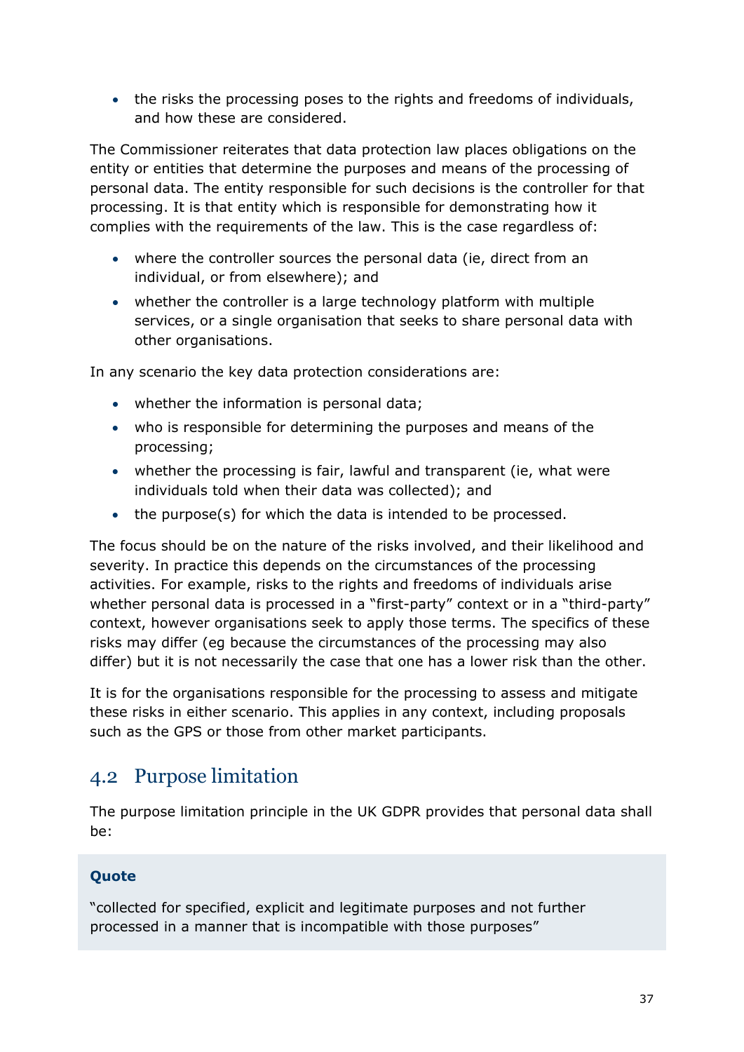- the risks the processing poses to the rights and freedoms of individuals, and how these are considered.

The Commissioner reiterates that data protection law places obligations on the entity or entities that determine the purposes and means of the processing of personal data. The entity responsible for such decisions is the controller for that processing. It is that entity which is responsible for demonstrating how it complies with the requirements of the law. This is the case regardless of:

- where the controller sources the personal data (ie, direct from an individual, or from elsewhere); and
- whether the controller is a large technology platform with multiple services, or a single organisation that seeks to share personal data with other organisations.

In any scenario the key data protection considerations are:

- whether the information is personal data;
- who is responsible for determining the purposes and means of the processing;
- whether the processing is fair, lawful and transparent (ie, what were individuals told when their data was collected); and
- the purpose(s) for which the data is intended to be processed.

The focus should be on the nature of the risks involved, and their likelihood and severity. In practice this depends on the circumstances of the processing activities. For example, risks to the rights and freedoms of individuals arise whether personal data is processed in a "first-party" context or in a "third-party" context, however organisations seek to apply those terms. The specifics of these risks may differ (eg because the circumstances of the processing may also differ) but it is not necessarily the case that one has a lower risk than the other.

It is for the organisations responsible for the processing to assess and mitigate these risks in either scenario. This applies in any context, including proposals such as the GPS or those from other market participants.

## 4.2 Purpose limitation

The purpose limitation principle in the UK GDPR provides that personal data shall be:

> **Quote**
>
> "collected for specified, explicit and legitimate purposes and not further processed in a manner that is incompatible with those purposes"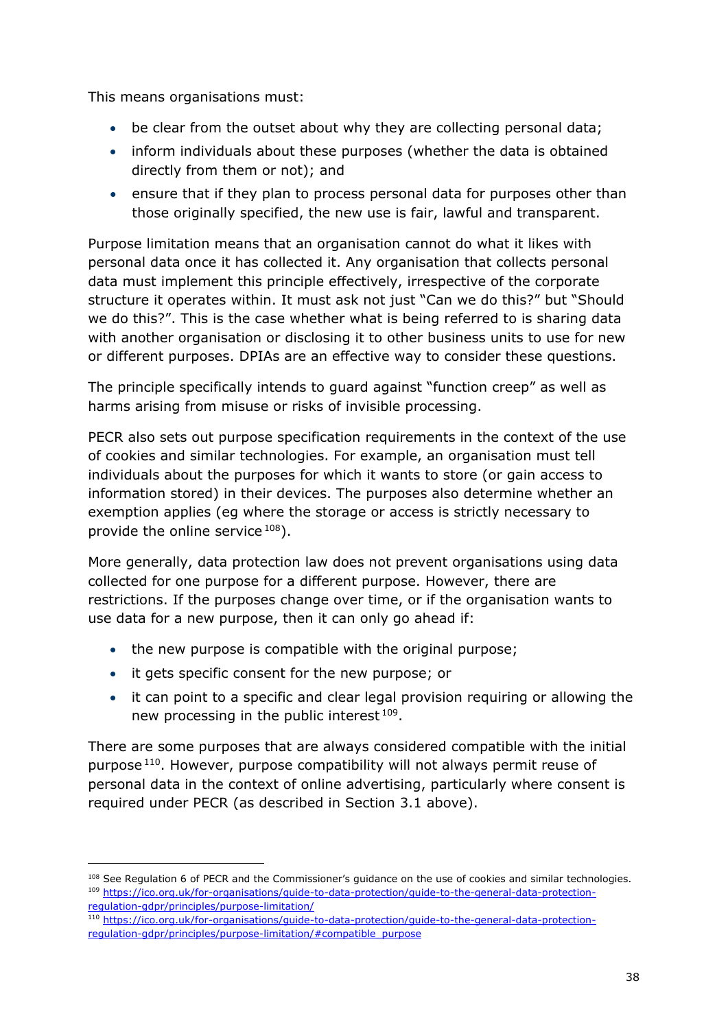This means organisations must:

- be clear from the outset about why they are collecting personal data;
- inform individuals about these purposes (whether the data is obtained directly from them or not); and
- ensure that if they plan to process personal data for purposes other than those originally specified, the new use is fair, lawful and transparent.

Purpose limitation means that an organisation cannot do what it likes with personal data once it has collected it. Any organisation that collects personal data must implement this principle effectively, irrespective of the corporate structure it operates within. It must ask not just "Can we do this?" but "Should we do this?". This is the case whether what is being referred to is sharing data with another organisation or disclosing it to other business units to use for new or different purposes. DPIAs are an effective way to consider these questions.

The principle specifically intends to guard against "function creep" as well as harms arising from misuse or risks of invisible processing.

PECR also sets out purpose specification requirements in the context of the use of cookies and similar technologies. For example, an organisation must tell individuals about the purposes for which it wants to store (or gain access to information stored) in their devices. The purposes also determine whether an exemption applies (eg where the storage or access is strictly necessary to provide the online service[108]).

More generally, data protection law does not prevent organisations using data collected for one purpose for a different purpose. However, there are restrictions. If the purposes change over time, or if the organisation wants to use data for a new purpose, then it can only go ahead if:

- the new purpose is compatible with the original purpose;
- it gets specific consent for the new purpose; or
- it can point to a specific and clear legal provision requiring or allowing the new processing in the public interest[109].

There are some purposes that are always considered compatible with the initial purpose[110]. However, purpose compatibility will not always permit reuse of personal data in the context of online advertising, particularly where consent is required under PECR (as described in Section 3.1 above).

---

[108] See Regulation 6 of PECR and the Commissioner's guidance on the use of cookies and similar technologies.

[109] https://ico.org.uk/for-organisations/guide-to-data-protection/guide-to-the-general-data-protection-regulation-gdpr/principles/purpose-limitation/

[110] https://ico.org.uk/for-organisations/guide-to-data-protection/guide-to-the-general-data-protection-regulation-gdpr/principles/purpose-limitation/#compatible_purpose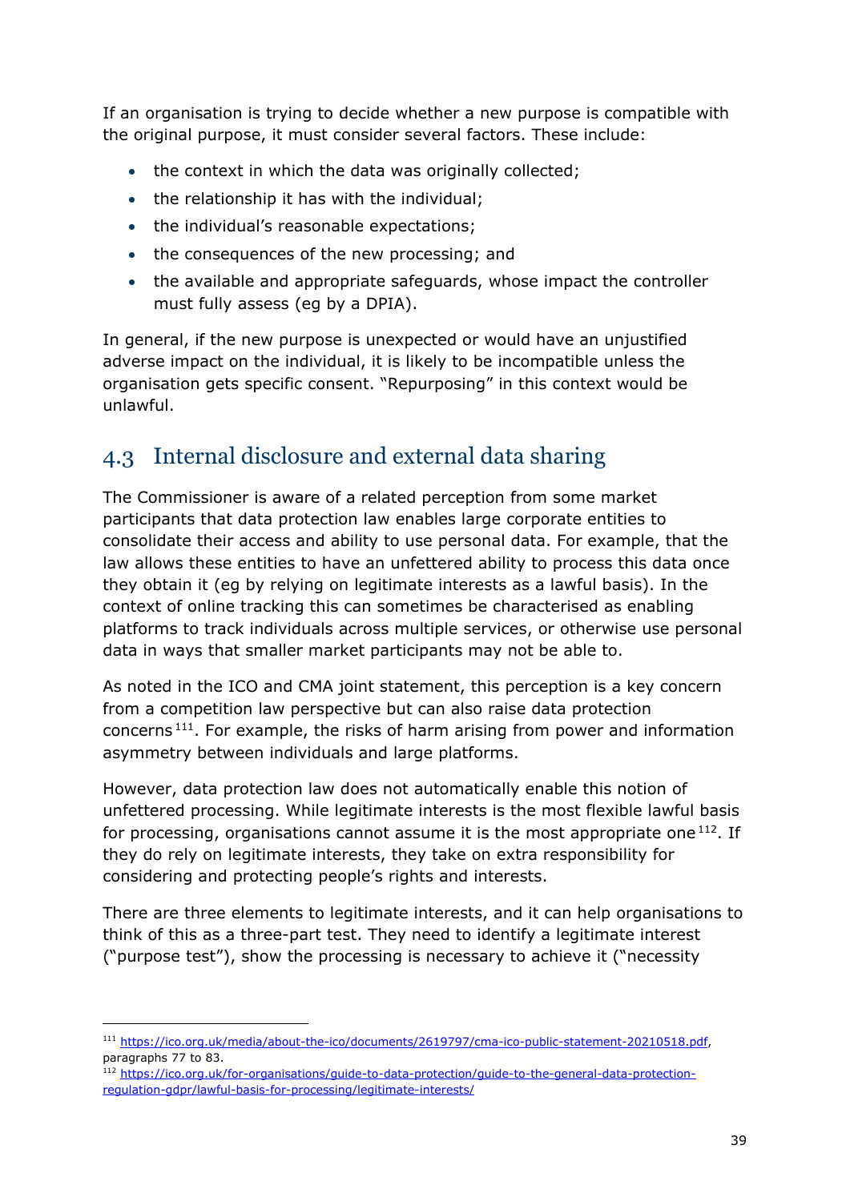If an organisation is trying to decide whether a new purpose is compatible with the original purpose, it must consider several factors. These include:

- the context in which the data was originally collected;
- the relationship it has with the individual;
- the individual's reasonable expectations;
- the consequences of the new processing; and
- the available and appropriate safeguards, whose impact the controller must fully assess (eg by a DPIA).

In general, if the new purpose is unexpected or would have an unjustified adverse impact on the individual, it is likely to be incompatible unless the organisation gets specific consent. "Repurposing" in this context would be unlawful.

## 4.3 Internal disclosure and external data sharing

The Commissioner is aware of a related perception from some market participants that data protection law enables large corporate entities to consolidate their access and ability to use personal data. For example, that the law allows these entities to have an unfettered ability to process this data once they obtain it (eg by relying on legitimate interests as a lawful basis). In the context of online tracking this can sometimes be characterised as enabling platforms to track individuals across multiple services, or otherwise use personal data in ways that smaller market participants may not be able to.

As noted in the ICO and CMA joint statement, this perception is a key concern from a competition law perspective but can also raise data protection concerns[111]. For example, the risks of harm arising from power and information asymmetry between individuals and large platforms.

However, data protection law does not automatically enable this notion of unfettered processing. While legitimate interests is the most flexible lawful basis for processing, organisations cannot assume it is the most appropriate one[112]. If they do rely on legitimate interests, they take on extra responsibility for considering and protecting people's rights and interests.

There are three elements to legitimate interests, and it can help organisations to think of this as a three-part test. They need to identify a legitimate interest ("purpose test"), show the processing is necessary to achieve it ("necessity

---

[111] https://ico.org.uk/media/about-the-ico/documents/2619797/cma-ico-public-statement-20210518.pdf, paragraphs 77 to 83.

[112] https://ico.org.uk/for-organisations/guide-to-data-protection/guide-to-the-general-data-protection-regulation-gdpr/lawful-basis-for-processing/legitimate-interests/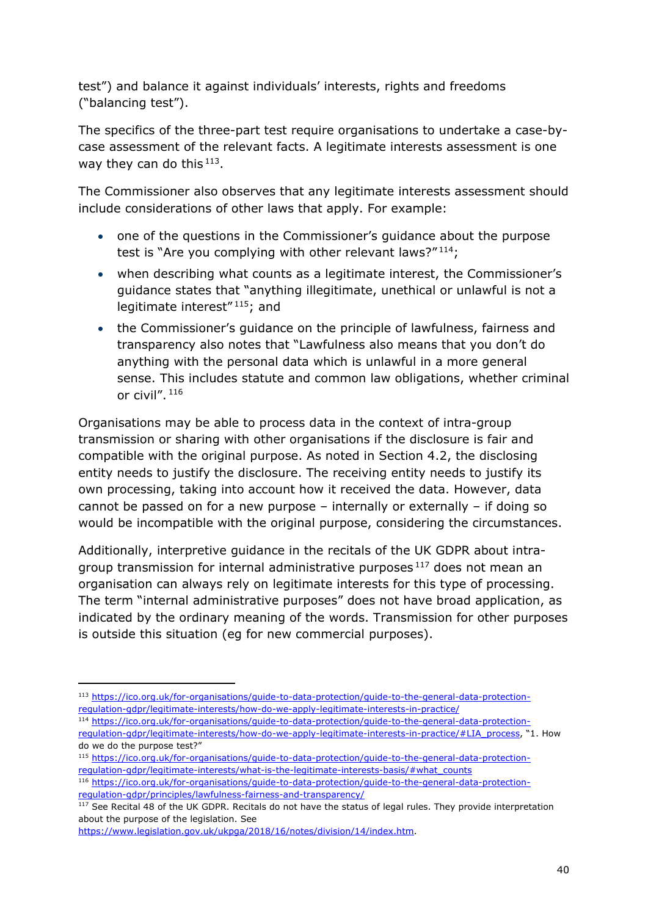test") and balance it against individuals' interests, rights and freedoms ("balancing test").

The specifics of the three-part test require organisations to undertake a case-by-case assessment of the relevant facts. A legitimate interests assessment is one way they can do this[113].

The Commissioner also observes that any legitimate interests assessment should include considerations of other laws that apply. For example:

- one of the questions in the Commissioner's guidance about the purpose test is "Are you complying with other relevant laws?"[114];
- when describing what counts as a legitimate interest, the Commissioner's guidance states that "anything illegitimate, unethical or unlawful is not a legitimate interest"[115]; and
- the Commissioner's guidance on the principle of lawfulness, fairness and transparency also notes that "Lawfulness also means that you don't do anything with the personal data which is unlawful in a more general sense. This includes statute and common law obligations, whether criminal or civil".[116]

Organisations may be able to process data in the context of intra-group transmission or sharing with other organisations if the disclosure is fair and compatible with the original purpose. As noted in Section 4.2, the disclosing entity needs to justify the disclosure. The receiving entity needs to justify its own processing, taking into account how it received the data. However, data cannot be passed on for a new purpose – internally or externally – if doing so would be incompatible with the original purpose, considering the circumstances.

Additionally, interpretive guidance in the recitals of the UK GDPR about intra-group transmission for internal administrative purposes[117] does not mean an organisation can always rely on legitimate interests for this type of processing. The term "internal administrative purposes" does not have broad application, as indicated by the ordinary meaning of the words. Transmission for other purposes is outside this situation (eg for new commercial purposes).

---

[113] https://ico.org.uk/for-organisations/guide-to-data-protection/guide-to-the-general-data-protection-regulation-gdpr/legitimate-interests/how-do-we-apply-legitimate-interests-in-practice/

[114] https://ico.org.uk/for-organisations/guide-to-data-protection/guide-to-the-general-data-protection-regulation-gdpr/legitimate-interests/how-do-we-apply-legitimate-interests-in-practice/#LIA_process, "1. How do we do the purpose test?"

[115] https://ico.org.uk/for-organisations/guide-to-data-protection/guide-to-the-general-data-protection-regulation-gdpr/legitimate-interests/what-is-the-legitimate-interests-basis/#what_counts

[116] https://ico.org.uk/for-organisations/guide-to-data-protection/guide-to-the-general-data-protection-regulation-gdpr/principles/lawfulness-fairness-and-transparency/

[117] See Recital 48 of the UK GDPR. Recitals do not have the status of legal rules. They provide interpretation about the purpose of the legislation. See https://www.legislation.gov.uk/ukpga/2018/16/notes/division/14/index.htm.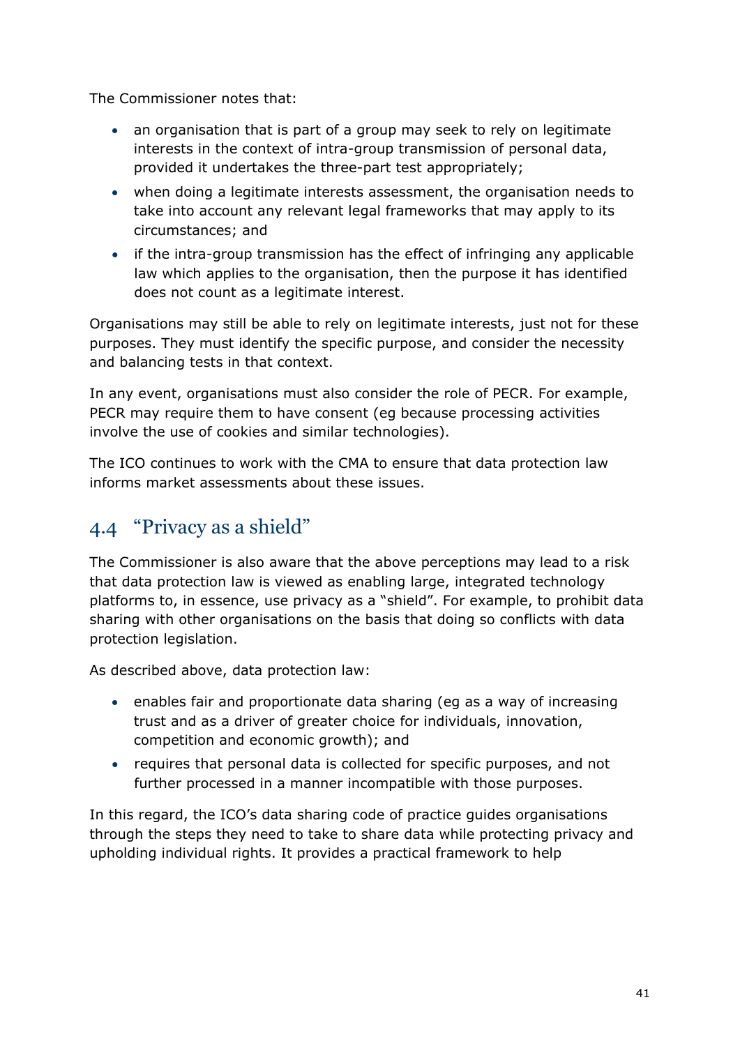The Commissioner notes that:

- an organisation that is part of a group may seek to rely on legitimate interests in the context of intra-group transmission of personal data, provided it undertakes the three-part test appropriately;
- when doing a legitimate interests assessment, the organisation needs to take into account any relevant legal frameworks that may apply to its circumstances; and
- if the intra-group transmission has the effect of infringing any applicable law which applies to the organisation, then the purpose it has identified does not count as a legitimate interest.

Organisations may still be able to rely on legitimate interests, just not for these purposes. They must identify the specific purpose, and consider the necessity and balancing tests in that context.

In any event, organisations must also consider the role of PECR. For example, PECR may require them to have consent (eg because processing activities involve the use of cookies and similar technologies).

The ICO continues to work with the CMA to ensure that data protection law informs market assessments about these issues.

## 4.4 "Privacy as a shield"

The Commissioner is also aware that the above perceptions may lead to a risk that data protection law is viewed as enabling large, integrated technology platforms to, in essence, use privacy as a "shield". For example, to prohibit data sharing with other organisations on the basis that doing so conflicts with data protection legislation.

As described above, data protection law:

- enables fair and proportionate data sharing (eg as a way of increasing trust and as a driver of greater choice for individuals, innovation, competition and economic growth); and
- requires that personal data is collected for specific purposes, and not further processed in a manner incompatible with those purposes.

In this regard, the ICO's data sharing code of practice guides organisations through the steps they need to take to share data while protecting privacy and upholding individual rights. It provides a practical framework to help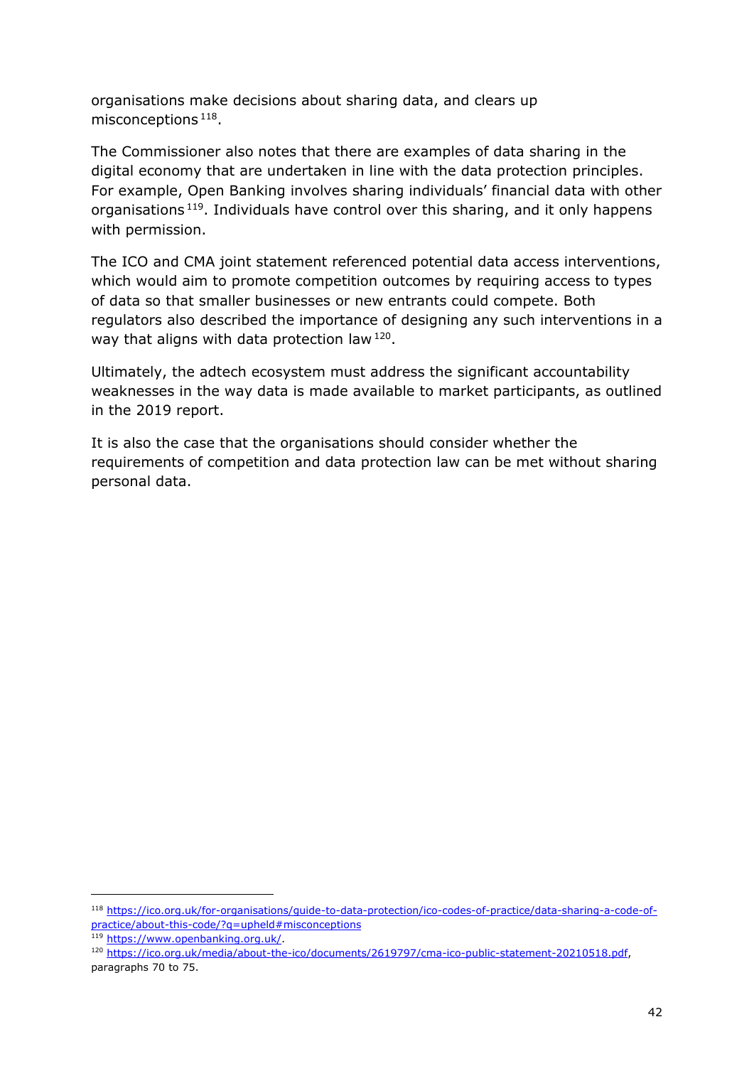organisations make decisions about sharing data, and clears up misconceptions [118].

The Commissioner also notes that there are examples of data sharing in the digital economy that are undertaken in line with the data protection principles. For example, Open Banking involves sharing individuals' financial data with other organisations [119]. Individuals have control over this sharing, and it only happens with permission.

The ICO and CMA joint statement referenced potential data access interventions, which would aim to promote competition outcomes by requiring access to types of data so that smaller businesses or new entrants could compete. Both regulators also described the importance of designing any such interventions in a way that aligns with data protection law [120].

Ultimately, the adtech ecosystem must address the significant accountability weaknesses in the way data is made available to market participants, as outlined in the 2019 report.

It is also the case that the organisations should consider whether the requirements of competition and data protection law can be met without sharing personal data.

---

[118] https://ico.org.uk/for-organisations/guide-to-data-protection/ico-codes-of-practice/data-sharing-a-code-of-practice/about-this-code/?q=upheld#misconceptions

[119] https://www.openbanking.org.uk/.

[120] https://ico.org.uk/media/about-the-ico/documents/2619797/cma-ico-public-statement-20210518.pdf, paragraphs 70 to 75.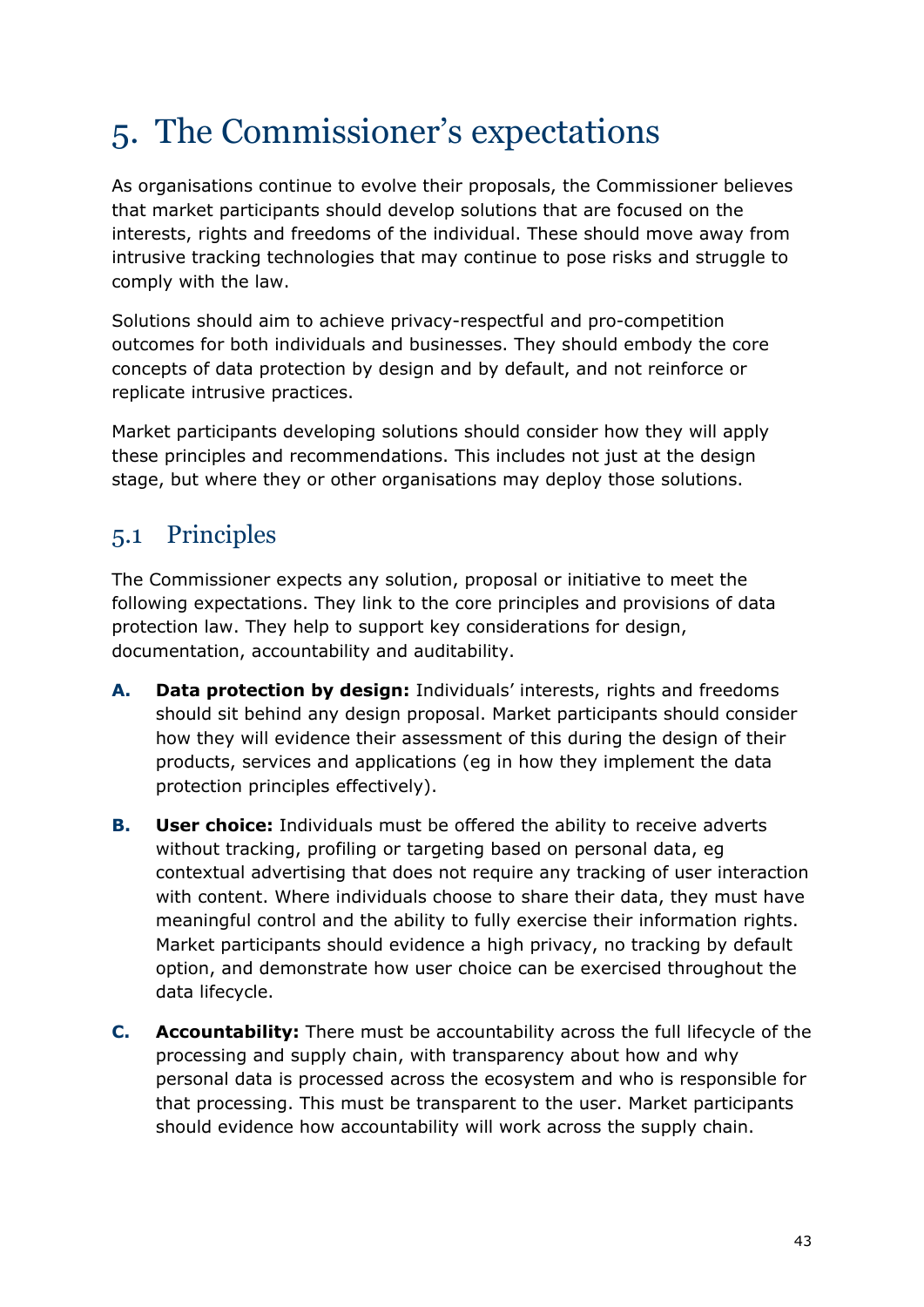# 5. The Commissioner's expectations

As organisations continue to evolve their proposals, the Commissioner believes that market participants should develop solutions that are focused on the interests, rights and freedoms of the individual. These should move away from intrusive tracking technologies that may continue to pose risks and struggle to comply with the law.

Solutions should aim to achieve privacy-respectful and pro-competition outcomes for both individuals and businesses. They should embody the core concepts of data protection by design and by default, and not reinforce or replicate intrusive practices.

Market participants developing solutions should consider how they will apply these principles and recommendations. This includes not just at the design stage, but where they or other organisations may deploy those solutions.

## 5.1 Principles

The Commissioner expects any solution, proposal or initiative to meet the following expectations. They link to the core principles and provisions of data protection law. They help to support key considerations for design, documentation, accountability and auditability.

**A.** **Data protection by design:** Individuals' interests, rights and freedoms should sit behind any design proposal. Market participants should consider how they will evidence their assessment of this during the design of their products, services and applications (eg in how they implement the data protection principles effectively).

**B.** **User choice:** Individuals must be offered the ability to receive adverts without tracking, profiling or targeting based on personal data, eg contextual advertising that does not require any tracking of user interaction with content. Where individuals choose to share their data, they must have meaningful control and the ability to fully exercise their information rights. Market participants should evidence a high privacy, no tracking by default option, and demonstrate how user choice can be exercised throughout the data lifecycle.

**C.** **Accountability:** There must be accountability across the full lifecycle of the processing and supply chain, with transparency about how and why personal data is processed across the ecosystem and who is responsible for that processing. This must be transparent to the user. Market participants should evidence how accountability will work across the supply chain.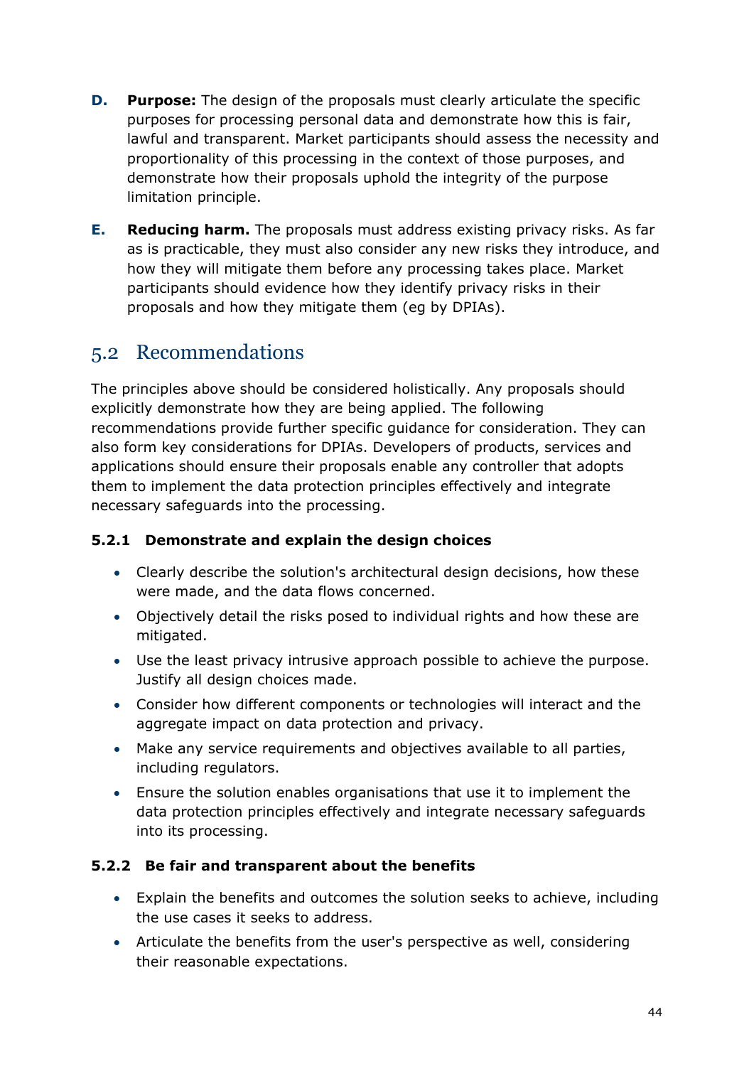**D.** **Purpose:** The design of the proposals must clearly articulate the specific purposes for processing personal data and demonstrate how this is fair, lawful and transparent. Market participants should assess the necessity and proportionality of this processing in the context of those purposes, and demonstrate how their proposals uphold the integrity of the purpose limitation principle.

**E.** **Reducing harm.** The proposals must address existing privacy risks. As far as is practicable, they must also consider any new risks they introduce, and how they will mitigate them before any processing takes place. Market participants should evidence how they identify privacy risks in their proposals and how they mitigate them (eg by DPIAs).

## 5.2 Recommendations

The principles above should be considered holistically. Any proposals should explicitly demonstrate how they are being applied. The following recommendations provide further specific guidance for consideration. They can also form key considerations for DPIAs. Developers of products, services and applications should ensure their proposals enable any controller that adopts them to implement the data protection principles effectively and integrate necessary safeguards into the processing.

### 5.2.1 Demonstrate and explain the design choices

- Clearly describe the solution's architectural design decisions, how these were made, and the data flows concerned.
- Objectively detail the risks posed to individual rights and how these are mitigated.
- Use the least privacy intrusive approach possible to achieve the purpose. Justify all design choices made.
- Consider how different components or technologies will interact and the aggregate impact on data protection and privacy.
- Make any service requirements and objectives available to all parties, including regulators.
- Ensure the solution enables organisations that use it to implement the data protection principles effectively and integrate necessary safeguards into its processing.

### 5.2.2 Be fair and transparent about the benefits

- Explain the benefits and outcomes the solution seeks to achieve, including the use cases it seeks to address.
- Articulate the benefits from the user's perspective as well, considering their reasonable expectations.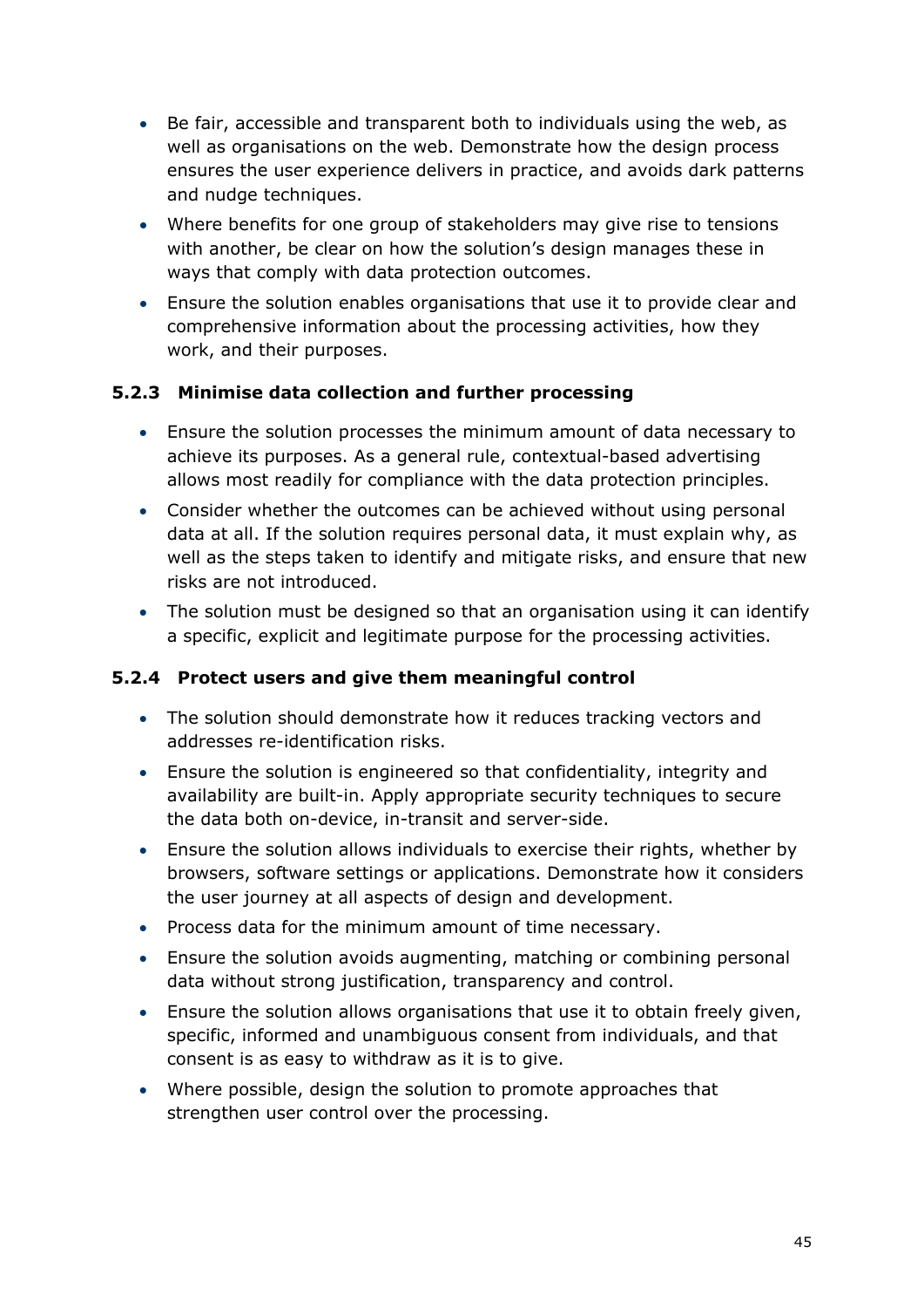- Be fair, accessible and transparent both to individuals using the web, as well as organisations on the web. Demonstrate how the design process ensures the user experience delivers in practice, and avoids dark patterns and nudge techniques.
- Where benefits for one group of stakeholders may give rise to tensions with another, be clear on how the solution's design manages these in ways that comply with data protection outcomes.
- Ensure the solution enables organisations that use it to provide clear and comprehensive information about the processing activities, how they work, and their purposes.

### 5.2.3 Minimise data collection and further processing

- Ensure the solution processes the minimum amount of data necessary to achieve its purposes. As a general rule, contextual-based advertising allows most readily for compliance with the data protection principles.
- Consider whether the outcomes can be achieved without using personal data at all. If the solution requires personal data, it must explain why, as well as the steps taken to identify and mitigate risks, and ensure that new risks are not introduced.
- The solution must be designed so that an organisation using it can identify a specific, explicit and legitimate purpose for the processing activities.

### 5.2.4 Protect users and give them meaningful control

- The solution should demonstrate how it reduces tracking vectors and addresses re-identification risks.
- Ensure the solution is engineered so that confidentiality, integrity and availability are built-in. Apply appropriate security techniques to secure the data both on-device, in-transit and server-side.
- Ensure the solution allows individuals to exercise their rights, whether by browsers, software settings or applications. Demonstrate how it considers the user journey at all aspects of design and development.
- Process data for the minimum amount of time necessary.
- Ensure the solution avoids augmenting, matching or combining personal data without strong justification, transparency and control.
- Ensure the solution allows organisations that use it to obtain freely given, specific, informed and unambiguous consent from individuals, and that consent is as easy to withdraw as it is to give.
- Where possible, design the solution to promote approaches that strengthen user control over the processing.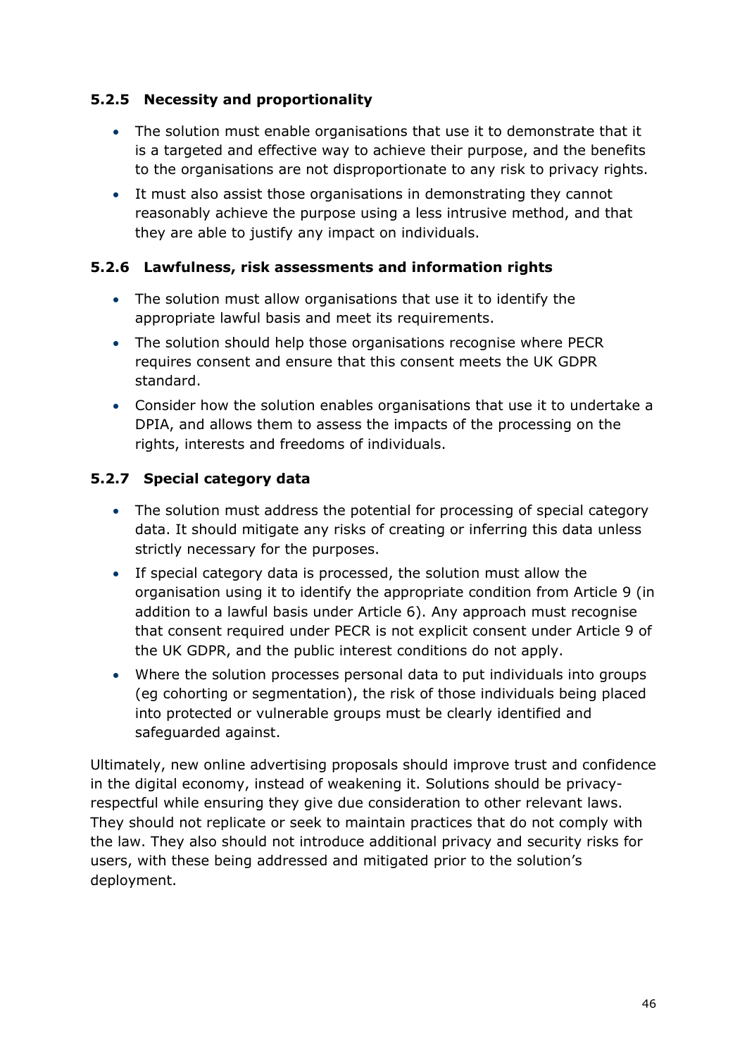### 5.2.5 Necessity and proportionality

- The solution must enable organisations that use it to demonstrate that it is a targeted and effective way to achieve their purpose, and the benefits to the organisations are not disproportionate to any risk to privacy rights.
- It must also assist those organisations in demonstrating they cannot reasonably achieve the purpose using a less intrusive method, and that they are able to justify any impact on individuals.

### 5.2.6 Lawfulness, risk assessments and information rights

- The solution must allow organisations that use it to identify the appropriate lawful basis and meet its requirements.
- The solution should help those organisations recognise where PECR requires consent and ensure that this consent meets the UK GDPR standard.
- Consider how the solution enables organisations that use it to undertake a DPIA, and allows them to assess the impacts of the processing on the rights, interests and freedoms of individuals.

### 5.2.7 Special category data

- The solution must address the potential for processing of special category data. It should mitigate any risks of creating or inferring this data unless strictly necessary for the purposes.
- If special category data is processed, the solution must allow the organisation using it to identify the appropriate condition from Article 9 (in addition to a lawful basis under Article 6). Any approach must recognise that consent required under PECR is not explicit consent under Article 9 of the UK GDPR, and the public interest conditions do not apply.
- Where the solution processes personal data to put individuals into groups (eg cohorting or segmentation), the risk of those individuals being placed into protected or vulnerable groups must be clearly identified and safeguarded against.

Ultimately, new online advertising proposals should improve trust and confidence in the digital economy, instead of weakening it. Solutions should be privacy-respectful while ensuring they give due consideration to other relevant laws. They should not replicate or seek to maintain practices that do not comply with the law. They also should not introduce additional privacy and security risks for users, with these being addressed and mitigated prior to the solution's deployment.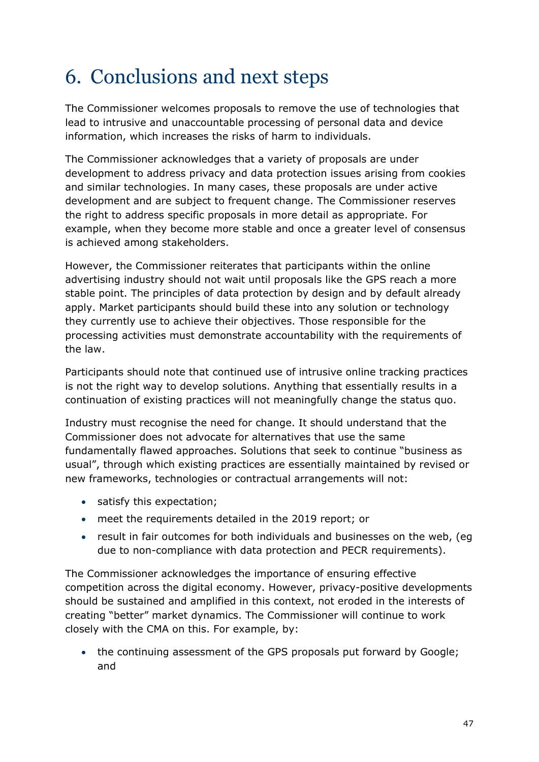# 6. Conclusions and next steps

The Commissioner welcomes proposals to remove the use of technologies that lead to intrusive and unaccountable processing of personal data and device information, which increases the risks of harm to individuals.

The Commissioner acknowledges that a variety of proposals are under development to address privacy and data protection issues arising from cookies and similar technologies. In many cases, these proposals are under active development and are subject to frequent change. The Commissioner reserves the right to address specific proposals in more detail as appropriate. For example, when they become more stable and once a greater level of consensus is achieved among stakeholders.

However, the Commissioner reiterates that participants within the online advertising industry should not wait until proposals like the GPS reach a more stable point. The principles of data protection by design and by default already apply. Market participants should build these into any solution or technology they currently use to achieve their objectives. Those responsible for the processing activities must demonstrate accountability with the requirements of the law.

Participants should note that continued use of intrusive online tracking practices is not the right way to develop solutions. Anything that essentially results in a continuation of existing practices will not meaningfully change the status quo.

Industry must recognise the need for change. It should understand that the Commissioner does not advocate for alternatives that use the same fundamentally flawed approaches. Solutions that seek to continue "business as usual", through which existing practices are essentially maintained by revised or new frameworks, technologies or contractual arrangements will not:

- satisfy this expectation;
- meet the requirements detailed in the 2019 report; or
- result in fair outcomes for both individuals and businesses on the web, (eg due to non-compliance with data protection and PECR requirements).

The Commissioner acknowledges the importance of ensuring effective competition across the digital economy. However, privacy-positive developments should be sustained and amplified in this context, not eroded in the interests of creating "better" market dynamics. The Commissioner will continue to work closely with the CMA on this. For example, by:

- the continuing assessment of the GPS proposals put forward by Google; and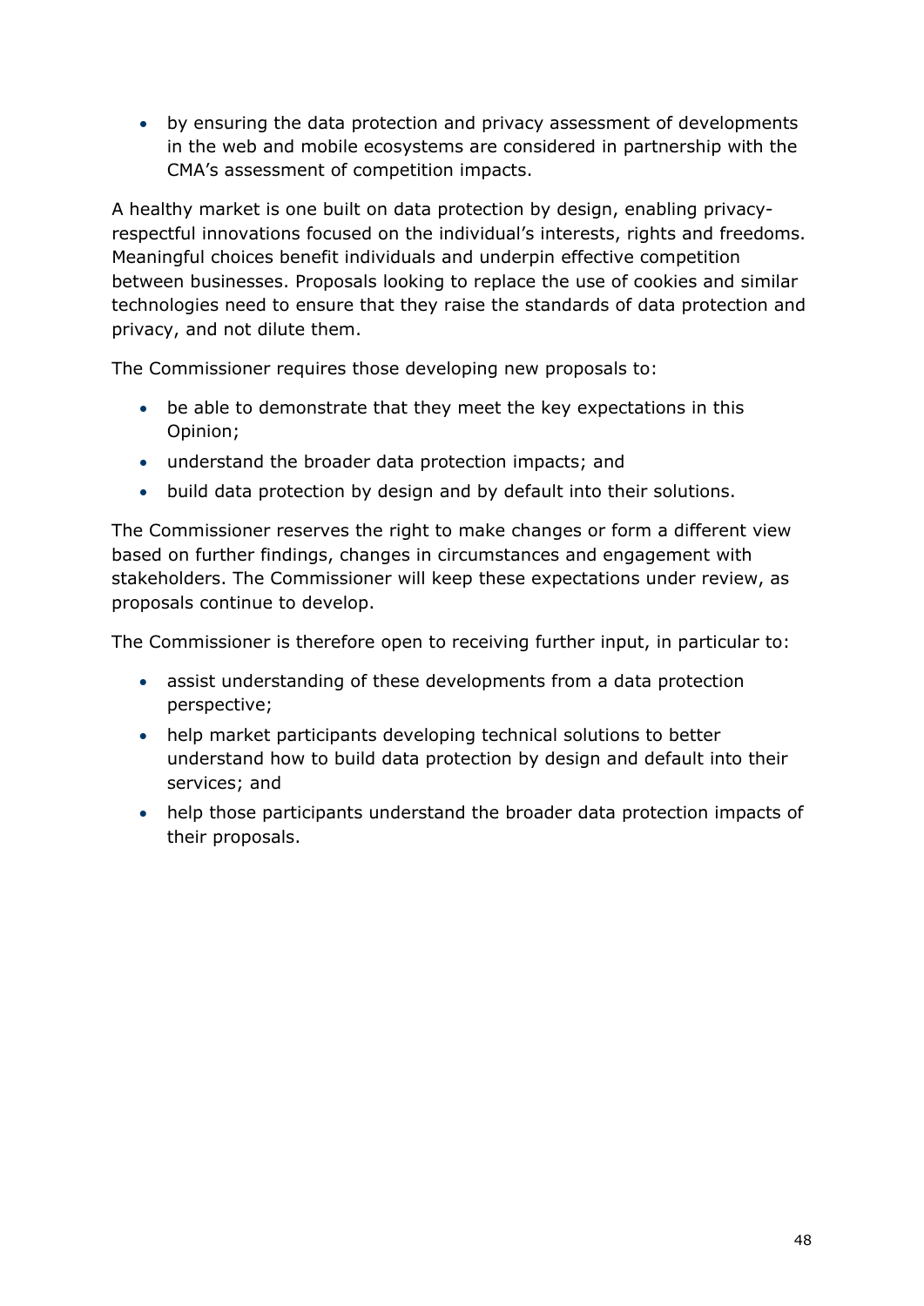- by ensuring the data protection and privacy assessment of developments in the web and mobile ecosystems are considered in partnership with the CMA's assessment of competition impacts.

A healthy market is one built on data protection by design, enabling privacy-respectful innovations focused on the individual's interests, rights and freedoms. Meaningful choices benefit individuals and underpin effective competition between businesses. Proposals looking to replace the use of cookies and similar technologies need to ensure that they raise the standards of data protection and privacy, and not dilute them.

The Commissioner requires those developing new proposals to:

- be able to demonstrate that they meet the key expectations in this Opinion;
- understand the broader data protection impacts; and
- build data protection by design and by default into their solutions.

The Commissioner reserves the right to make changes or form a different view based on further findings, changes in circumstances and engagement with stakeholders. The Commissioner will keep these expectations under review, as proposals continue to develop.

The Commissioner is therefore open to receiving further input, in particular to:

- assist understanding of these developments from a data protection perspective;
- help market participants developing technical solutions to better understand how to build data protection by design and default into their services; and
- help those participants understand the broader data protection impacts of their proposals.